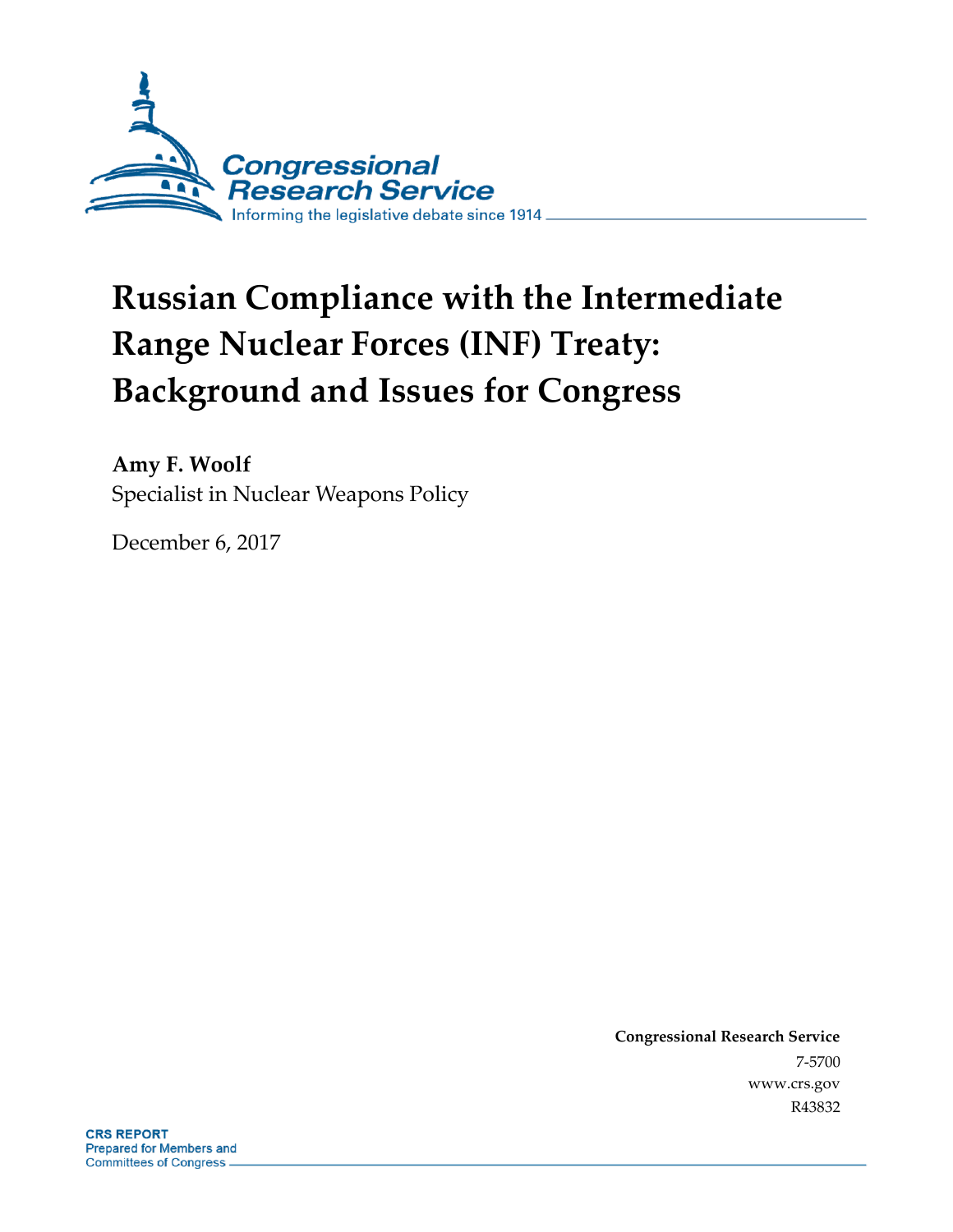Congressional Research Service

Informing the legislative debate since 1914

# Russian Compliance with the Intermediate Range Nuclear Forces (INF) Treaty: Background and Issues for Congress

**Amy F. Woolf**

Specialist in Nuclear Weapons Policy

December 6, 2017

**Congressional Research Service**

7-5700

www.crs.gov

R43832

**CRS REPORT**

Prepared for Members and Committees of Congress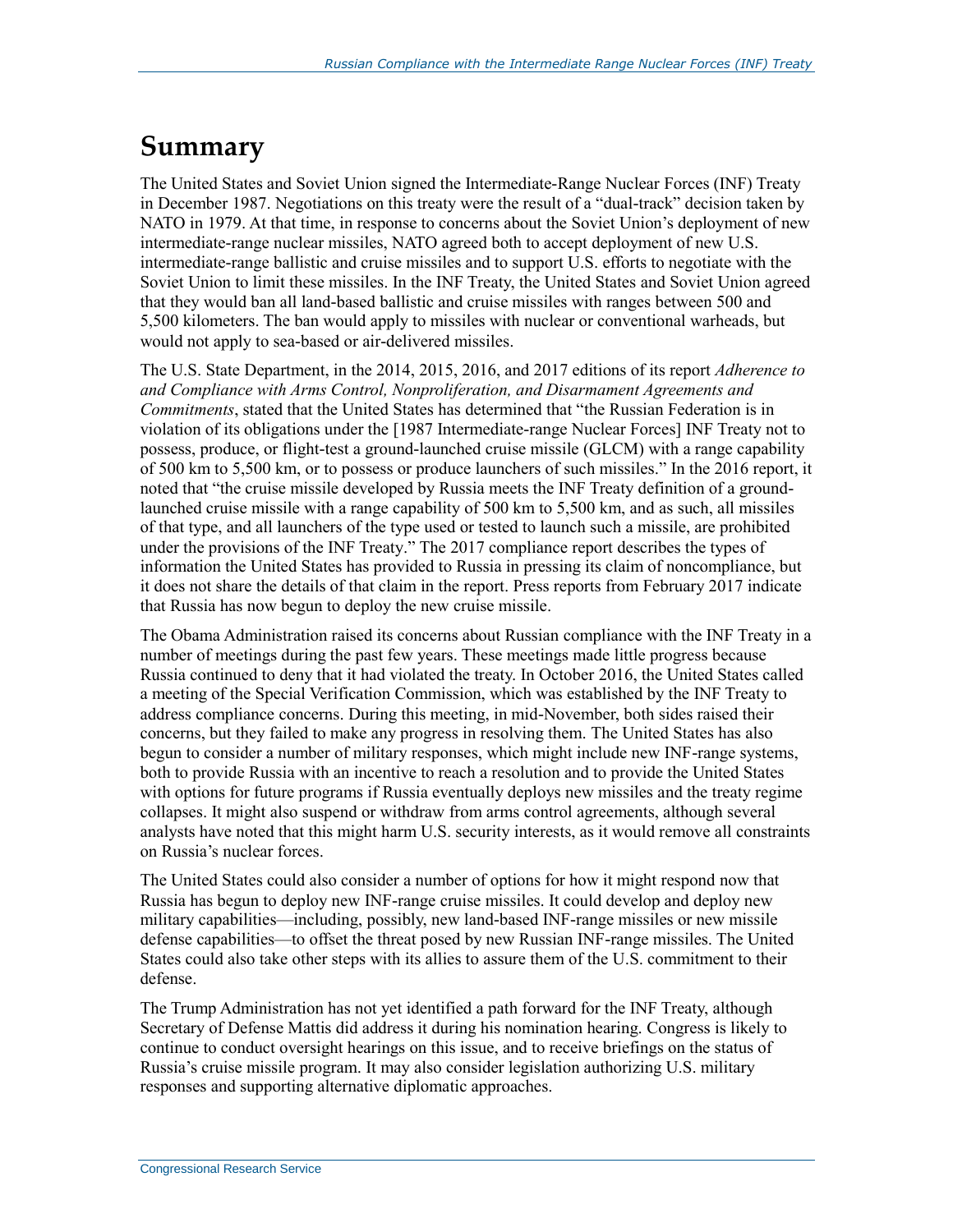# Summary

The United States and Soviet Union signed the Intermediate-Range Nuclear Forces (INF) Treaty in December 1987. Negotiations on this treaty were the result of a "dual-track" decision taken by NATO in 1979. At that time, in response to concerns about the Soviet Union's deployment of new intermediate-range nuclear missiles, NATO agreed both to accept deployment of new U.S. intermediate-range ballistic and cruise missiles and to support U.S. efforts to negotiate with the Soviet Union to limit these missiles. In the INF Treaty, the United States and Soviet Union agreed that they would ban all land-based ballistic and cruise missiles with ranges between 500 and 5,500 kilometers. The ban would apply to missiles with nuclear or conventional warheads, but would not apply to sea-based or air-delivered missiles.

The U.S. State Department, in the 2014, 2015, 2016, and 2017 editions of its report *Adherence to and Compliance with Arms Control, Nonproliferation, and Disarmament Agreements and Commitments*, stated that the United States has determined that "the Russian Federation is in violation of its obligations under the [1987 Intermediate-range Nuclear Forces] INF Treaty not to possess, produce, or flight-test a ground-launched cruise missile (GLCM) with a range capability of 500 km to 5,500 km, or to possess or produce launchers of such missiles." In the 2016 report, it noted that "the cruise missile developed by Russia meets the INF Treaty definition of a ground-launched cruise missile with a range capability of 500 km to 5,500 km, and as such, all missiles of that type, and all launchers of the type used or tested to launch such a missile, are prohibited under the provisions of the INF Treaty." The 2017 compliance report describes the types of information the United States has provided to Russia in pressing its claim of noncompliance, but it does not share the details of that claim in the report. Press reports from February 2017 indicate that Russia has now begun to deploy the new cruise missile.

The Obama Administration raised its concerns about Russian compliance with the INF Treaty in a number of meetings during the past few years. These meetings made little progress because Russia continued to deny that it had violated the treaty. In October 2016, the United States called a meeting of the Special Verification Commission, which was established by the INF Treaty to address compliance concerns. During this meeting, in mid-November, both sides raised their concerns, but they failed to make any progress in resolving them. The United States has also begun to consider a number of military responses, which might include new INF-range systems, both to provide Russia with an incentive to reach a resolution and to provide the United States with options for future programs if Russia eventually deploys new missiles and the treaty regime collapses. It might also suspend or withdraw from arms control agreements, although several analysts have noted that this might harm U.S. security interests, as it would remove all constraints on Russia's nuclear forces.

The United States could also consider a number of options for how it might respond now that Russia has begun to deploy new INF-range cruise missiles. It could develop and deploy new military capabilities—including, possibly, new land-based INF-range missiles or new missile defense capabilities—to offset the threat posed by new Russian INF-range missiles. The United States could also take other steps with its allies to assure them of the U.S. commitment to their defense.

The Trump Administration has not yet identified a path forward for the INF Treaty, although Secretary of Defense Mattis did address it during his nomination hearing. Congress is likely to continue to conduct oversight hearings on this issue, and to receive briefings on the status of Russia's cruise missile program. It may also consider legislation authorizing U.S. military responses and supporting alternative diplomatic approaches.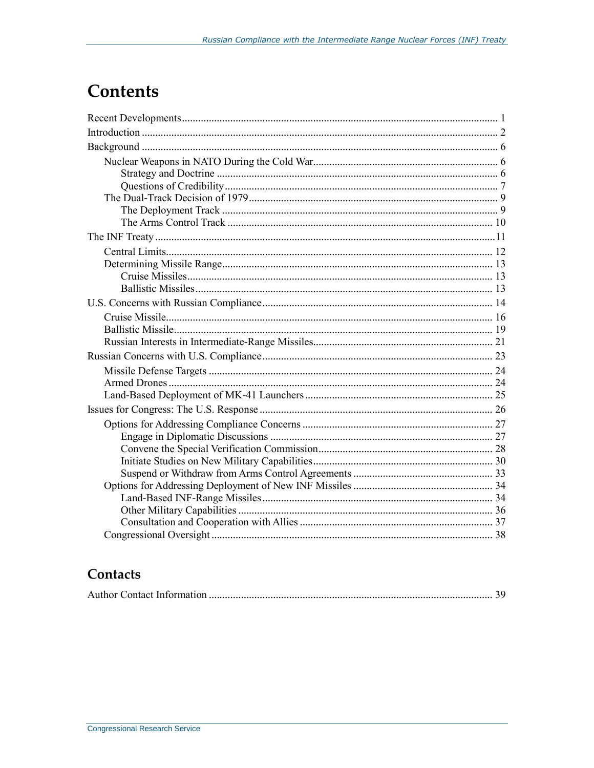# Contents

Recent Developments ..... 1
Introduction ..... 2
Background ..... 6
 Nuclear Weapons in NATO During the Cold War ..... 6
  Strategy and Doctrine ..... 6
  Questions of Credibility ..... 7
 The Dual-Track Decision of 1979 ..... 9
  The Deployment Track ..... 9
  The Arms Control Track ..... 10
The INF Treaty ..... 11
 Central Limits ..... 12
 Determining Missile Range ..... 13
  Cruise Missiles ..... 13
  Ballistic Missiles ..... 13
U.S. Concerns with Russian Compliance ..... 14
 Cruise Missile ..... 16
 Ballistic Missile ..... 19
 Russian Interests in Intermediate-Range Missiles ..... 21
Russian Concerns with U.S. Compliance ..... 23
 Missile Defense Targets ..... 24
 Armed Drones ..... 24
 Land-Based Deployment of MK-41 Launchers ..... 25
Issues for Congress: The U.S. Response ..... 26
 Options for Addressing Compliance Concerns ..... 27
  Engage in Diplomatic Discussions ..... 27
  Convene the Special Verification Commission ..... 28
  Initiate Studies on New Military Capabilities ..... 30
  Suspend or Withdraw from Arms Control Agreements ..... 33
 Options for Addressing Deployment of New INF Missiles ..... 34
  Land-Based INF-Range Missiles ..... 34
  Other Military Capabilities ..... 36
  Consultation and Cooperation with Allies ..... 37
 Congressional Oversight ..... 38

## Contacts

Author Contact Information ..... 39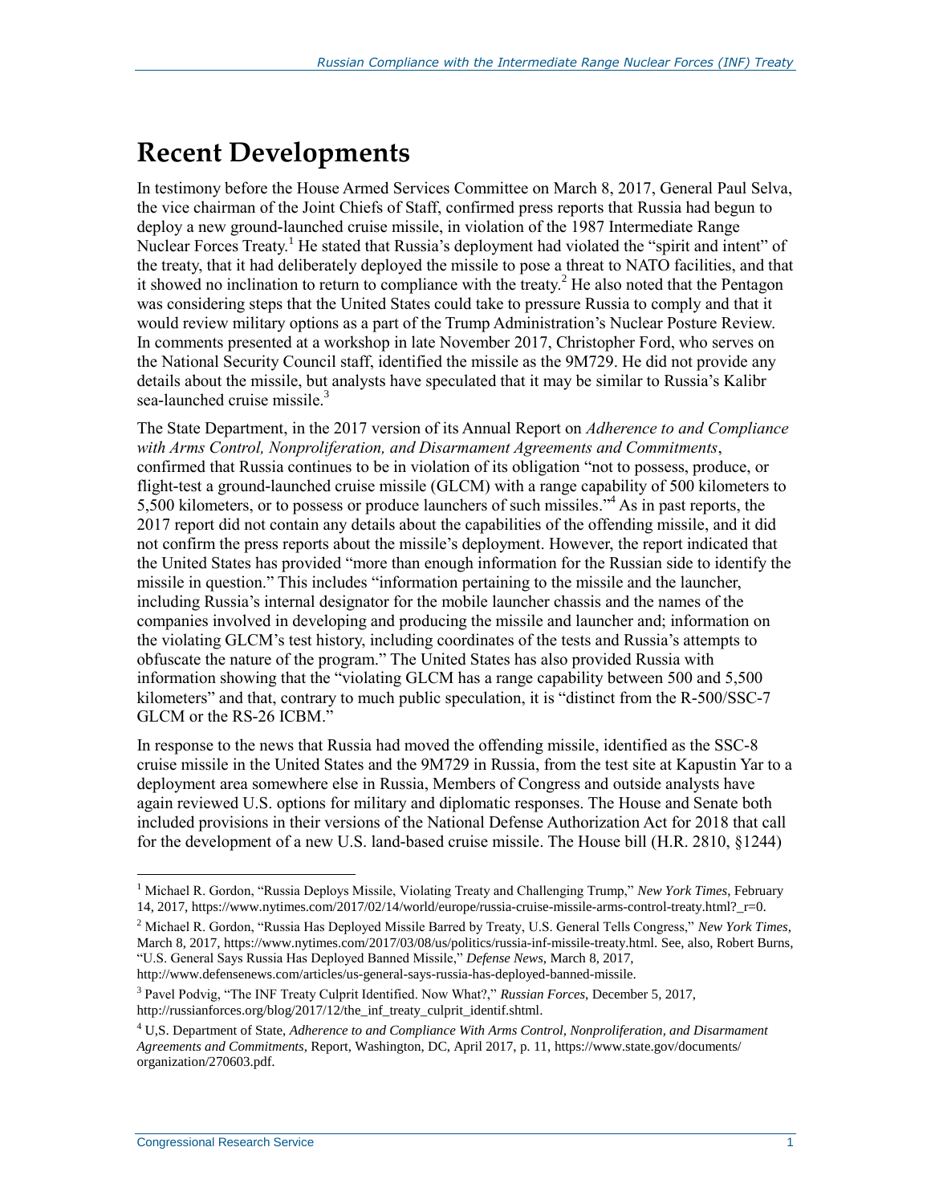# Recent Developments

In testimony before the House Armed Services Committee on March 8, 2017, General Paul Selva, the vice chairman of the Joint Chiefs of Staff, confirmed press reports that Russia had begun to deploy a new ground-launched cruise missile, in violation of the 1987 Intermediate Range Nuclear Forces Treaty.[1] He stated that Russia's deployment had violated the "spirit and intent" of the treaty, that it had deliberately deployed the missile to pose a threat to NATO facilities, and that it showed no inclination to return to compliance with the treaty.[2] He also noted that the Pentagon was considering steps that the United States could take to pressure Russia to comply and that it would review military options as a part of the Trump Administration's Nuclear Posture Review. In comments presented at a workshop in late November 2017, Christopher Ford, who serves on the National Security Council staff, identified the missile as the 9M729. He did not provide any details about the missile, but analysts have speculated that it may be similar to Russia's Kalibr sea-launched cruise missile.[3]

The State Department, in the 2017 version of its Annual Report on *Adherence to and Compliance with Arms Control, Nonproliferation, and Disarmament Agreements and Commitments*, confirmed that Russia continues to be in violation of its obligation "not to possess, produce, or flight-test a ground-launched cruise missile (GLCM) with a range capability of 500 kilometers to 5,500 kilometers, or to possess or produce launchers of such missiles."[4] As in past reports, the 2017 report did not contain any details about the capabilities of the offending missile, and it did not confirm the press reports about the missile's deployment. However, the report indicated that the United States has provided "more than enough information for the Russian side to identify the missile in question." This includes "information pertaining to the missile and the launcher, including Russia's internal designator for the mobile launcher chassis and the names of the companies involved in developing and producing the missile and launcher and; information on the violating GLCM's test history, including coordinates of the tests and Russia's attempts to obfuscate the nature of the program." The United States has also provided Russia with information showing that the "violating GLCM has a range capability between 500 and 5,500 kilometers" and that, contrary to much public speculation, it is "distinct from the R-500/SSC-7 GLCM or the RS-26 ICBM."

In response to the news that Russia had moved the offending missile, identified as the SSC-8 cruise missile in the United States and the 9M729 in Russia, from the test site at Kapustin Yar to a deployment area somewhere else in Russia, Members of Congress and outside analysts have again reviewed U.S. options for military and diplomatic responses. The House and Senate both included provisions in their versions of the National Defense Authorization Act for 2018 that call for the development of a new U.S. land-based cruise missile. The House bill (H.R. 2810, §1244)

---

[1] Michael R. Gordon, "Russia Deploys Missile, Violating Treaty and Challenging Trump," *New York Times*, February 14, 2017, https://www.nytimes.com/2017/02/14/world/europe/russia-cruise-missile-arms-control-treaty.html?_r=0.

[2] Michael R. Gordon, "Russia Has Deployed Missile Barred by Treaty, U.S. General Tells Congress," *New York Times*, March 8, 2017, https://www.nytimes.com/2017/03/08/us/politics/russia-inf-missile-treaty.html. See, also, Robert Burns, "U.S. General Says Russia Has Deployed Banned Missile," *Defense News*, March 8, 2017, http://www.defensenews.com/articles/us-general-says-russia-has-deployed-banned-missile.

[3] Pavel Podvig, "The INF Treaty Culprit Identified. Now What?," *Russian Forces*, December 5, 2017, http://russianforces.org/blog/2017/12/the_inf_treaty_culprit_identif.shtml.

[4] U,S. Department of State, *Adherence to and Compliance With Arms Control, Nonproliferation, and Disarmament Agreements and Commitments*, Report, Washington, DC, April 2017, p. 11, https://www.state.gov/documents/organization/270603.pdf.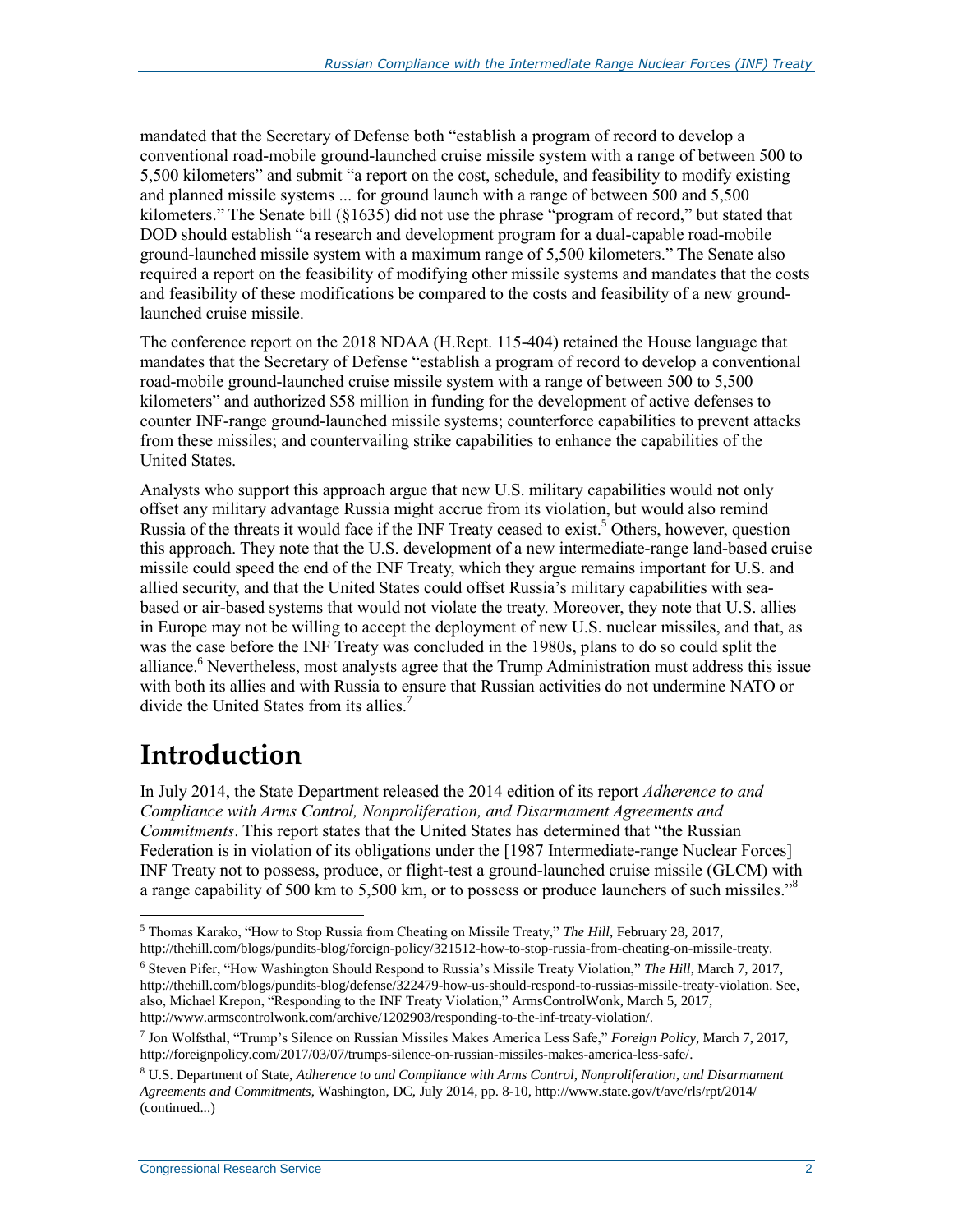mandated that the Secretary of Defense both "establish a program of record to develop a conventional road-mobile ground-launched cruise missile system with a range of between 500 to 5,500 kilometers" and submit "a report on the cost, schedule, and feasibility to modify existing and planned missile systems ... for ground launch with a range of between 500 and 5,500 kilometers." The Senate bill (§1635) did not use the phrase "program of record," but stated that DOD should establish "a research and development program for a dual-capable road-mobile ground-launched missile system with a maximum range of 5,500 kilometers." The Senate also required a report on the feasibility of modifying other missile systems and mandates that the costs and feasibility of these modifications be compared to the costs and feasibility of a new ground-launched cruise missile.

The conference report on the 2018 NDAA (H.Rept. 115-404) retained the House language that mandates that the Secretary of Defense "establish a program of record to develop a conventional road-mobile ground-launched cruise missile system with a range of between 500 to 5,500 kilometers" and authorized $58 million in funding for the development of active defenses to counter INF-range ground-launched missile systems; counterforce capabilities to prevent attacks from these missiles; and countervailing strike capabilities to enhance the capabilities of the United States.

Analysts who support this approach argue that new U.S. military capabilities would not only offset any military advantage Russia might accrue from its violation, but would also remind Russia of the threats it would face if the INF Treaty ceased to exist.[5] Others, however, question this approach. They note that the U.S. development of a new intermediate-range land-based cruise missile could speed the end of the INF Treaty, which they argue remains important for U.S. and allied security, and that the United States could offset Russia's military capabilities with sea-based or air-based systems that would not violate the treaty. Moreover, they note that U.S. allies in Europe may not be willing to accept the deployment of new U.S. nuclear missiles, and that, as was the case before the INF Treaty was concluded in the 1980s, plans to do so could split the alliance.[6] Nevertheless, most analysts agree that the Trump Administration must address this issue with both its allies and with Russia to ensure that Russian activities do not undermine NATO or divide the United States from its allies.[7]

# Introduction

In July 2014, the State Department released the 2014 edition of its report *Adherence to and Compliance with Arms Control, Nonproliferation, and Disarmament Agreements and Commitments*. This report states that the United States has determined that "the Russian Federation is in violation of its obligations under the [1987 Intermediate-range Nuclear Forces] INF Treaty not to possess, produce, or flight-test a ground-launched cruise missile (GLCM) with a range capability of 500 km to 5,500 km, or to possess or produce launchers of such missiles."[8]

---

[5] Thomas Karako, "How to Stop Russia from Cheating on Missile Treaty," *The Hill*, February 28, 2017, http://thehill.com/blogs/pundits-blog/foreign-policy/321512-how-to-stop-russia-from-cheating-on-missile-treaty.

[6] Steven Pifer, "How Washington Should Respond to Russia's Missile Treaty Violation," *The Hill*, March 7, 2017, http://thehill.com/blogs/pundits-blog/defense/322479-how-us-should-respond-to-russias-missile-treaty-violation. See, also, Michael Krepon, "Responding to the INF Treaty Violation," ArmsControlWonk, March 5, 2017, http://www.armscontrolwonk.com/archive/1202903/responding-to-the-inf-treaty-violation/.

[7] Jon Wolfsthal, "Trump's Silence on Russian Missiles Makes America Less Safe," *Foreign Policy*, March 7, 2017, http://foreignpolicy.com/2017/03/07/trumps-silence-on-russian-missiles-makes-america-less-safe/.

[8] U.S. Department of State, *Adherence to and Compliance with Arms Control, Nonproliferation, and Disarmament Agreements and Commitments*, Washington, DC, July 2014, pp. 8-10, http://www.state.gov/t/avc/rls/rpt/2014/ (continued...)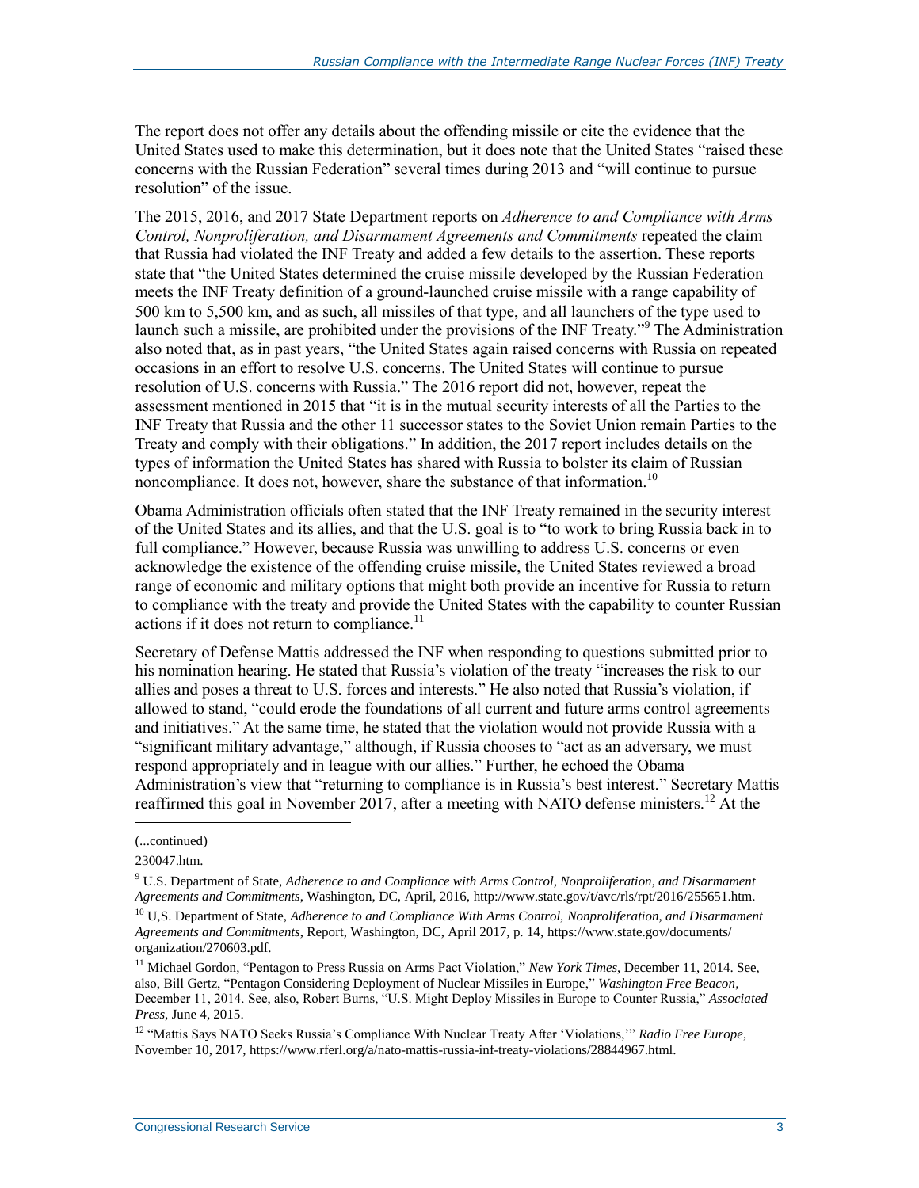The report does not offer any details about the offending missile or cite the evidence that the United States used to make this determination, but it does note that the United States "raised these concerns with the Russian Federation" several times during 2013 and "will continue to pursue resolution" of the issue.

The 2015, 2016, and 2017 State Department reports on *Adherence to and Compliance with Arms Control, Nonproliferation, and Disarmament Agreements and Commitments* repeated the claim that Russia had violated the INF Treaty and added a few details to the assertion. These reports state that "the United States determined the cruise missile developed by the Russian Federation meets the INF Treaty definition of a ground-launched cruise missile with a range capability of 500 km to 5,500 km, and as such, all missiles of that type, and all launchers of the type used to launch such a missile, are prohibited under the provisions of the INF Treaty."[9] The Administration also noted that, as in past years, "the United States again raised concerns with Russia on repeated occasions in an effort to resolve U.S. concerns. The United States will continue to pursue resolution of U.S. concerns with Russia." The 2016 report did not, however, repeat the assessment mentioned in 2015 that "it is in the mutual security interests of all the Parties to the INF Treaty that Russia and the other 11 successor states to the Soviet Union remain Parties to the Treaty and comply with their obligations." In addition, the 2017 report includes details on the types of information the United States has shared with Russia to bolster its claim of Russian noncompliance. It does not, however, share the substance of that information.[10]

Obama Administration officials often stated that the INF Treaty remained in the security interest of the United States and its allies, and that the U.S. goal is to "to work to bring Russia back in to full compliance." However, because Russia was unwilling to address U.S. concerns or even acknowledge the existence of the offending cruise missile, the United States reviewed a broad range of economic and military options that might both provide an incentive for Russia to return to compliance with the treaty and provide the United States with the capability to counter Russian actions if it does not return to compliance.[11]

Secretary of Defense Mattis addressed the INF when responding to questions submitted prior to his nomination hearing. He stated that Russia's violation of the treaty "increases the risk to our allies and poses a threat to U.S. forces and interests." He also noted that Russia's violation, if allowed to stand, "could erode the foundations of all current and future arms control agreements and initiatives." At the same time, he stated that the violation would not provide Russia with a "significant military advantage," although, if Russia chooses to "act as an adversary, we must respond appropriately and in league with our allies." Further, he echoed the Obama Administration's view that "returning to compliance is in Russia's best interest." Secretary Mattis reaffirmed this goal in November 2017, after a meeting with NATO defense ministers.[12] At the

---

(...continued)

230047.htm.

[9] U.S. Department of State, *Adherence to and Compliance with Arms Control, Nonproliferation, and Disarmament Agreements and Commitments*, Washington, DC, April, 2016, http://www.state.gov/t/avc/rls/rpt/2016/255651.htm.

[10] U,S. Department of State, *Adherence to and Compliance With Arms Control, Nonproliferation, and Disarmament Agreements and Commitments*, Report, Washington, DC, April 2017, p. 14, https://www.state.gov/documents/organization/270603.pdf.

[11] Michael Gordon, "Pentagon to Press Russia on Arms Pact Violation," *New York Times*, December 11, 2014. See, also, Bill Gertz, "Pentagon Considering Deployment of Nuclear Missiles in Europe," *Washington Free Beacon*, December 11, 2014. See, also, Robert Burns, "U.S. Might Deploy Missiles in Europe to Counter Russia," *Associated Press*, June 4, 2015.

[12] "Mattis Says NATO Seeks Russia's Compliance With Nuclear Treaty After 'Violations,'" *Radio Free Europe*, November 10, 2017, https://www.rferl.org/a/nato-mattis-russia-inf-treaty-violations/28844967.html.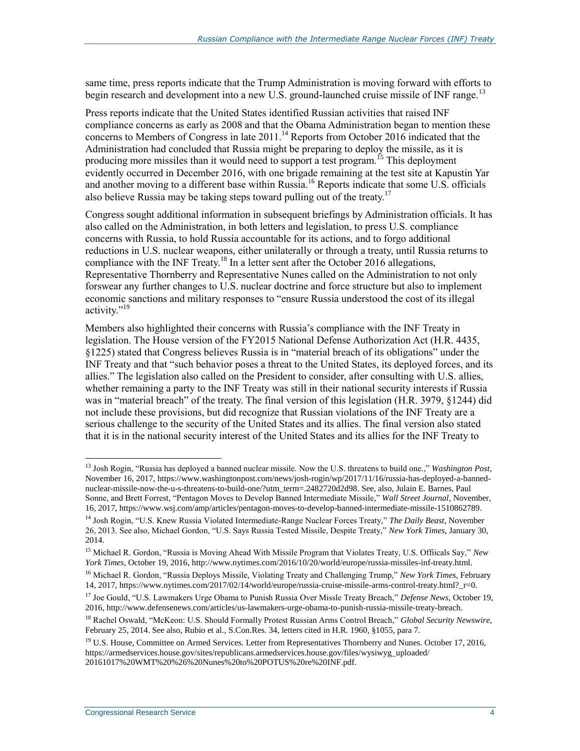same time, press reports indicate that the Trump Administration is moving forward with efforts to begin research and development into a new U.S. ground-launched cruise missile of INF range.[13]

Press reports indicate that the United States identified Russian activities that raised INF compliance concerns as early as 2008 and that the Obama Administration began to mention these concerns to Members of Congress in late 2011.[14] Reports from October 2016 indicated that the Administration had concluded that Russia might be preparing to deploy the missile, as it is producing more missiles than it would need to support a test program.[15] This deployment evidently occurred in December 2016, with one brigade remaining at the test site at Kapustin Yar and another moving to a different base within Russia.[16] Reports indicate that some U.S. officials also believe Russia may be taking steps toward pulling out of the treaty.[17]

Congress sought additional information in subsequent briefings by Administration officials. It has also called on the Administration, in both letters and legislation, to press U.S. compliance concerns with Russia, to hold Russia accountable for its actions, and to forgo additional reductions in U.S. nuclear weapons, either unilaterally or through a treaty, until Russia returns to compliance with the INF Treaty.[18] In a letter sent after the October 2016 allegations, Representative Thornberry and Representative Nunes called on the Administration to not only forswear any further changes to U.S. nuclear doctrine and force structure but also to implement economic sanctions and military responses to "ensure Russia understood the cost of its illegal activity."[19]

Members also highlighted their concerns with Russia's compliance with the INF Treaty in legislation. The House version of the FY2015 National Defense Authorization Act (H.R. 4435, §1225) stated that Congress believes Russia is in "material breach of its obligations" under the INF Treaty and that "such behavior poses a threat to the United States, its deployed forces, and its allies." The legislation also called on the President to consider, after consulting with U.S. allies, whether remaining a party to the INF Treaty was still in their national security interests if Russia was in "material breach" of the treaty. The final version of this legislation (H.R. 3979, §1244) did not include these provisions, but did recognize that Russian violations of the INF Treaty are a serious challenge to the security of the United States and its allies. The final version also stated that it is in the national security interest of the United States and its allies for the INF Treaty to

---

[13] Josh Rogin, "Russia has deployed a banned nuclear missile. Now the U.S. threatens to build one.," *Washington Post*, November 16, 2017, https://www.washingtonpost.com/news/josh-rogin/wp/2017/11/16/russia-has-deployed-a-banned-nuclear-missile-now-the-u-s-threatens-to-build-one/?utm_term=.2482720d2d98. See, also, Julain E. Barnes, Paul Sonne, and Brett Forrest, "Pentagon Moves to Develop Banned Intermediate Missile," *Wall Street Journal*, November, 16, 2017, https://www.wsj.com/amp/articles/pentagon-moves-to-develop-banned-intermediate-missile-1510862789.

[14] Josh Rogin, "U.S. Knew Russia Violated Intermediate-Range Nuclear Forces Treaty," *The Daily Beast*, November 26, 2013. See also, Michael Gordon, "U.S. Says Russia Tested Missile, Despite Treaty," *New York Times*, January 30, 2014.

[15] Michael R. Gordon, "Russia is Moving Ahead With Missile Program that Violates Treaty, U.S. Offiicals Say," *New York Times*, October 19, 2016, http://www.nytimes.com/2016/10/20/world/europe/russia-missiles-inf-treaty.html.

[16] Michael R. Gordon, "Russia Deploys Missile, Violating Treaty and Challenging Trump," *New York Times*, February 14, 2017, https://www.nytimes.com/2017/02/14/world/europe/russia-cruise-missile-arms-control-treaty.html?_r=0.

[17] Joe Gould, "U.S. Lawmakers Urge Obama to Punish Russia Over Missle Treaty Breach," *Defense News*, October 19, 2016, http://www.defensenews.com/articles/us-lawmakers-urge-obama-to-punish-russia-missile-treaty-breach.

[18] Rachel Oswald, "McKeon: U.S. Should Formally Protest Russian Arms Control Breach," *Global Security Newswire*, February 25, 2014. See also, Rubio et al., S.Con.Res. 34, letters cited in H.R. 1960, §1055, para 7.

[19] U.S. House, Committee on Armed Services. Letter from Representatives Thornberry and Nunes. October 17, 2016, https://armedservices.house.gov/sites/republicans.armedservices.house.gov/files/wysiwyg_uploaded/20161017%20WMT%20%26%20Nunes%20to%20POTUS%20re%20INF.pdf.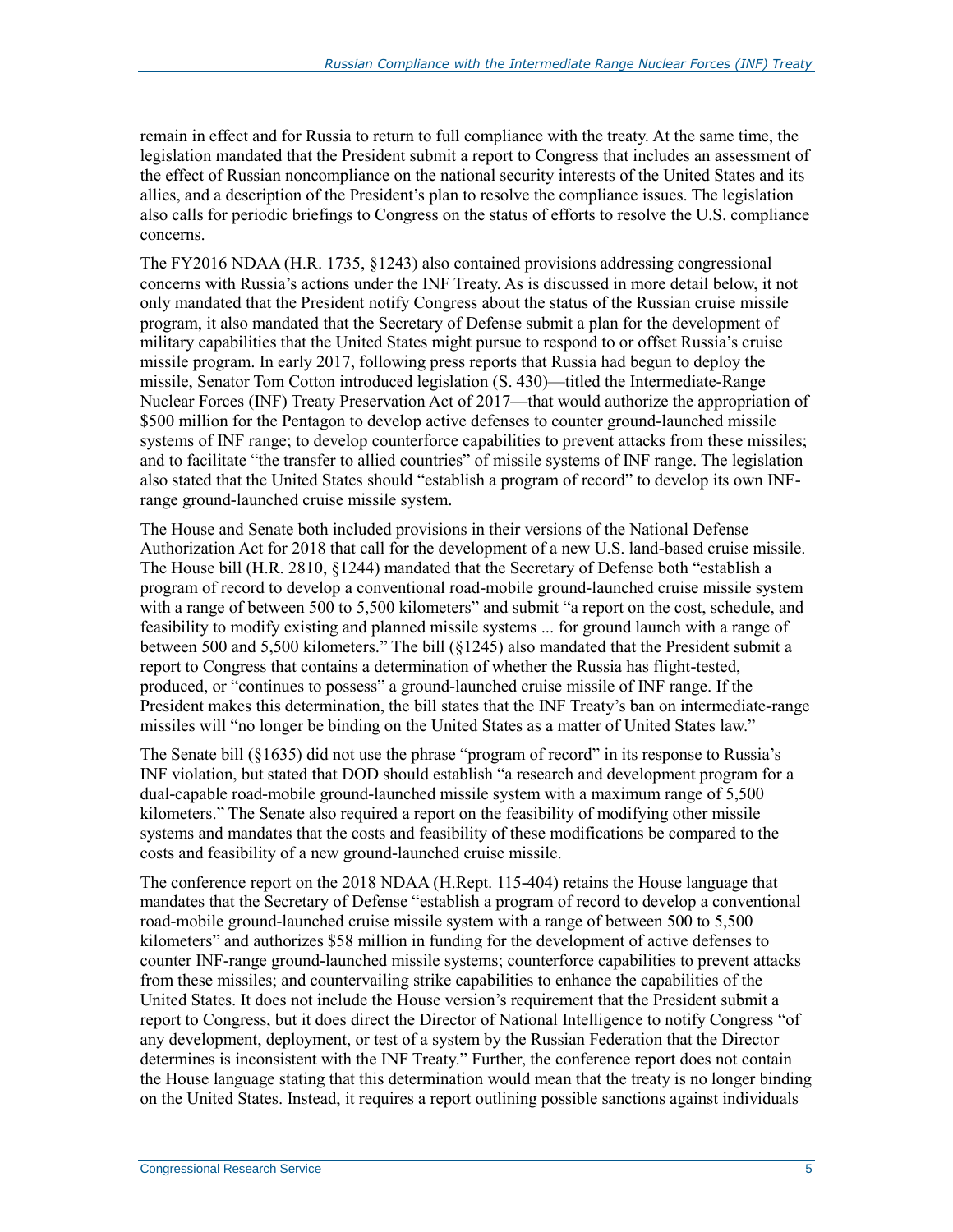remain in effect and for Russia to return to full compliance with the treaty. At the same time, the legislation mandated that the President submit a report to Congress that includes an assessment of the effect of Russian noncompliance on the national security interests of the United States and its allies, and a description of the President's plan to resolve the compliance issues. The legislation also calls for periodic briefings to Congress on the status of efforts to resolve the U.S. compliance concerns.

The FY2016 NDAA (H.R. 1735, §1243) also contained provisions addressing congressional concerns with Russia's actions under the INF Treaty. As is discussed in more detail below, it not only mandated that the President notify Congress about the status of the Russian cruise missile program, it also mandated that the Secretary of Defense submit a plan for the development of military capabilities that the United States might pursue to respond to or offset Russia's cruise missile program. In early 2017, following press reports that Russia had begun to deploy the missile, Senator Tom Cotton introduced legislation (S. 430)—titled the Intermediate-Range Nuclear Forces (INF) Treaty Preservation Act of 2017—that would authorize the appropriation of $500 million for the Pentagon to develop active defenses to counter ground-launched missile systems of INF range; to develop counterforce capabilities to prevent attacks from these missiles; and to facilitate "the transfer to allied countries" of missile systems of INF range. The legislation also stated that the United States should "establish a program of record" to develop its own INF-range ground-launched cruise missile system.

The House and Senate both included provisions in their versions of the National Defense Authorization Act for 2018 that call for the development of a new U.S. land-based cruise missile. The House bill (H.R. 2810, §1244) mandated that the Secretary of Defense both "establish a program of record to develop a conventional road-mobile ground-launched cruise missile system with a range of between 500 to 5,500 kilometers" and submit "a report on the cost, schedule, and feasibility to modify existing and planned missile systems ... for ground launch with a range of between 500 and 5,500 kilometers." The bill (§1245) also mandated that the President submit a report to Congress that contains a determination of whether the Russia has flight-tested, produced, or "continues to possess" a ground-launched cruise missile of INF range. If the President makes this determination, the bill states that the INF Treaty's ban on intermediate-range missiles will "no longer be binding on the United States as a matter of United States law."

The Senate bill (§1635) did not use the phrase "program of record" in its response to Russia's INF violation, but stated that DOD should establish "a research and development program for a dual-capable road-mobile ground-launched missile system with a maximum range of 5,500 kilometers." The Senate also required a report on the feasibility of modifying other missile systems and mandates that the costs and feasibility of these modifications be compared to the costs and feasibility of a new ground-launched cruise missile.

The conference report on the 2018 NDAA (H.Rept. 115-404) retains the House language that mandates that the Secretary of Defense "establish a program of record to develop a conventional road-mobile ground-launched cruise missile system with a range of between 500 to 5,500 kilometers" and authorizes $58 million in funding for the development of active defenses to counter INF-range ground-launched missile systems; counterforce capabilities to prevent attacks from these missiles; and countervailing strike capabilities to enhance the capabilities of the United States. It does not include the House version's requirement that the President submit a report to Congress, but it does direct the Director of National Intelligence to notify Congress "of any development, deployment, or test of a system by the Russian Federation that the Director determines is inconsistent with the INF Treaty." Further, the conference report does not contain the House language stating that this determination would mean that the treaty is no longer binding on the United States. Instead, it requires a report outlining possible sanctions against individuals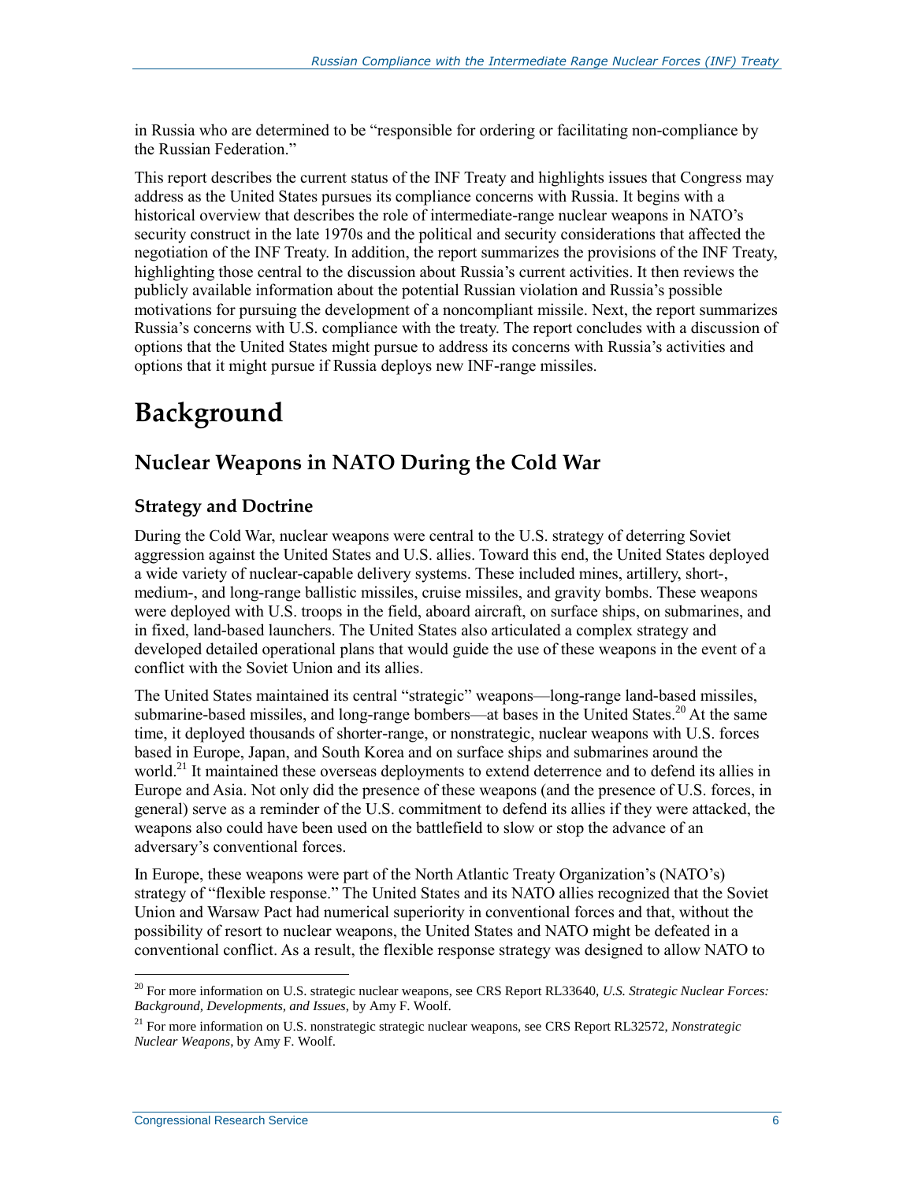in Russia who are determined to be "responsible for ordering or facilitating non-compliance by the Russian Federation."

This report describes the current status of the INF Treaty and highlights issues that Congress may address as the United States pursues its compliance concerns with Russia. It begins with a historical overview that describes the role of intermediate-range nuclear weapons in NATO's security construct in the late 1970s and the political and security considerations that affected the negotiation of the INF Treaty. In addition, the report summarizes the provisions of the INF Treaty, highlighting those central to the discussion about Russia's current activities. It then reviews the publicly available information about the potential Russian violation and Russia's possible motivations for pursuing the development of a noncompliant missile. Next, the report summarizes Russia's concerns with U.S. compliance with the treaty. The report concludes with a discussion of options that the United States might pursue to address its concerns with Russia's activities and options that it might pursue if Russia deploys new INF-range missiles.

# Background

## Nuclear Weapons in NATO During the Cold War

### Strategy and Doctrine

During the Cold War, nuclear weapons were central to the U.S. strategy of deterring Soviet aggression against the United States and U.S. allies. Toward this end, the United States deployed a wide variety of nuclear-capable delivery systems. These included mines, artillery, short-, medium-, and long-range ballistic missiles, cruise missiles, and gravity bombs. These weapons were deployed with U.S. troops in the field, aboard aircraft, on surface ships, on submarines, and in fixed, land-based launchers. The United States also articulated a complex strategy and developed detailed operational plans that would guide the use of these weapons in the event of a conflict with the Soviet Union and its allies.

The United States maintained its central "strategic" weapons—long-range land-based missiles, submarine-based missiles, and long-range bombers—at bases in the United States.[20] At the same time, it deployed thousands of shorter-range, or nonstrategic, nuclear weapons with U.S. forces based in Europe, Japan, and South Korea and on surface ships and submarines around the world.[21] It maintained these overseas deployments to extend deterrence and to defend its allies in Europe and Asia. Not only did the presence of these weapons (and the presence of U.S. forces, in general) serve as a reminder of the U.S. commitment to defend its allies if they were attacked, the weapons also could have been used on the battlefield to slow or stop the advance of an adversary's conventional forces.

In Europe, these weapons were part of the North Atlantic Treaty Organization's (NATO's) strategy of "flexible response." The United States and its NATO allies recognized that the Soviet Union and Warsaw Pact had numerical superiority in conventional forces and that, without the possibility of resort to nuclear weapons, the United States and NATO might be defeated in a conventional conflict. As a result, the flexible response strategy was designed to allow NATO to

---

[20] For more information on U.S. strategic nuclear weapons, see CRS Report RL33640, *U.S. Strategic Nuclear Forces: Background, Developments, and Issues*, by Amy F. Woolf.

[21] For more information on U.S. nonstrategic strategic nuclear weapons, see CRS Report RL32572, *Nonstrategic Nuclear Weapons*, by Amy F. Woolf.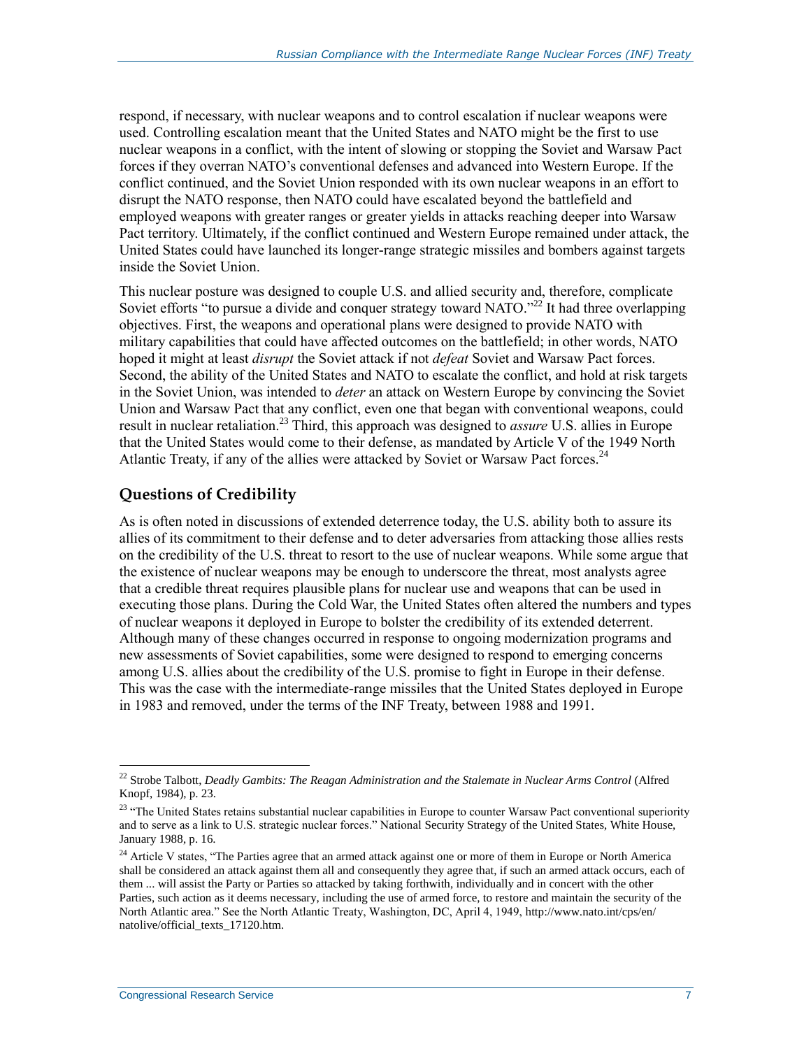respond, if necessary, with nuclear weapons and to control escalation if nuclear weapons were used. Controlling escalation meant that the United States and NATO might be the first to use nuclear weapons in a conflict, with the intent of slowing or stopping the Soviet and Warsaw Pact forces if they overran NATO's conventional defenses and advanced into Western Europe. If the conflict continued, and the Soviet Union responded with its own nuclear weapons in an effort to disrupt the NATO response, then NATO could have escalated beyond the battlefield and employed weapons with greater ranges or greater yields in attacks reaching deeper into Warsaw Pact territory. Ultimately, if the conflict continued and Western Europe remained under attack, the United States could have launched its longer-range strategic missiles and bombers against targets inside the Soviet Union.

This nuclear posture was designed to couple U.S. and allied security and, therefore, complicate Soviet efforts "to pursue a divide and conquer strategy toward NATO."[22] It had three overlapping objectives. First, the weapons and operational plans were designed to provide NATO with military capabilities that could have affected outcomes on the battlefield; in other words, NATO hoped it might at least *disrupt* the Soviet attack if not *defeat* Soviet and Warsaw Pact forces. Second, the ability of the United States and NATO to escalate the conflict, and hold at risk targets in the Soviet Union, was intended to *deter* an attack on Western Europe by convincing the Soviet Union and Warsaw Pact that any conflict, even one that began with conventional weapons, could result in nuclear retaliation.[23] Third, this approach was designed to *assure* U.S. allies in Europe that the United States would come to their defense, as mandated by Article V of the 1949 North Atlantic Treaty, if any of the allies were attacked by Soviet or Warsaw Pact forces.[24]

## Questions of Credibility

As is often noted in discussions of extended deterrence today, the U.S. ability both to assure its allies of its commitment to their defense and to deter adversaries from attacking those allies rests on the credibility of the U.S. threat to resort to the use of nuclear weapons. While some argue that the existence of nuclear weapons may be enough to underscore the threat, most analysts agree that a credible threat requires plausible plans for nuclear use and weapons that can be used in executing those plans. During the Cold War, the United States often altered the numbers and types of nuclear weapons it deployed in Europe to bolster the credibility of its extended deterrent. Although many of these changes occurred in response to ongoing modernization programs and new assessments of Soviet capabilities, some were designed to respond to emerging concerns among U.S. allies about the credibility of the U.S. promise to fight in Europe in their defense. This was the case with the intermediate-range missiles that the United States deployed in Europe in 1983 and removed, under the terms of the INF Treaty, between 1988 and 1991.

---

[22] Strobe Talbott, *Deadly Gambits: The Reagan Administration and the Stalemate in Nuclear Arms Control* (Alfred Knopf, 1984), p. 23.

[23] "The United States retains substantial nuclear capabilities in Europe to counter Warsaw Pact conventional superiority and to serve as a link to U.S. strategic nuclear forces." National Security Strategy of the United States, White House, January 1988, p. 16.

[24] Article V states, "The Parties agree that an armed attack against one or more of them in Europe or North America shall be considered an attack against them all and consequently they agree that, if such an armed attack occurs, each of them ... will assist the Party or Parties so attacked by taking forthwith, individually and in concert with the other Parties, such action as it deems necessary, including the use of armed force, to restore and maintain the security of the North Atlantic area." See the North Atlantic Treaty, Washington, DC, April 4, 1949, http://www.nato.int/cps/en/natolive/official_texts_17120.htm.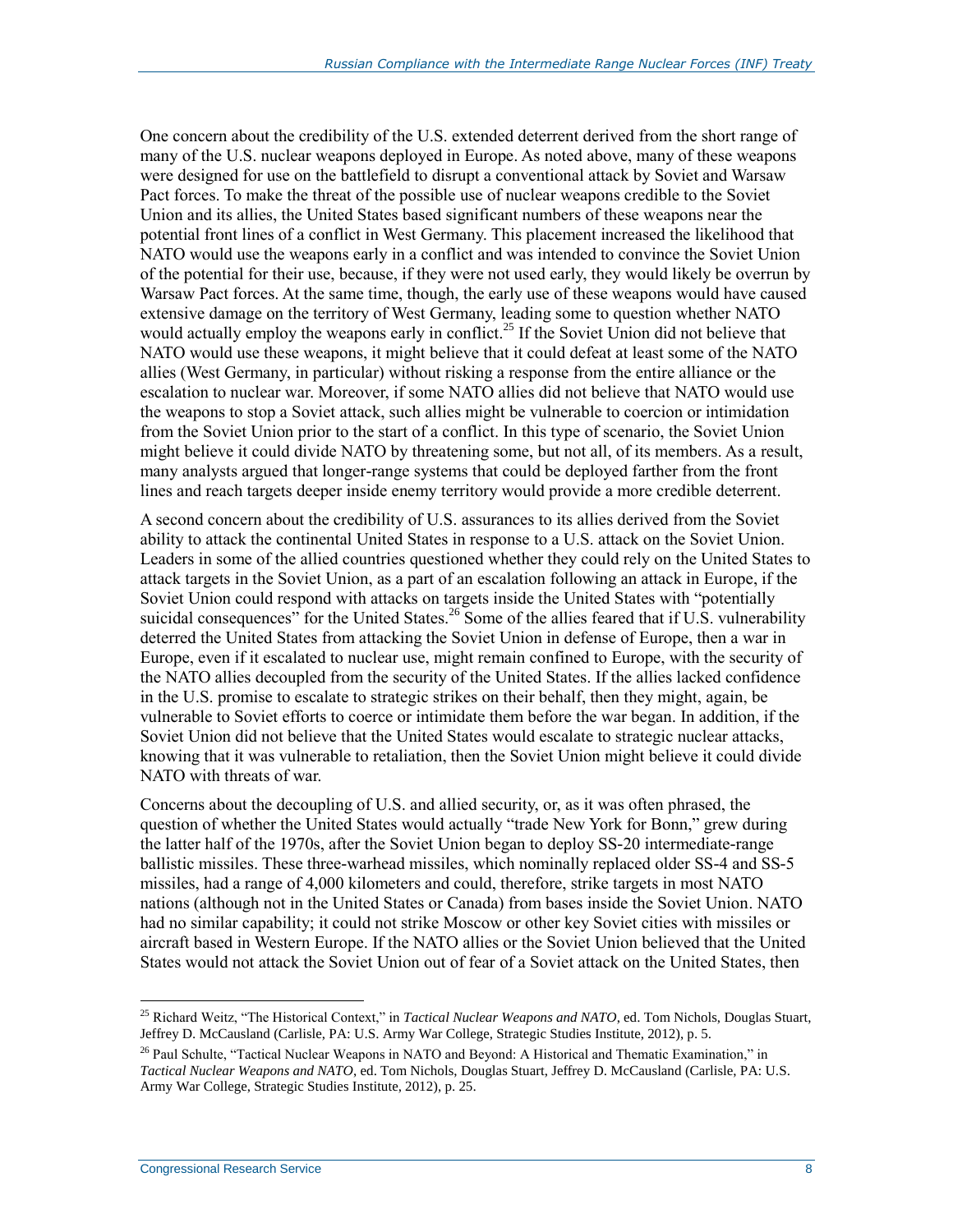One concern about the credibility of the U.S. extended deterrent derived from the short range of many of the U.S. nuclear weapons deployed in Europe. As noted above, many of these weapons were designed for use on the battlefield to disrupt a conventional attack by Soviet and Warsaw Pact forces. To make the threat of the possible use of nuclear weapons credible to the Soviet Union and its allies, the United States based significant numbers of these weapons near the potential front lines of a conflict in West Germany. This placement increased the likelihood that NATO would use the weapons early in a conflict and was intended to convince the Soviet Union of the potential for their use, because, if they were not used early, they would likely be overrun by Warsaw Pact forces. At the same time, though, the early use of these weapons would have caused extensive damage on the territory of West Germany, leading some to question whether NATO would actually employ the weapons early in conflict.[25] If the Soviet Union did not believe that NATO would use these weapons, it might believe that it could defeat at least some of the NATO allies (West Germany, in particular) without risking a response from the entire alliance or the escalation to nuclear war. Moreover, if some NATO allies did not believe that NATO would use the weapons to stop a Soviet attack, such allies might be vulnerable to coercion or intimidation from the Soviet Union prior to the start of a conflict. In this type of scenario, the Soviet Union might believe it could divide NATO by threatening some, but not all, of its members. As a result, many analysts argued that longer-range systems that could be deployed farther from the front lines and reach targets deeper inside enemy territory would provide a more credible deterrent.

A second concern about the credibility of U.S. assurances to its allies derived from the Soviet ability to attack the continental United States in response to a U.S. attack on the Soviet Union. Leaders in some of the allied countries questioned whether they could rely on the United States to attack targets in the Soviet Union, as a part of an escalation following an attack in Europe, if the Soviet Union could respond with attacks on targets inside the United States with "potentially suicidal consequences" for the United States.[26] Some of the allies feared that if U.S. vulnerability deterred the United States from attacking the Soviet Union in defense of Europe, then a war in Europe, even if it escalated to nuclear use, might remain confined to Europe, with the security of the NATO allies decoupled from the security of the United States. If the allies lacked confidence in the U.S. promise to escalate to strategic strikes on their behalf, then they might, again, be vulnerable to Soviet efforts to coerce or intimidate them before the war began. In addition, if the Soviet Union did not believe that the United States would escalate to strategic nuclear attacks, knowing that it was vulnerable to retaliation, then the Soviet Union might believe it could divide NATO with threats of war.

Concerns about the decoupling of U.S. and allied security, or, as it was often phrased, the question of whether the United States would actually "trade New York for Bonn," grew during the latter half of the 1970s, after the Soviet Union began to deploy SS-20 intermediate-range ballistic missiles. These three-warhead missiles, which nominally replaced older SS-4 and SS-5 missiles, had a range of 4,000 kilometers and could, therefore, strike targets in most NATO nations (although not in the United States or Canada) from bases inside the Soviet Union. NATO had no similar capability; it could not strike Moscow or other key Soviet cities with missiles or aircraft based in Western Europe. If the NATO allies or the Soviet Union believed that the United States would not attack the Soviet Union out of fear of a Soviet attack on the United States, then

[25] Richard Weitz, "The Historical Context," in *Tactical Nuclear Weapons and NATO*, ed. Tom Nichols, Douglas Stuart, Jeffrey D. McCausland (Carlisle, PA: U.S. Army War College, Strategic Studies Institute, 2012), p. 5.

[26] Paul Schulte, "Tactical Nuclear Weapons in NATO and Beyond: A Historical and Thematic Examination," in *Tactical Nuclear Weapons and NATO*, ed. Tom Nichols, Douglas Stuart, Jeffrey D. McCausland (Carlisle, PA: U.S. Army War College, Strategic Studies Institute, 2012), p. 25.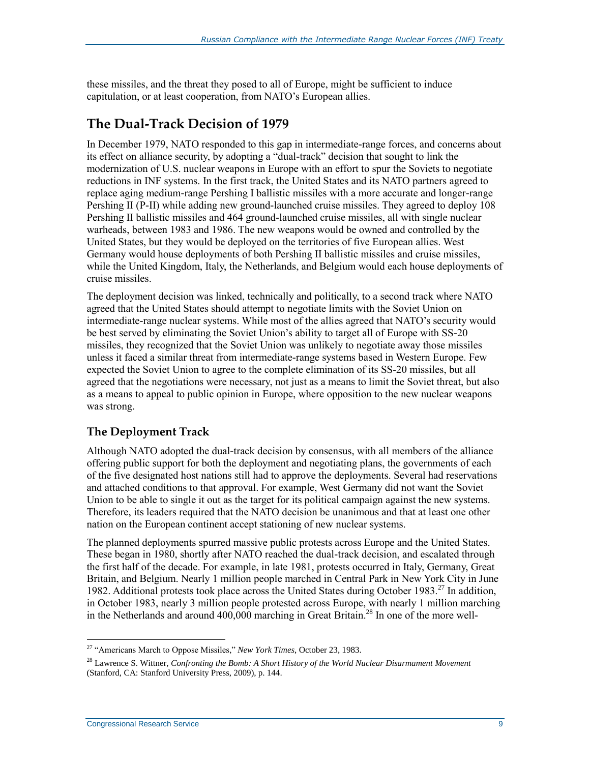these missiles, and the threat they posed to all of Europe, might be sufficient to induce capitulation, or at least cooperation, from NATO's European allies.

## The Dual-Track Decision of 1979

In December 1979, NATO responded to this gap in intermediate-range forces, and concerns about its effect on alliance security, by adopting a "dual-track" decision that sought to link the modernization of U.S. nuclear weapons in Europe with an effort to spur the Soviets to negotiate reductions in INF systems. In the first track, the United States and its NATO partners agreed to replace aging medium-range Pershing I ballistic missiles with a more accurate and longer-range Pershing II (P-II) while adding new ground-launched cruise missiles. They agreed to deploy 108 Pershing II ballistic missiles and 464 ground-launched cruise missiles, all with single nuclear warheads, between 1983 and 1986. The new weapons would be owned and controlled by the United States, but they would be deployed on the territories of five European allies. West Germany would house deployments of both Pershing II ballistic missiles and cruise missiles, while the United Kingdom, Italy, the Netherlands, and Belgium would each house deployments of cruise missiles.

The deployment decision was linked, technically and politically, to a second track where NATO agreed that the United States should attempt to negotiate limits with the Soviet Union on intermediate-range nuclear systems. While most of the allies agreed that NATO's security would be best served by eliminating the Soviet Union's ability to target all of Europe with SS-20 missiles, they recognized that the Soviet Union was unlikely to negotiate away those missiles unless it faced a similar threat from intermediate-range systems based in Western Europe. Few expected the Soviet Union to agree to the complete elimination of its SS-20 missiles, but all agreed that the negotiations were necessary, not just as a means to limit the Soviet threat, but also as a means to appeal to public opinion in Europe, where opposition to the new nuclear weapons was strong.

### The Deployment Track

Although NATO adopted the dual-track decision by consensus, with all members of the alliance offering public support for both the deployment and negotiating plans, the governments of each of the five designated host nations still had to approve the deployments. Several had reservations and attached conditions to that approval. For example, West Germany did not want the Soviet Union to be able to single it out as the target for its political campaign against the new systems. Therefore, its leaders required that the NATO decision be unanimous and that at least one other nation on the European continent accept stationing of new nuclear systems.

The planned deployments spurred massive public protests across Europe and the United States. These began in 1980, shortly after NATO reached the dual-track decision, and escalated through the first half of the decade. For example, in late 1981, protests occurred in Italy, Germany, Great Britain, and Belgium. Nearly 1 million people marched in Central Park in New York City in June 1982. Additional protests took place across the United States during October 1983.[27] In addition, in October 1983, nearly 3 million people protested across Europe, with nearly 1 million marching in the Netherlands and around 400,000 marching in Great Britain.[28] In one of the more well-

---

[27] "Americans March to Oppose Missiles," *New York Times*, October 23, 1983.

[28] Lawrence S. Wittner, *Confronting the Bomb: A Short History of the World Nuclear Disarmament Movement* (Stanford, CA: Stanford University Press, 2009), p. 144.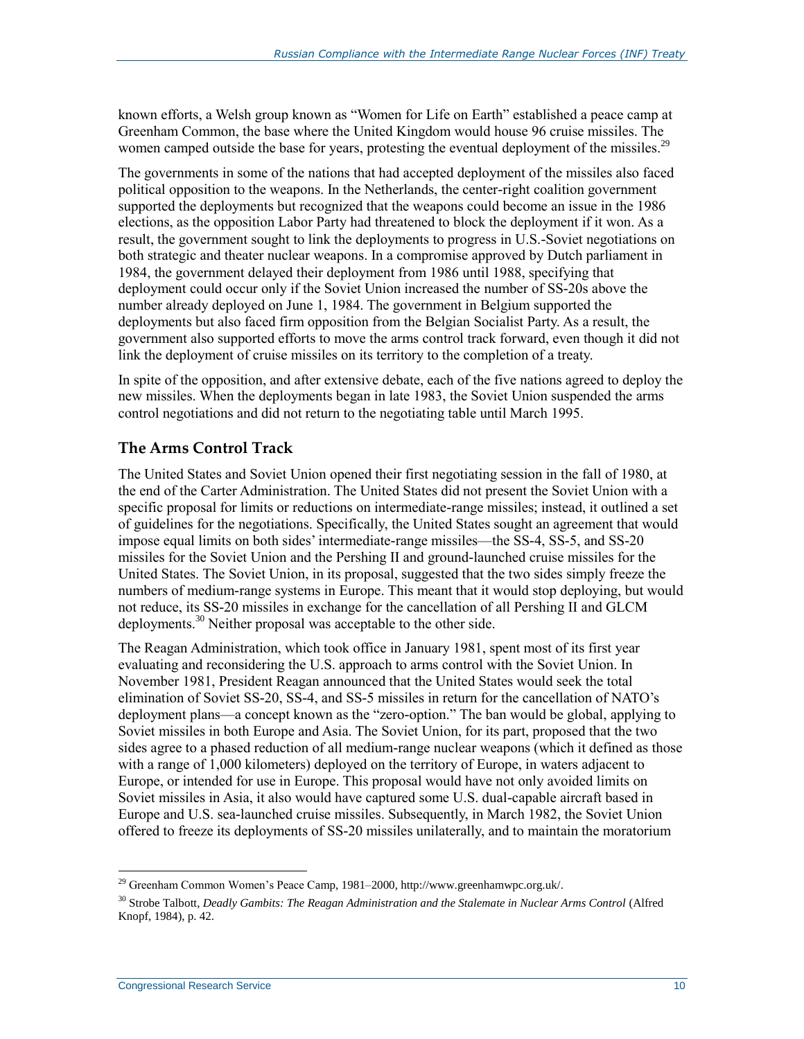known efforts, a Welsh group known as "Women for Life on Earth" established a peace camp at Greenham Common, the base where the United Kingdom would house 96 cruise missiles. The women camped outside the base for years, protesting the eventual deployment of the missiles.[29]

The governments in some of the nations that had accepted deployment of the missiles also faced political opposition to the weapons. In the Netherlands, the center-right coalition government supported the deployments but recognized that the weapons could become an issue in the 1986 elections, as the opposition Labor Party had threatened to block the deployment if it won. As a result, the government sought to link the deployments to progress in U.S.-Soviet negotiations on both strategic and theater nuclear weapons. In a compromise approved by Dutch parliament in 1984, the government delayed their deployment from 1986 until 1988, specifying that deployment could occur only if the Soviet Union increased the number of SS-20s above the number already deployed on June 1, 1984. The government in Belgium supported the deployments but also faced firm opposition from the Belgian Socialist Party. As a result, the government also supported efforts to move the arms control track forward, even though it did not link the deployment of cruise missiles on its territory to the completion of a treaty.

In spite of the opposition, and after extensive debate, each of the five nations agreed to deploy the new missiles. When the deployments began in late 1983, the Soviet Union suspended the arms control negotiations and did not return to the negotiating table until March 1995.

## The Arms Control Track

The United States and Soviet Union opened their first negotiating session in the fall of 1980, at the end of the Carter Administration. The United States did not present the Soviet Union with a specific proposal for limits or reductions on intermediate-range missiles; instead, it outlined a set of guidelines for the negotiations. Specifically, the United States sought an agreement that would impose equal limits on both sides' intermediate-range missiles—the SS-4, SS-5, and SS-20 missiles for the Soviet Union and the Pershing II and ground-launched cruise missiles for the United States. The Soviet Union, in its proposal, suggested that the two sides simply freeze the numbers of medium-range systems in Europe. This meant that it would stop deploying, but would not reduce, its SS-20 missiles in exchange for the cancellation of all Pershing II and GLCM deployments.[30] Neither proposal was acceptable to the other side.

The Reagan Administration, which took office in January 1981, spent most of its first year evaluating and reconsidering the U.S. approach to arms control with the Soviet Union. In November 1981, President Reagan announced that the United States would seek the total elimination of Soviet SS-20, SS-4, and SS-5 missiles in return for the cancellation of NATO's deployment plans—a concept known as the "zero-option." The ban would be global, applying to Soviet missiles in both Europe and Asia. The Soviet Union, for its part, proposed that the two sides agree to a phased reduction of all medium-range nuclear weapons (which it defined as those with a range of 1,000 kilometers) deployed on the territory of Europe, in waters adjacent to Europe, or intended for use in Europe. This proposal would have not only avoided limits on Soviet missiles in Asia, it also would have captured some U.S. dual-capable aircraft based in Europe and U.S. sea-launched cruise missiles. Subsequently, in March 1982, the Soviet Union offered to freeze its deployments of SS-20 missiles unilaterally, and to maintain the moratorium

---

[29] Greenham Common Women's Peace Camp, 1981–2000, http://www.greenhamwpc.org.uk/.

[30] Strobe Talbott, *Deadly Gambits: The Reagan Administration and the Stalemate in Nuclear Arms Control* (Alfred Knopf, 1984), p. 42.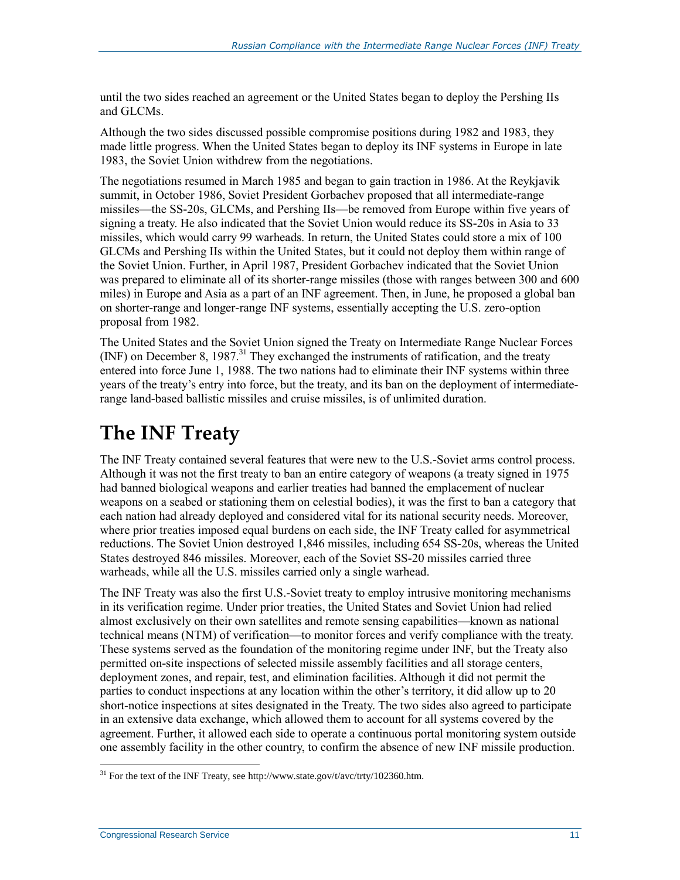until the two sides reached an agreement or the United States began to deploy the Pershing IIs and GLCMs.

Although the two sides discussed possible compromise positions during 1982 and 1983, they made little progress. When the United States began to deploy its INF systems in Europe in late 1983, the Soviet Union withdrew from the negotiations.

The negotiations resumed in March 1985 and began to gain traction in 1986. At the Reykjavik summit, in October 1986, Soviet President Gorbachev proposed that all intermediate-range missiles—the SS-20s, GLCMs, and Pershing IIs—be removed from Europe within five years of signing a treaty. He also indicated that the Soviet Union would reduce its SS-20s in Asia to 33 missiles, which would carry 99 warheads. In return, the United States could store a mix of 100 GLCMs and Pershing IIs within the United States, but it could not deploy them within range of the Soviet Union. Further, in April 1987, President Gorbachev indicated that the Soviet Union was prepared to eliminate all of its shorter-range missiles (those with ranges between 300 and 600 miles) in Europe and Asia as a part of an INF agreement. Then, in June, he proposed a global ban on shorter-range and longer-range INF systems, essentially accepting the U.S. zero-option proposal from 1982.

The United States and the Soviet Union signed the Treaty on Intermediate Range Nuclear Forces (INF) on December 8, 1987.[31] They exchanged the instruments of ratification, and the treaty entered into force June 1, 1988. The two nations had to eliminate their INF systems within three years of the treaty's entry into force, but the treaty, and its ban on the deployment of intermediate-range land-based ballistic missiles and cruise missiles, is of unlimited duration.

# The INF Treaty

The INF Treaty contained several features that were new to the U.S.-Soviet arms control process. Although it was not the first treaty to ban an entire category of weapons (a treaty signed in 1975 had banned biological weapons and earlier treaties had banned the emplacement of nuclear weapons on a seabed or stationing them on celestial bodies), it was the first to ban a category that each nation had already deployed and considered vital for its national security needs. Moreover, where prior treaties imposed equal burdens on each side, the INF Treaty called for asymmetrical reductions. The Soviet Union destroyed 1,846 missiles, including 654 SS-20s, whereas the United States destroyed 846 missiles. Moreover, each of the Soviet SS-20 missiles carried three warheads, while all the U.S. missiles carried only a single warhead.

The INF Treaty was also the first U.S.-Soviet treaty to employ intrusive monitoring mechanisms in its verification regime. Under prior treaties, the United States and Soviet Union had relied almost exclusively on their own satellites and remote sensing capabilities—known as national technical means (NTM) of verification—to monitor forces and verify compliance with the treaty. These systems served as the foundation of the monitoring regime under INF, but the Treaty also permitted on-site inspections of selected missile assembly facilities and all storage centers, deployment zones, and repair, test, and elimination facilities. Although it did not permit the parties to conduct inspections at any location within the other's territory, it did allow up to 20 short-notice inspections at sites designated in the Treaty. The two sides also agreed to participate in an extensive data exchange, which allowed them to account for all systems covered by the agreement. Further, it allowed each side to operate a continuous portal monitoring system outside one assembly facility in the other country, to confirm the absence of new INF missile production.

---

[31] For the text of the INF Treaty, see http://www.state.gov/t/avc/trty/102360.htm.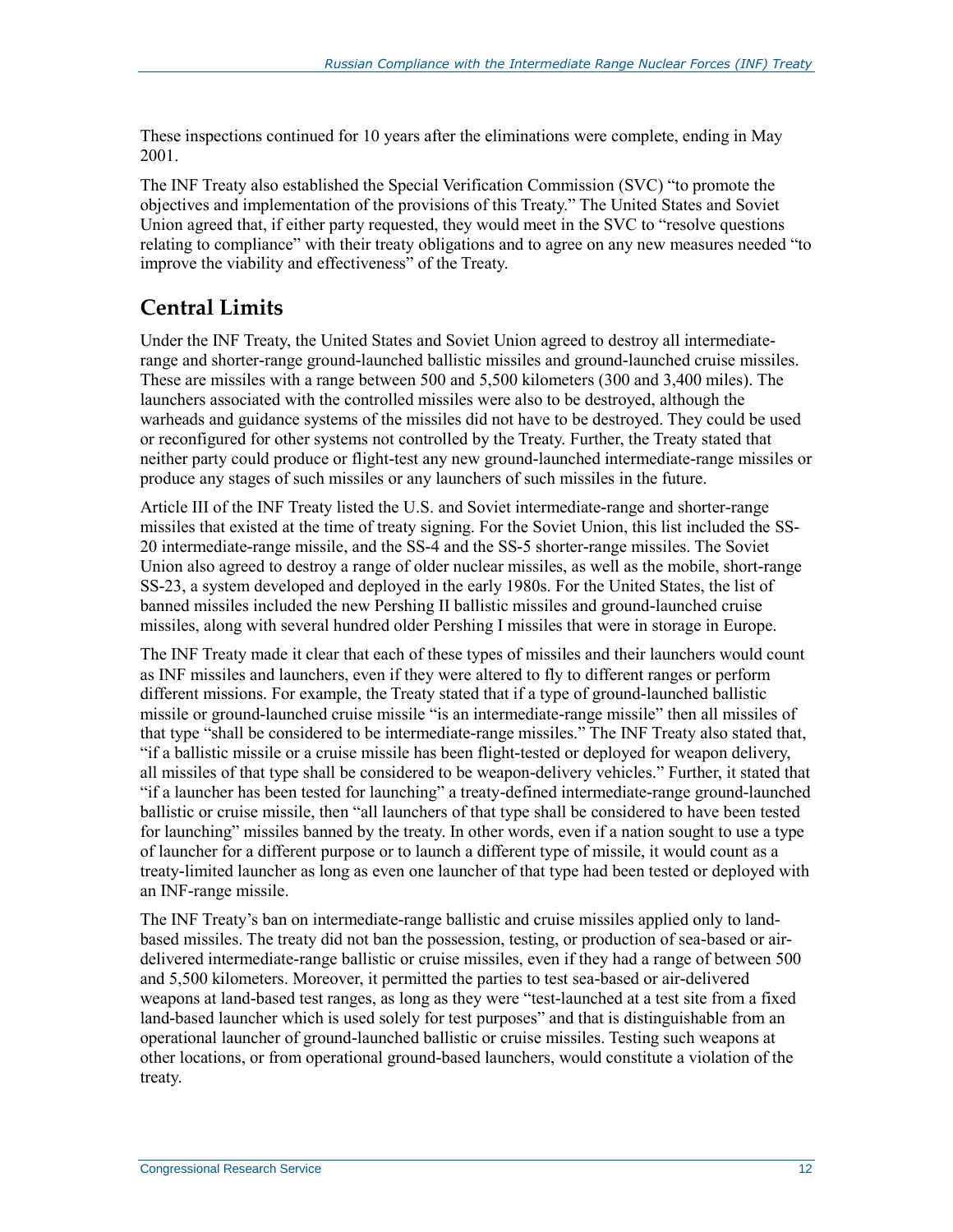These inspections continued for 10 years after the eliminations were complete, ending in May 2001.

The INF Treaty also established the Special Verification Commission (SVC) "to promote the objectives and implementation of the provisions of this Treaty." The United States and Soviet Union agreed that, if either party requested, they would meet in the SVC to "resolve questions relating to compliance" with their treaty obligations and to agree on any new measures needed "to improve the viability and effectiveness" of the Treaty.

## Central Limits

Under the INF Treaty, the United States and Soviet Union agreed to destroy all intermediate-range and shorter-range ground-launched ballistic missiles and ground-launched cruise missiles. These are missiles with a range between 500 and 5,500 kilometers (300 and 3,400 miles). The launchers associated with the controlled missiles were also to be destroyed, although the warheads and guidance systems of the missiles did not have to be destroyed. They could be used or reconfigured for other systems not controlled by the Treaty. Further, the Treaty stated that neither party could produce or flight-test any new ground-launched intermediate-range missiles or produce any stages of such missiles or any launchers of such missiles in the future.

Article III of the INF Treaty listed the U.S. and Soviet intermediate-range and shorter-range missiles that existed at the time of treaty signing. For the Soviet Union, this list included the SS-20 intermediate-range missile, and the SS-4 and the SS-5 shorter-range missiles. The Soviet Union also agreed to destroy a range of older nuclear missiles, as well as the mobile, short-range SS-23, a system developed and deployed in the early 1980s. For the United States, the list of banned missiles included the new Pershing II ballistic missiles and ground-launched cruise missiles, along with several hundred older Pershing I missiles that were in storage in Europe.

The INF Treaty made it clear that each of these types of missiles and their launchers would count as INF missiles and launchers, even if they were altered to fly to different ranges or perform different missions. For example, the Treaty stated that if a type of ground-launched ballistic missile or ground-launched cruise missile "is an intermediate-range missile" then all missiles of that type "shall be considered to be intermediate-range missiles." The INF Treaty also stated that, "if a ballistic missile or a cruise missile has been flight-tested or deployed for weapon delivery, all missiles of that type shall be considered to be weapon-delivery vehicles." Further, it stated that "if a launcher has been tested for launching" a treaty-defined intermediate-range ground-launched ballistic or cruise missile, then "all launchers of that type shall be considered to have been tested for launching" missiles banned by the treaty. In other words, even if a nation sought to use a type of launcher for a different purpose or to launch a different type of missile, it would count as a treaty-limited launcher as long as even one launcher of that type had been tested or deployed with an INF-range missile.

The INF Treaty's ban on intermediate-range ballistic and cruise missiles applied only to land-based missiles. The treaty did not ban the possession, testing, or production of sea-based or air-delivered intermediate-range ballistic or cruise missiles, even if they had a range of between 500 and 5,500 kilometers. Moreover, it permitted the parties to test sea-based or air-delivered weapons at land-based test ranges, as long as they were "test-launched at a test site from a fixed land-based launcher which is used solely for test purposes" and that is distinguishable from an operational launcher of ground-launched ballistic or cruise missiles. Testing such weapons at other locations, or from operational ground-based launchers, would constitute a violation of the treaty.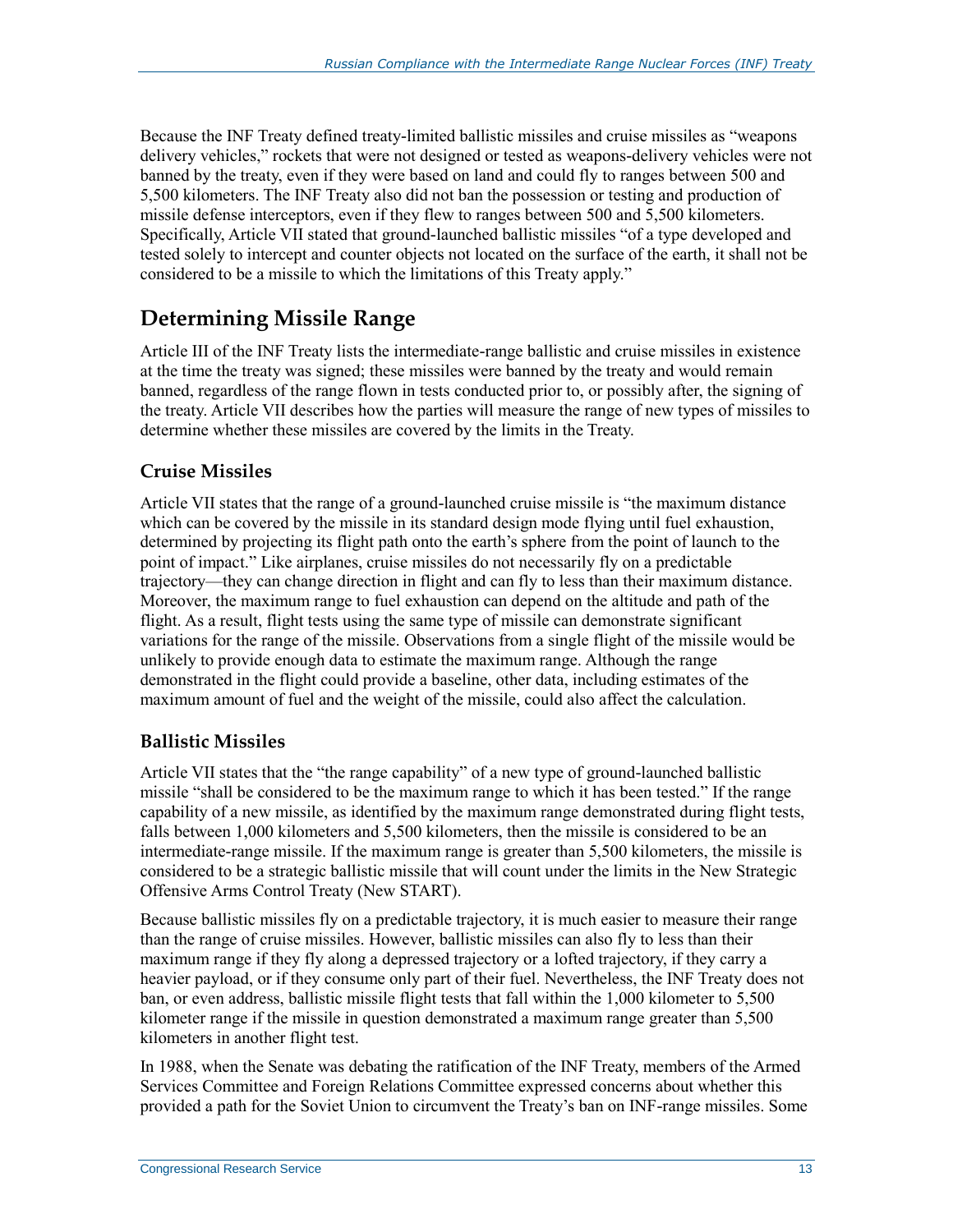Because the INF Treaty defined treaty-limited ballistic missiles and cruise missiles as "weapons delivery vehicles," rockets that were not designed or tested as weapons-delivery vehicles were not banned by the treaty, even if they were based on land and could fly to ranges between 500 and 5,500 kilometers. The INF Treaty also did not ban the possession or testing and production of missile defense interceptors, even if they flew to ranges between 500 and 5,500 kilometers. Specifically, Article VII stated that ground-launched ballistic missiles "of a type developed and tested solely to intercept and counter objects not located on the surface of the earth, it shall not be considered to be a missile to which the limitations of this Treaty apply."

## Determining Missile Range

Article III of the INF Treaty lists the intermediate-range ballistic and cruise missiles in existence at the time the treaty was signed; these missiles were banned by the treaty and would remain banned, regardless of the range flown in tests conducted prior to, or possibly after, the signing of the treaty. Article VII describes how the parties will measure the range of new types of missiles to determine whether these missiles are covered by the limits in the Treaty.

### Cruise Missiles

Article VII states that the range of a ground-launched cruise missile is "the maximum distance which can be covered by the missile in its standard design mode flying until fuel exhaustion, determined by projecting its flight path onto the earth's sphere from the point of launch to the point of impact." Like airplanes, cruise missiles do not necessarily fly on a predictable trajectory—they can change direction in flight and can fly to less than their maximum distance. Moreover, the maximum range to fuel exhaustion can depend on the altitude and path of the flight. As a result, flight tests using the same type of missile can demonstrate significant variations for the range of the missile. Observations from a single flight of the missile would be unlikely to provide enough data to estimate the maximum range. Although the range demonstrated in the flight could provide a baseline, other data, including estimates of the maximum amount of fuel and the weight of the missile, could also affect the calculation.

### Ballistic Missiles

Article VII states that the "the range capability" of a new type of ground-launched ballistic missile "shall be considered to be the maximum range to which it has been tested." If the range capability of a new missile, as identified by the maximum range demonstrated during flight tests, falls between 1,000 kilometers and 5,500 kilometers, then the missile is considered to be an intermediate-range missile. If the maximum range is greater than 5,500 kilometers, the missile is considered to be a strategic ballistic missile that will count under the limits in the New Strategic Offensive Arms Control Treaty (New START).

Because ballistic missiles fly on a predictable trajectory, it is much easier to measure their range than the range of cruise missiles. However, ballistic missiles can also fly to less than their maximum range if they fly along a depressed trajectory or a lofted trajectory, if they carry a heavier payload, or if they consume only part of their fuel. Nevertheless, the INF Treaty does not ban, or even address, ballistic missile flight tests that fall within the 1,000 kilometer to 5,500 kilometer range if the missile in question demonstrated a maximum range greater than 5,500 kilometers in another flight test.

In 1988, when the Senate was debating the ratification of the INF Treaty, members of the Armed Services Committee and Foreign Relations Committee expressed concerns about whether this provided a path for the Soviet Union to circumvent the Treaty's ban on INF-range missiles. Some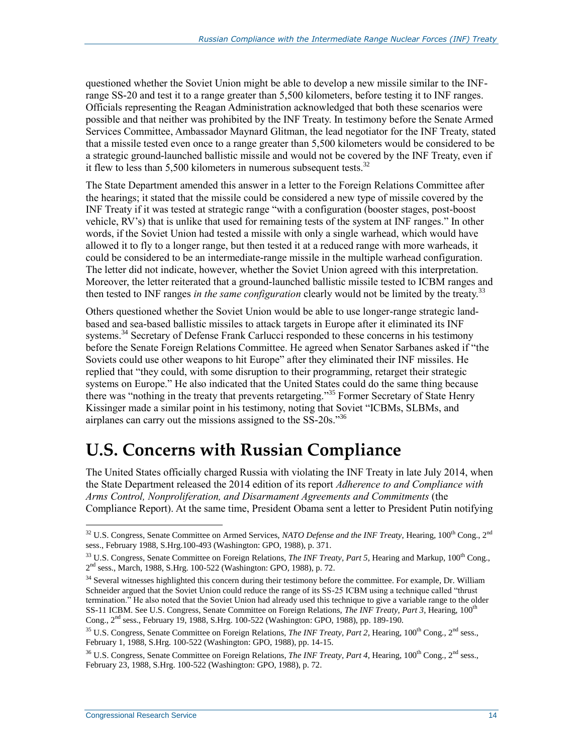questioned whether the Soviet Union might be able to develop a new missile similar to the INF-range SS-20 and test it to a range greater than 5,500 kilometers, before testing it to INF ranges. Officials representing the Reagan Administration acknowledged that both these scenarios were possible and that neither was prohibited by the INF Treaty. In testimony before the Senate Armed Services Committee, Ambassador Maynard Glitman, the lead negotiator for the INF Treaty, stated that a missile tested even once to a range greater than 5,500 kilometers would be considered to be a strategic ground-launched ballistic missile and would not be covered by the INF Treaty, even if it flew to less than 5,500 kilometers in numerous subsequent tests.[32]

The State Department amended this answer in a letter to the Foreign Relations Committee after the hearings; it stated that the missile could be considered a new type of missile covered by the INF Treaty if it was tested at strategic range "with a configuration (booster stages, post-boost vehicle, RV's) that is unlike that used for remaining tests of the system at INF ranges." In other words, if the Soviet Union had tested a missile with only a single warhead, which would have allowed it to fly to a longer range, but then tested it at a reduced range with more warheads, it could be considered to be an intermediate-range missile in the multiple warhead configuration. The letter did not indicate, however, whether the Soviet Union agreed with this interpretation. Moreover, the letter reiterated that a ground-launched ballistic missile tested to ICBM ranges and then tested to INF ranges *in the same configuration* clearly would not be limited by the treaty.[33]

Others questioned whether the Soviet Union would be able to use longer-range strategic land-based and sea-based ballistic missiles to attack targets in Europe after it eliminated its INF systems.[34] Secretary of Defense Frank Carlucci responded to these concerns in his testimony before the Senate Foreign Relations Committee. He agreed when Senator Sarbanes asked if "the Soviets could use other weapons to hit Europe" after they eliminated their INF missiles. He replied that "they could, with some disruption to their programming, retarget their strategic systems on Europe." He also indicated that the United States could do the same thing because there was "nothing in the treaty that prevents retargeting."[35] Former Secretary of State Henry Kissinger made a similar point in his testimony, noting that Soviet "ICBMs, SLBMs, and airplanes can carry out the missions assigned to the SS-20s."[36]

# U.S. Concerns with Russian Compliance

The United States officially charged Russia with violating the INF Treaty in late July 2014, when the State Department released the 2014 edition of its report *Adherence to and Compliance with Arms Control, Nonproliferation, and Disarmament Agreements and Commitments* (the Compliance Report). At the same time, President Obama sent a letter to President Putin notifying

---

[32] U.S. Congress, Senate Committee on Armed Services, *NATO Defense and the INF Treaty*, Hearing, 100th Cong., 2nd sess., February 1988, S.Hrg.100-493 (Washington: GPO, 1988), p. 371.

[33] U.S. Congress, Senate Committee on Foreign Relations, *The INF Treaty, Part 5*, Hearing and Markup, 100th Cong., 2nd sess., March, 1988, S.Hrg. 100-522 (Washington: GPO, 1988), p. 72.

[34] Several witnesses highlighted this concern during their testimony before the committee. For example, Dr. William Schneider argued that the Soviet Union could reduce the range of its SS-25 ICBM using a technique called "thrust termination." He also noted that the Soviet Union had already used this technique to give a variable range to the older SS-11 ICBM. See U.S. Congress, Senate Committee on Foreign Relations, *The INF Treaty, Part 3*, Hearing, 100th Cong., 2nd sess., February 19, 1988, S.Hrg. 100-522 (Washington: GPO, 1988), pp. 189-190.

[35] U.S. Congress, Senate Committee on Foreign Relations, *The INF Treaty, Part 2*, Hearing, 100th Cong., 2nd sess., February 1, 1988, S.Hrg. 100-522 (Washington: GPO, 1988), pp. 14-15.

[36] U.S. Congress, Senate Committee on Foreign Relations, *The INF Treaty, Part 4*, Hearing, 100th Cong., 2nd sess., February 23, 1988, S.Hrg. 100-522 (Washington: GPO, 1988), p. 72.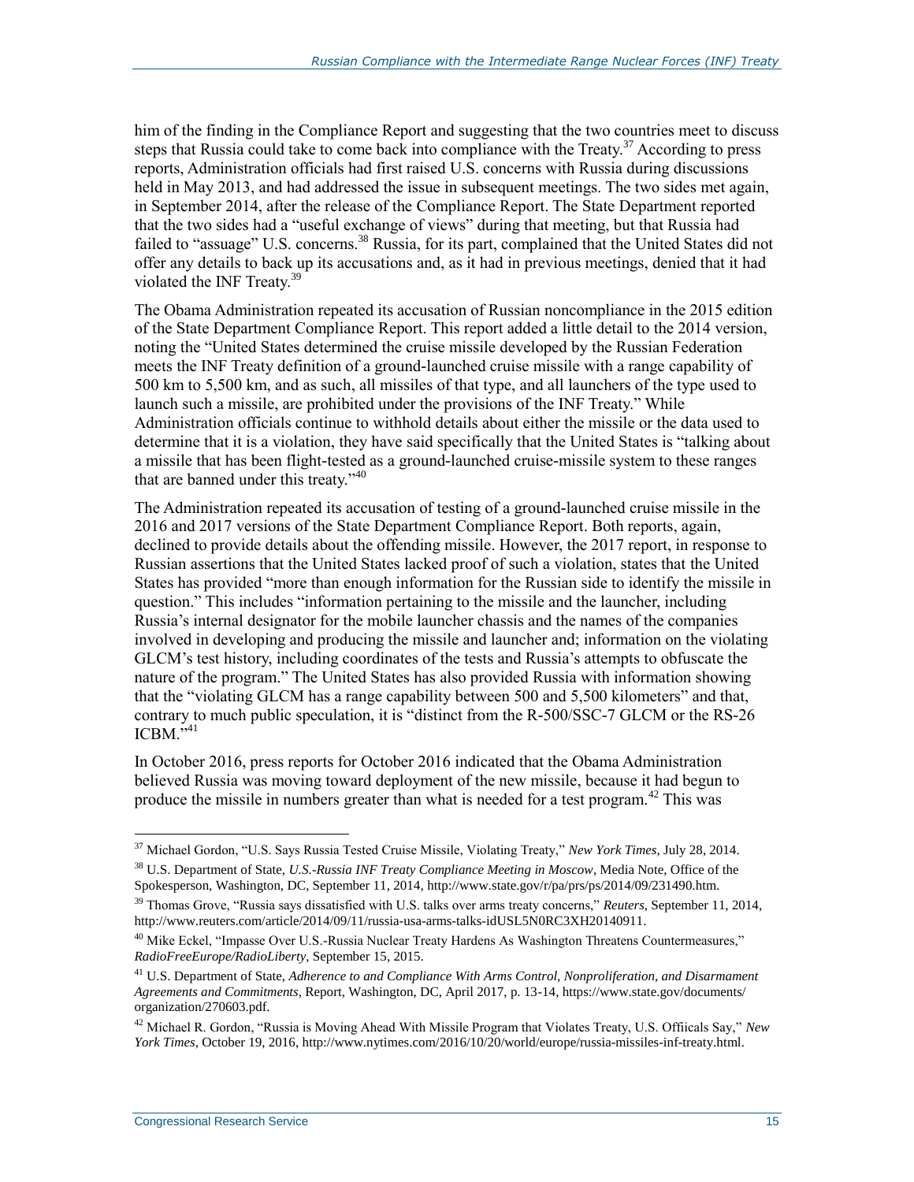him of the finding in the Compliance Report and suggesting that the two countries meet to discuss steps that Russia could take to come back into compliance with the Treaty.[37] According to press reports, Administration officials had first raised U.S. concerns with Russia during discussions held in May 2013, and had addressed the issue in subsequent meetings. The two sides met again, in September 2014, after the release of the Compliance Report. The State Department reported that the two sides had a "useful exchange of views" during that meeting, but that Russia had failed to "assuage" U.S. concerns.[38] Russia, for its part, complained that the United States did not offer any details to back up its accusations and, as it had in previous meetings, denied that it had violated the INF Treaty.[39]

The Obama Administration repeated its accusation of Russian noncompliance in the 2015 edition of the State Department Compliance Report. This report added a little detail to the 2014 version, noting the "United States determined the cruise missile developed by the Russian Federation meets the INF Treaty definition of a ground-launched cruise missile with a range capability of 500 km to 5,500 km, and as such, all missiles of that type, and all launchers of the type used to launch such a missile, are prohibited under the provisions of the INF Treaty." While Administration officials continue to withhold details about either the missile or the data used to determine that it is a violation, they have said specifically that the United States is "talking about a missile that has been flight-tested as a ground-launched cruise-missile system to these ranges that are banned under this treaty."[40]

The Administration repeated its accusation of testing of a ground-launched cruise missile in the 2016 and 2017 versions of the State Department Compliance Report. Both reports, again, declined to provide details about the offending missile. However, the 2017 report, in response to Russian assertions that the United States lacked proof of such a violation, states that the United States has provided "more than enough information for the Russian side to identify the missile in question." This includes "information pertaining to the missile and the launcher, including Russia's internal designator for the mobile launcher chassis and the names of the companies involved in developing and producing the missile and launcher and; information on the violating GLCM's test history, including coordinates of the tests and Russia's attempts to obfuscate the nature of the program." The United States has also provided Russia with information showing that the "violating GLCM has a range capability between 500 and 5,500 kilometers" and that, contrary to much public speculation, it is "distinct from the R-500/SSC-7 GLCM or the RS-26 ICBM."[41]

In October 2016, press reports for October 2016 indicated that the Obama Administration believed Russia was moving toward deployment of the new missile, because it had begun to produce the missile in numbers greater than what is needed for a test program.[42] This was

---

[37] Michael Gordon, "U.S. Says Russia Tested Cruise Missile, Violating Treaty," *New York Times*, July 28, 2014.

[38] U.S. Department of State, *U.S.-Russia INF Treaty Compliance Meeting in Moscow*, Media Note, Office of the Spokesperson, Washington, DC, September 11, 2014, http://www.state.gov/r/pa/prs/ps/2014/09/231490.htm.

[39] Thomas Grove, "Russia says dissatisfied with U.S. talks over arms treaty concerns," *Reuters*, September 11, 2014, http://www.reuters.com/article/2014/09/11/russia-usa-arms-talks-idUSL5N0RC3XH20140911.

[40] Mike Eckel, "Impasse Over U.S.-Russia Nuclear Treaty Hardens As Washington Threatens Countermeasures," *RadioFreeEurope/RadioLiberty*, September 15, 2015.

[41] U.S. Department of State, *Adherence to and Compliance With Arms Control, Nonproliferation, and Disarmament Agreements and Commitments*, Report, Washington, DC, April 2017, p. 13-14, https://www.state.gov/documents/organization/270603.pdf.

[42] Michael R. Gordon, "Russia is Moving Ahead With Missile Program that Violates Treaty, U.S. Offiicals Say," *New York Times*, October 19, 2016, http://www.nytimes.com/2016/10/20/world/europe/russia-missiles-inf-treaty.html.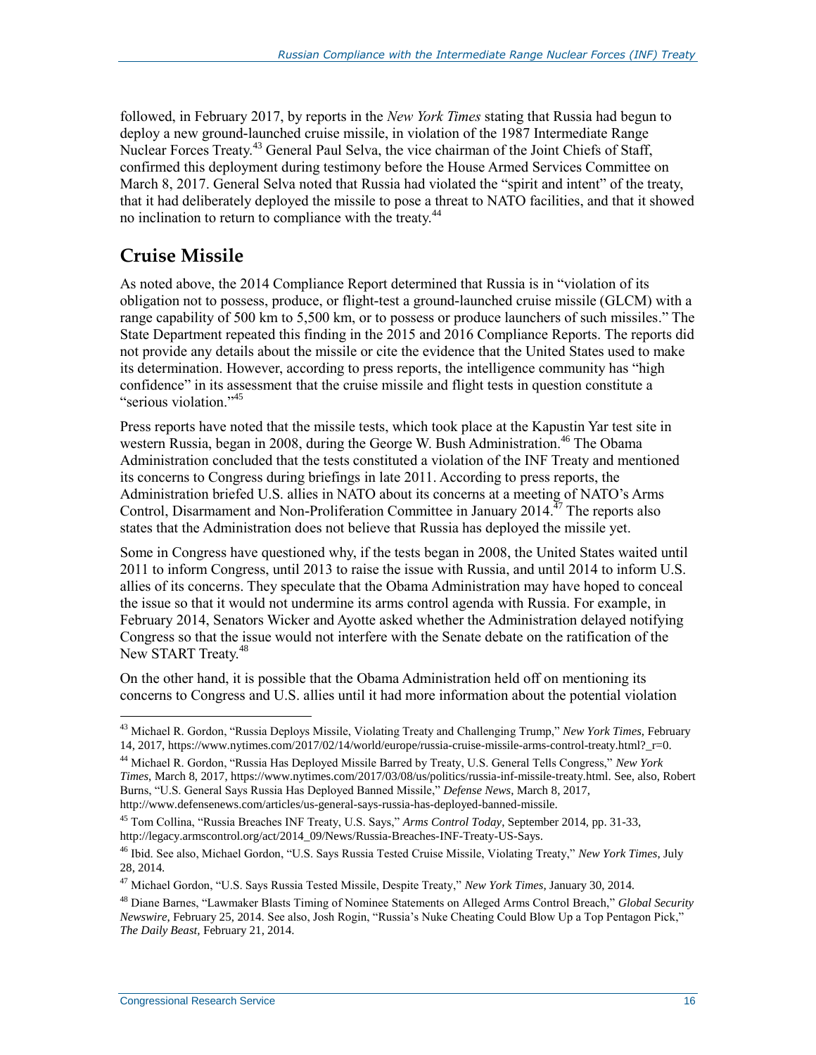followed, in February 2017, by reports in the *New York Times* stating that Russia had begun to deploy a new ground-launched cruise missile, in violation of the 1987 Intermediate Range Nuclear Forces Treaty.[43] General Paul Selva, the vice chairman of the Joint Chiefs of Staff, confirmed this deployment during testimony before the House Armed Services Committee on March 8, 2017. General Selva noted that Russia had violated the "spirit and intent" of the treaty, that it had deliberately deployed the missile to pose a threat to NATO facilities, and that it showed no inclination to return to compliance with the treaty.[44]

## Cruise Missile

As noted above, the 2014 Compliance Report determined that Russia is in "violation of its obligation not to possess, produce, or flight-test a ground-launched cruise missile (GLCM) with a range capability of 500 km to 5,500 km, or to possess or produce launchers of such missiles." The State Department repeated this finding in the 2015 and 2016 Compliance Reports. The reports did not provide any details about the missile or cite the evidence that the United States used to make its determination. However, according to press reports, the intelligence community has "high confidence" in its assessment that the cruise missile and flight tests in question constitute a "serious violation."[45]

Press reports have noted that the missile tests, which took place at the Kapustin Yar test site in western Russia, began in 2008, during the George W. Bush Administration.[46] The Obama Administration concluded that the tests constituted a violation of the INF Treaty and mentioned its concerns to Congress during briefings in late 2011. According to press reports, the Administration briefed U.S. allies in NATO about its concerns at a meeting of NATO's Arms Control, Disarmament and Non-Proliferation Committee in January 2014.[47] The reports also states that the Administration does not believe that Russia has deployed the missile yet.

Some in Congress have questioned why, if the tests began in 2008, the United States waited until 2011 to inform Congress, until 2013 to raise the issue with Russia, and until 2014 to inform U.S. allies of its concerns. They speculate that the Obama Administration may have hoped to conceal the issue so that it would not undermine its arms control agenda with Russia. For example, in February 2014, Senators Wicker and Ayotte asked whether the Administration delayed notifying Congress so that the issue would not interfere with the Senate debate on the ratification of the New START Treaty.[48]

On the other hand, it is possible that the Obama Administration held off on mentioning its concerns to Congress and U.S. allies until it had more information about the potential violation

---

[43] Michael R. Gordon, "Russia Deploys Missile, Violating Treaty and Challenging Trump," *New York Times,* February 14, 2017, https://www.nytimes.com/2017/02/14/world/europe/russia-cruise-missile-arms-control-treaty.html?_r=0.

[44] Michael R. Gordon, "Russia Has Deployed Missile Barred by Treaty, U.S. General Tells Congress," *New York Times,* March 8, 2017, https://www.nytimes.com/2017/03/08/us/politics/russia-inf-missile-treaty.html. See, also, Robert Burns, "U.S. General Says Russia Has Deployed Banned Missile," *Defense News,* March 8, 2017, http://www.defensenews.com/articles/us-general-says-russia-has-deployed-banned-missile.

[45] Tom Collina, "Russia Breaches INF Treaty, U.S. Says," *Arms Control Today,* September 2014, pp. 31-33, http://legacy.armscontrol.org/act/2014_09/News/Russia-Breaches-INF-Treaty-US-Says.

[46] Ibid. See also, Michael Gordon, "U.S. Says Russia Tested Cruise Missile, Violating Treaty," *New York Times,* July 28, 2014.

[47] Michael Gordon, "U.S. Says Russia Tested Missile, Despite Treaty," *New York Times,* January 30, 2014.

[48] Diane Barnes, "Lawmaker Blasts Timing of Nominee Statements on Alleged Arms Control Breach," *Global Security Newswire,* February 25, 2014. See also, Josh Rogin, "Russia's Nuke Cheating Could Blow Up a Top Pentagon Pick," *The Daily Beast,* February 21, 2014.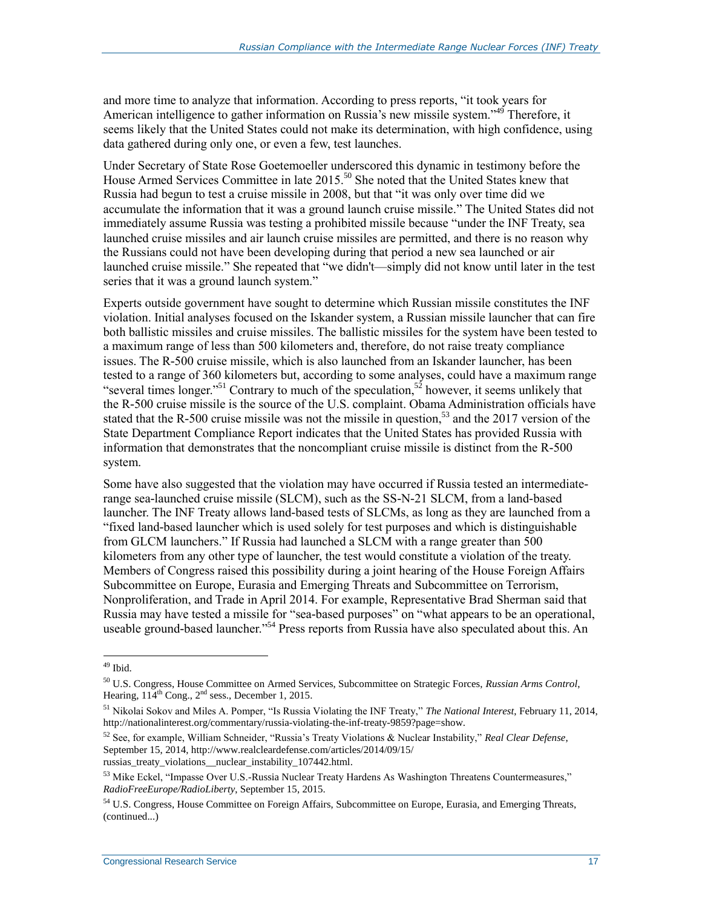and more time to analyze that information. According to press reports, "it took years for American intelligence to gather information on Russia's new missile system."[49] Therefore, it seems likely that the United States could not make its determination, with high confidence, using data gathered during only one, or even a few, test launches.

Under Secretary of State Rose Goetemoeller underscored this dynamic in testimony before the House Armed Services Committee in late 2015.[50] She noted that the United States knew that Russia had begun to test a cruise missile in 2008, but that "it was only over time did we accumulate the information that it was a ground launch cruise missile." The United States did not immediately assume Russia was testing a prohibited missile because "under the INF Treaty, sea launched cruise missiles and air launch cruise missiles are permitted, and there is no reason why the Russians could not have been developing during that period a new sea launched or air launched cruise missile." She repeated that "we didn't—simply did not know until later in the test series that it was a ground launch system."

Experts outside government have sought to determine which Russian missile constitutes the INF violation. Initial analyses focused on the Iskander system, a Russian missile launcher that can fire both ballistic missiles and cruise missiles. The ballistic missiles for the system have been tested to a maximum range of less than 500 kilometers and, therefore, do not raise treaty compliance issues. The R-500 cruise missile, which is also launched from an Iskander launcher, has been tested to a range of 360 kilometers but, according to some analyses, could have a maximum range "several times longer."[51] Contrary to much of the speculation,[52] however, it seems unlikely that the R-500 cruise missile is the source of the U.S. complaint. Obama Administration officials have stated that the R-500 cruise missile was not the missile in question,[53] and the 2017 version of the State Department Compliance Report indicates that the United States has provided Russia with information that demonstrates that the noncompliant cruise missile is distinct from the R-500 system.

Some have also suggested that the violation may have occurred if Russia tested an intermediate-range sea-launched cruise missile (SLCM), such as the SS-N-21 SLCM, from a land-based launcher. The INF Treaty allows land-based tests of SLCMs, as long as they are launched from a "fixed land-based launcher which is used solely for test purposes and which is distinguishable from GLCM launchers." If Russia had launched a SLCM with a range greater than 500 kilometers from any other type of launcher, the test would constitute a violation of the treaty. Members of Congress raised this possibility during a joint hearing of the House Foreign Affairs Subcommittee on Europe, Eurasia and Emerging Threats and Subcommittee on Terrorism, Nonproliferation, and Trade in April 2014. For example, Representative Brad Sherman said that Russia may have tested a missile for "sea-based purposes" on "what appears to be an operational, useable ground-based launcher."[54] Press reports from Russia have also speculated about this. An

---

[49] Ibid.

[50] U.S. Congress, House Committee on Armed Services, Subcommittee on Strategic Forces, *Russian Arms Control*, Hearing, 114th Cong., 2nd sess., December 1, 2015.

[51] Nikolai Sokov and Miles A. Pomper, "Is Russia Violating the INF Treaty," *The National Interest*, February 11, 2014, http://nationalinterest.org/commentary/russia-violating-the-inf-treaty-9859?page=show.

[52] See, for example, William Schneider, "Russia's Treaty Violations & Nuclear Instability," *Real Clear Defense*, September 15, 2014, http://www.realcleardefense.com/articles/2014/09/15/russias_treaty_violations__nuclear_instability_107442.html.

[53] Mike Eckel, "Impasse Over U.S.-Russia Nuclear Treaty Hardens As Washington Threatens Countermeasures," *RadioFreeEurope/RadioLiberty*, September 15, 2015.

[54] U.S. Congress, House Committee on Foreign Affairs, Subcommittee on Europe, Eurasia, and Emerging Threats, (continued...)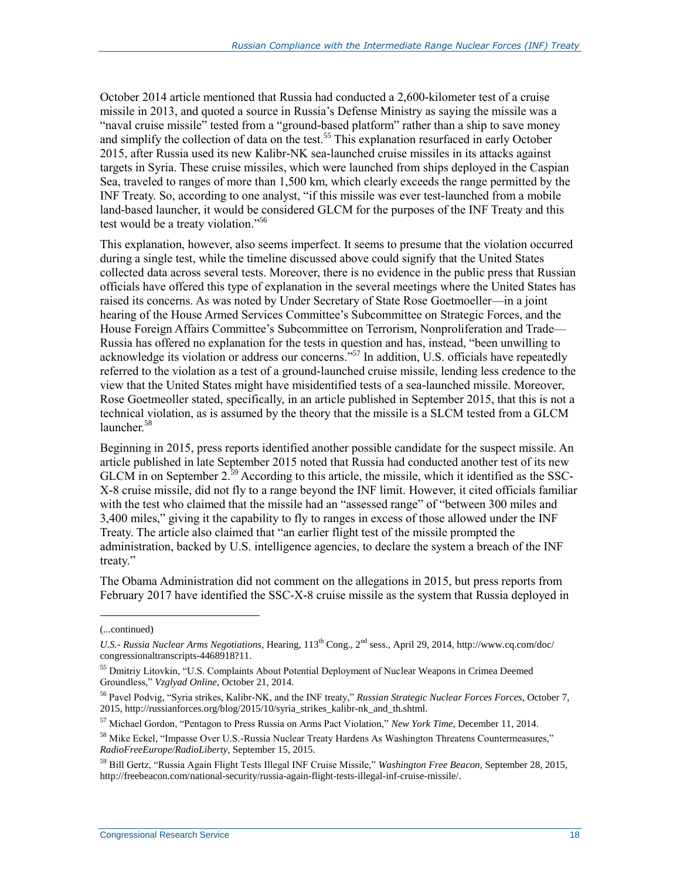October 2014 article mentioned that Russia had conducted a 2,600-kilometer test of a cruise missile in 2013, and quoted a source in Russia's Defense Ministry as saying the missile was a "naval cruise missile" tested from a "ground-based platform" rather than a ship to save money and simplify the collection of data on the test.[55] This explanation resurfaced in early October 2015, after Russia used its new Kalibr-NK sea-launched cruise missiles in its attacks against targets in Syria. These cruise missiles, which were launched from ships deployed in the Caspian Sea, traveled to ranges of more than 1,500 km, which clearly exceeds the range permitted by the INF Treaty. So, according to one analyst, "if this missile was ever test-launched from a mobile land-based launcher, it would be considered GLCM for the purposes of the INF Treaty and this test would be a treaty violation."[56]

This explanation, however, also seems imperfect. It seems to presume that the violation occurred during a single test, while the timeline discussed above could signify that the United States collected data across several tests. Moreover, there is no evidence in the public press that Russian officials have offered this type of explanation in the several meetings where the United States has raised its concerns. As was noted by Under Secretary of State Rose Goetmoeller—in a joint hearing of the House Armed Services Committee's Subcommittee on Strategic Forces, and the House Foreign Affairs Committee's Subcommittee on Terrorism, Nonproliferation and Trade—Russia has offered no explanation for the tests in question and has, instead, "been unwilling to acknowledge its violation or address our concerns."[57] In addition, U.S. officials have repeatedly referred to the violation as a test of a ground-launched cruise missile, lending less credence to the view that the United States might have misidentified tests of a sea-launched missile. Moreover, Rose Goetmeoller stated, specifically, in an article published in September 2015, that this is not a technical violation, as is assumed by the theory that the missile is a SLCM tested from a GLCM launcher.[58]

Beginning in 2015, press reports identified another possible candidate for the suspect missile. An article published in late September 2015 noted that Russia had conducted another test of its new GLCM in on September 2.[59] According to this article, the missile, which it identified as the SSC-X-8 cruise missile, did not fly to a range beyond the INF limit. However, it cited officials familiar with the test who claimed that the missile had an "assessed range" of "between 300 miles and 3,400 miles," giving it the capability to fly to ranges in excess of those allowed under the INF Treaty. The article also claimed that "an earlier flight test of the missile prompted the administration, backed by U.S. intelligence agencies, to declare the system a breach of the INF treaty."

The Obama Administration did not comment on the allegations in 2015, but press reports from February 2017 have identified the SSC-X-8 cruise missile as the system that Russia deployed in

---

(...continued)

*U.S.- Russia Nuclear Arms Negotiations*, Hearing, 113th Cong., 2nd sess., April 29, 2014, http://www.cq.com/doc/congressionaltranscripts-4468918?11.

[55] Dmitriy Litovkin, "U.S. Complaints About Potential Deployment of Nuclear Weapons in Crimea Deemed Groundless," *Vzglyad Online*, October 21, 2014.

[56] Pavel Podvig, "Syria strikes, Kalibr-NK, and the INF treaty," *Russian Strategic Nuclear Forces Forces*, October 7, 2015, http://russianforces.org/blog/2015/10/syria_strikes_kalibr-nk_and_th.shtml.

[57] Michael Gordon, "Pentagon to Press Russia on Arms Pact Violation," *New York Time*, December 11, 2014.

[58] Mike Eckel, "Impasse Over U.S.-Russia Nuclear Treaty Hardens As Washington Threatens Countermeasures," *RadioFreeEurope/RadioLiberty*, September 15, 2015.

[59] Bill Gertz, "Russia Again Flight Tests Illegal INF Cruise Missile," *Washington Free Beacon*, September 28, 2015, http://freebeacon.com/national-security/russia-again-flight-tests-illegal-inf-cruise-missile/.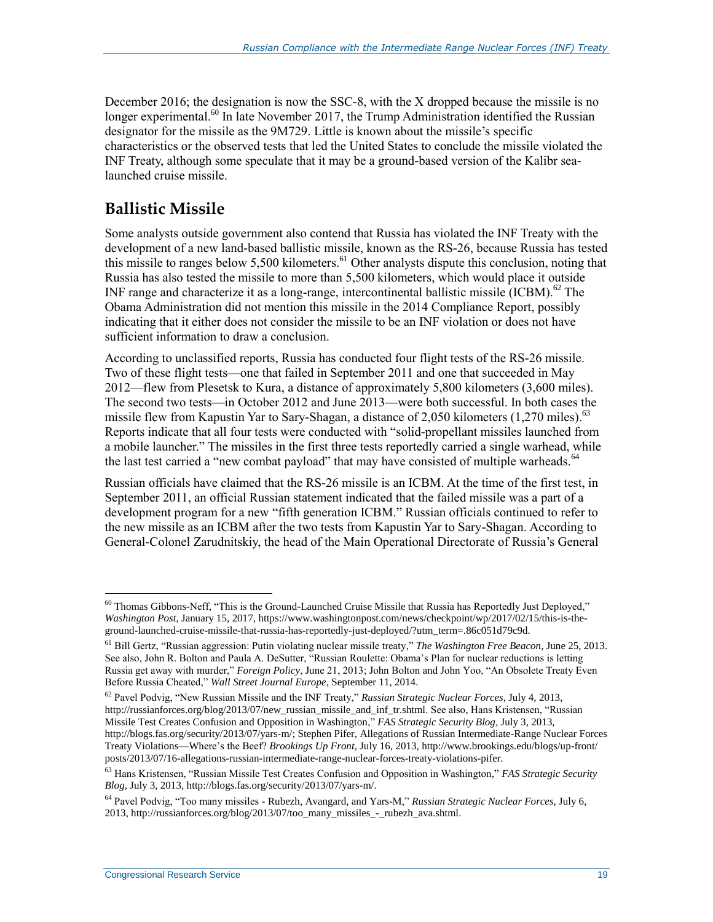December 2016; the designation is now the SSC-8, with the X dropped because the missile is no longer experimental.[60] In late November 2017, the Trump Administration identified the Russian designator for the missile as the 9M729. Little is known about the missile's specific characteristics or the observed tests that led the United States to conclude the missile violated the INF Treaty, although some speculate that it may be a ground-based version of the Kalibr sea-launched cruise missile.

## Ballistic Missile

Some analysts outside government also contend that Russia has violated the INF Treaty with the development of a new land-based ballistic missile, known as the RS-26, because Russia has tested this missile to ranges below 5,500 kilometers.[61] Other analysts dispute this conclusion, noting that Russia has also tested the missile to more than 5,500 kilometers, which would place it outside INF range and characterize it as a long-range, intercontinental ballistic missile (ICBM).[62] The Obama Administration did not mention this missile in the 2014 Compliance Report, possibly indicating that it either does not consider the missile to be an INF violation or does not have sufficient information to draw a conclusion.

According to unclassified reports, Russia has conducted four flight tests of the RS-26 missile. Two of these flight tests—one that failed in September 2011 and one that succeeded in May 2012—flew from Plesetsk to Kura, a distance of approximately 5,800 kilometers (3,600 miles). The second two tests—in October 2012 and June 2013—were both successful. In both cases the missile flew from Kapustin Yar to Sary-Shagan, a distance of 2,050 kilometers (1,270 miles).[63] Reports indicate that all four tests were conducted with "solid-propellant missiles launched from a mobile launcher." The missiles in the first three tests reportedly carried a single warhead, while the last test carried a "new combat payload" that may have consisted of multiple warheads.[64]

Russian officials have claimed that the RS-26 missile is an ICBM. At the time of the first test, in September 2011, an official Russian statement indicated that the failed missile was a part of a development program for a new "fifth generation ICBM." Russian officials continued to refer to the new missile as an ICBM after the two tests from Kapustin Yar to Sary-Shagan. According to General-Colonel Zarudnitskiy, the head of the Main Operational Directorate of Russia's General

---

[60] Thomas Gibbons-Neff, "This is the Ground-Launched Cruise Missile that Russia has Reportedly Just Deployed," *Washington Post*, January 15, 2017, https://www.washingtonpost.com/news/checkpoint/wp/2017/02/15/this-is-the-ground-launched-cruise-missile-that-russia-has-reportedly-just-deployed/?utm_term=.86c051d79c9d.

[61] Bill Gertz, "Russian aggression: Putin violating nuclear missile treaty," *The Washington Free Beacon*, June 25, 2013. See also, John R. Bolton and Paula A. DeSutter, "Russian Roulette: Obama's Plan for nuclear reductions is letting Russia get away with murder," *Foreign Policy*, June 21, 2013; John Bolton and John Yoo, "An Obsolete Treaty Even Before Russia Cheated," *Wall Street Journal Europe*, September 11, 2014.

[62] Pavel Podvig, "New Russian Missile and the INF Treaty," *Russian Strategic Nuclear Forces*, July 4, 2013, http://russianforces.org/blog/2013/07/new_russian_missile_and_inf_tr.shtml. See also, Hans Kristensen, "Russian Missile Test Creates Confusion and Opposition in Washington," *FAS Strategic Security Blog*, July 3, 2013, http://blogs.fas.org/security/2013/07/yars-m/; Stephen Pifer, Allegations of Russian Intermediate-Range Nuclear Forces Treaty Violations—Where's the Beef? *Brookings Up Front*, July 16, 2013, http://www.brookings.edu/blogs/up-front/posts/2013/07/16-allegations-russian-intermediate-range-nuclear-forces-treaty-violations-pifer.

[63] Hans Kristensen, "Russian Missile Test Creates Confusion and Opposition in Washington," *FAS Strategic Security Blog*, July 3, 2013, http://blogs.fas.org/security/2013/07/yars-m/.

[64] Pavel Podvig, "Too many missiles - Rubezh, Avangard, and Yars-M," *Russian Strategic Nuclear Forces*, July 6, 2013, http://russianforces.org/blog/2013/07/too_many_missiles_-_rubezh_ava.shtml.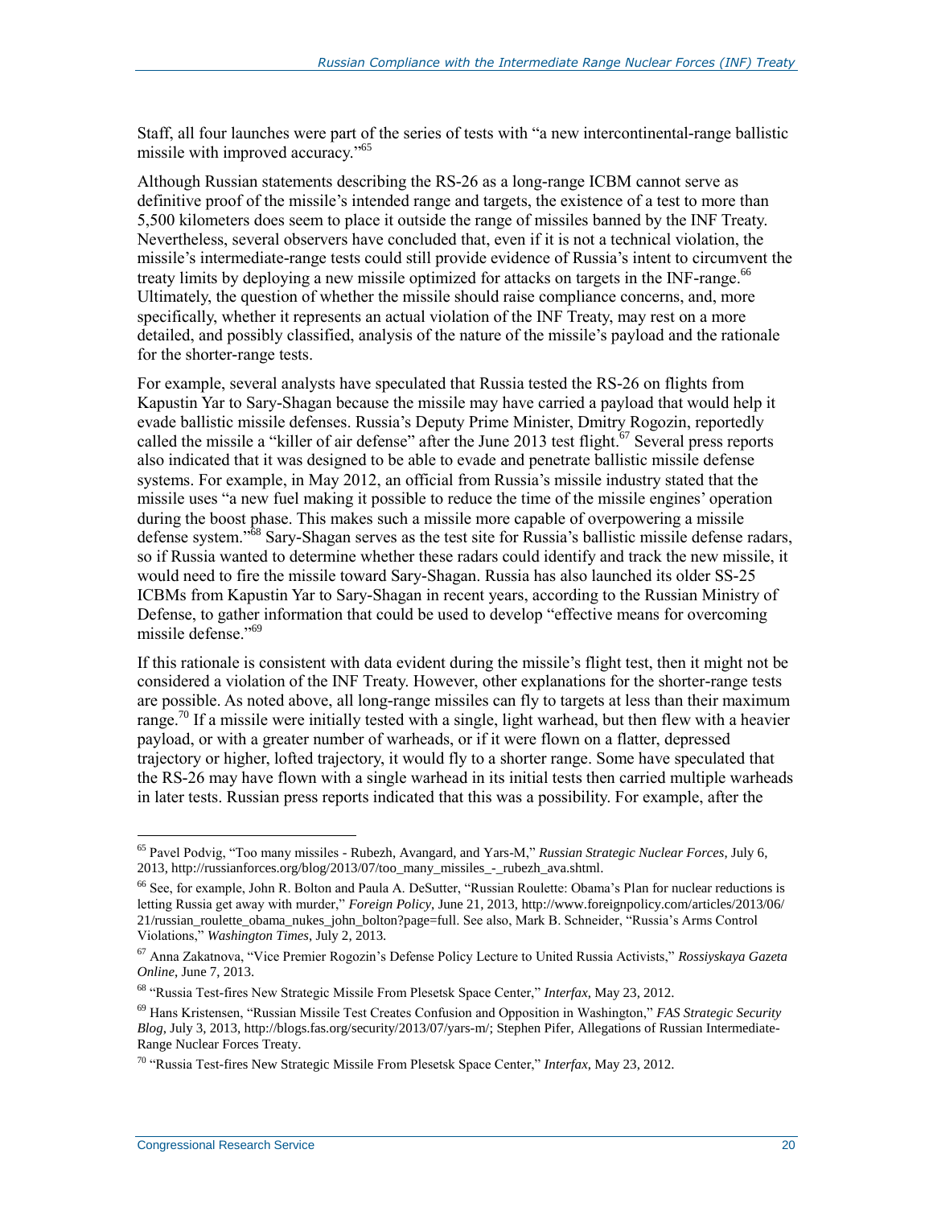Staff, all four launches were part of the series of tests with "a new intercontinental-range ballistic missile with improved accuracy."[65]

Although Russian statements describing the RS-26 as a long-range ICBM cannot serve as definitive proof of the missile's intended range and targets, the existence of a test to more than 5,500 kilometers does seem to place it outside the range of missiles banned by the INF Treaty. Nevertheless, several observers have concluded that, even if it is not a technical violation, the missile's intermediate-range tests could still provide evidence of Russia's intent to circumvent the treaty limits by deploying a new missile optimized for attacks on targets in the INF-range.[66] Ultimately, the question of whether the missile should raise compliance concerns, and, more specifically, whether it represents an actual violation of the INF Treaty, may rest on a more detailed, and possibly classified, analysis of the nature of the missile's payload and the rationale for the shorter-range tests.

For example, several analysts have speculated that Russia tested the RS-26 on flights from Kapustin Yar to Sary-Shagan because the missile may have carried a payload that would help it evade ballistic missile defenses. Russia's Deputy Prime Minister, Dmitry Rogozin, reportedly called the missile a "killer of air defense" after the June 2013 test flight.[67] Several press reports also indicated that it was designed to be able to evade and penetrate ballistic missile defense systems. For example, in May 2012, an official from Russia's missile industry stated that the missile uses "a new fuel making it possible to reduce the time of the missile engines' operation during the boost phase. This makes such a missile more capable of overpowering a missile defense system."[68] Sary-Shagan serves as the test site for Russia's ballistic missile defense radars, so if Russia wanted to determine whether these radars could identify and track the new missile, it would need to fire the missile toward Sary-Shagan. Russia has also launched its older SS-25 ICBMs from Kapustin Yar to Sary-Shagan in recent years, according to the Russian Ministry of Defense, to gather information that could be used to develop "effective means for overcoming missile defense."[69]

If this rationale is consistent with data evident during the missile's flight test, then it might not be considered a violation of the INF Treaty. However, other explanations for the shorter-range tests are possible. As noted above, all long-range missiles can fly to targets at less than their maximum range.[70] If a missile were initially tested with a single, light warhead, but then flew with a heavier payload, or with a greater number of warheads, or if it were flown on a flatter, depressed trajectory or higher, lofted trajectory, it would fly to a shorter range. Some have speculated that the RS-26 may have flown with a single warhead in its initial tests then carried multiple warheads in later tests. Russian press reports indicated that this was a possibility. For example, after the

---

[65] Pavel Podvig, "Too many missiles - Rubezh, Avangard, and Yars-M," *Russian Strategic Nuclear Forces*, July 6, 2013, http://russianforces.org/blog/2013/07/too_many_missiles_-_rubezh_ava.shtml.

[66] See, for example, John R. Bolton and Paula A. DeSutter, "Russian Roulette: Obama's Plan for nuclear reductions is letting Russia get away with murder," *Foreign Policy*, June 21, 2013, http://www.foreignpolicy.com/articles/2013/06/21/russian_roulette_obama_nukes_john_bolton?page=full. See also, Mark B. Schneider, "Russia's Arms Control Violations," *Washington Times*, July 2, 2013.

[67] Anna Zakatnova, "Vice Premier Rogozin's Defense Policy Lecture to United Russia Activists," *Rossiyskaya Gazeta Online*, June 7, 2013.

[68] "Russia Test-fires New Strategic Missile From Plesetsk Space Center," *Interfax*, May 23, 2012.

[69] Hans Kristensen, "Russian Missile Test Creates Confusion and Opposition in Washington," *FAS Strategic Security Blog*, July 3, 2013, http://blogs.fas.org/security/2013/07/yars-m/; Stephen Pifer, Allegations of Russian Intermediate-Range Nuclear Forces Treaty.

[70] "Russia Test-fires New Strategic Missile From Plesetsk Space Center," *Interfax*, May 23, 2012.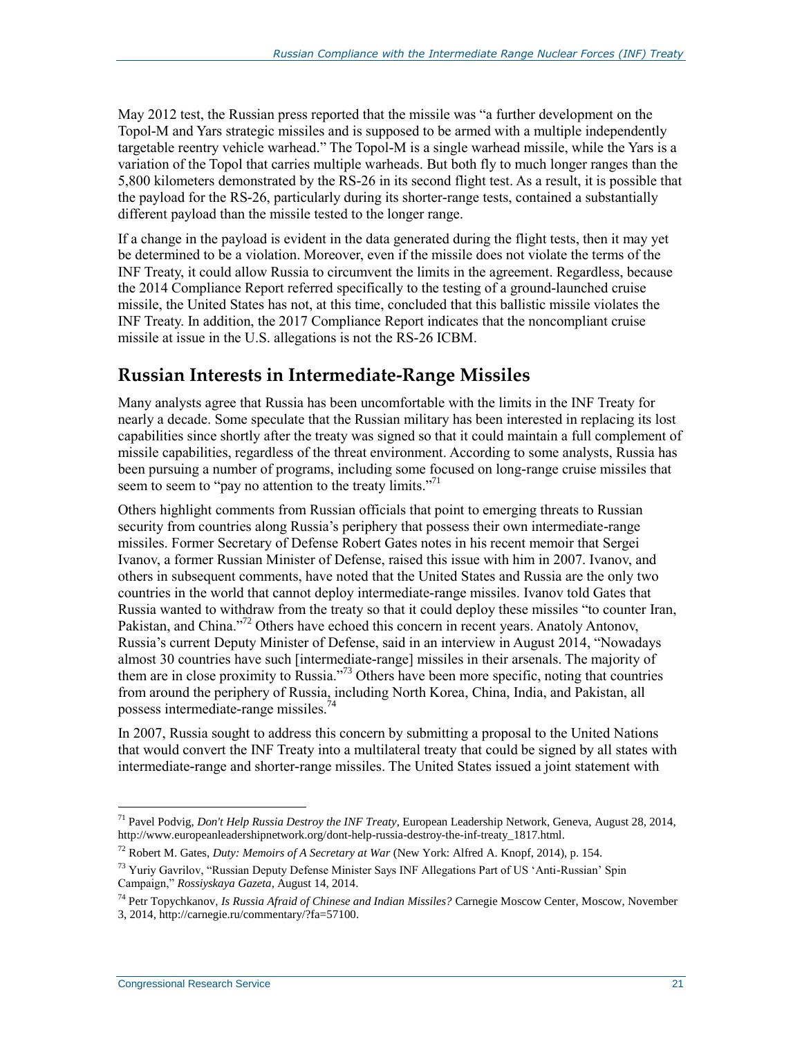May 2012 test, the Russian press reported that the missile was "a further development on the Topol-M and Yars strategic missiles and is supposed to be armed with a multiple independently targetable reentry vehicle warhead." The Topol-M is a single warhead missile, while the Yars is a variation of the Topol that carries multiple warheads. But both fly to much longer ranges than the 5,800 kilometers demonstrated by the RS-26 in its second flight test. As a result, it is possible that the payload for the RS-26, particularly during its shorter-range tests, contained a substantially different payload than the missile tested to the longer range.

If a change in the payload is evident in the data generated during the flight tests, then it may yet be determined to be a violation. Moreover, even if the missile does not violate the terms of the INF Treaty, it could allow Russia to circumvent the limits in the agreement. Regardless, because the 2014 Compliance Report referred specifically to the testing of a ground-launched cruise missile, the United States has not, at this time, concluded that this ballistic missile violates the INF Treaty. In addition, the 2017 Compliance Report indicates that the noncompliant cruise missile at issue in the U.S. allegations is not the RS-26 ICBM.

## Russian Interests in Intermediate-Range Missiles

Many analysts agree that Russia has been uncomfortable with the limits in the INF Treaty for nearly a decade. Some speculate that the Russian military has been interested in replacing its lost capabilities since shortly after the treaty was signed so that it could maintain a full complement of missile capabilities, regardless of the threat environment. According to some analysts, Russia has been pursuing a number of programs, including some focused on long-range cruise missiles that seem to seem to "pay no attention to the treaty limits."[71]

Others highlight comments from Russian officials that point to emerging threats to Russian security from countries along Russia's periphery that possess their own intermediate-range missiles. Former Secretary of Defense Robert Gates notes in his recent memoir that Sergei Ivanov, a former Russian Minister of Defense, raised this issue with him in 2007. Ivanov, and others in subsequent comments, have noted that the United States and Russia are the only two countries in the world that cannot deploy intermediate-range missiles. Ivanov told Gates that Russia wanted to withdraw from the treaty so that it could deploy these missiles "to counter Iran, Pakistan, and China."[72] Others have echoed this concern in recent years. Anatoly Antonov, Russia's current Deputy Minister of Defense, said in an interview in August 2014, "Nowadays almost 30 countries have such [intermediate-range] missiles in their arsenals. The majority of them are in close proximity to Russia."[73] Others have been more specific, noting that countries from around the periphery of Russia, including North Korea, China, India, and Pakistan, all possess intermediate-range missiles.[74]

In 2007, Russia sought to address this concern by submitting a proposal to the United Nations that would convert the INF Treaty into a multilateral treaty that could be signed by all states with intermediate-range and shorter-range missiles. The United States issued a joint statement with

---

[71] Pavel Podvig, *Don't Help Russia Destroy the INF Treaty*, European Leadership Network, Geneva, August 28, 2014, http://www.europeanleadershipnetwork.org/dont-help-russia-destroy-the-inf-treaty_1817.html.

[72] Robert M. Gates, *Duty: Memoirs of A Secretary at War* (New York: Alfred A. Knopf, 2014), p. 154.

[73] Yuriy Gavrilov, "Russian Deputy Defense Minister Says INF Allegations Part of US 'Anti-Russian' Spin Campaign," *Rossiyskaya Gazeta*, August 14, 2014.

[74] Petr Topychkanov, *Is Russia Afraid of Chinese and Indian Missiles?* Carnegie Moscow Center, Moscow, November 3, 2014, http://carnegie.ru/commentary/?fa=57100.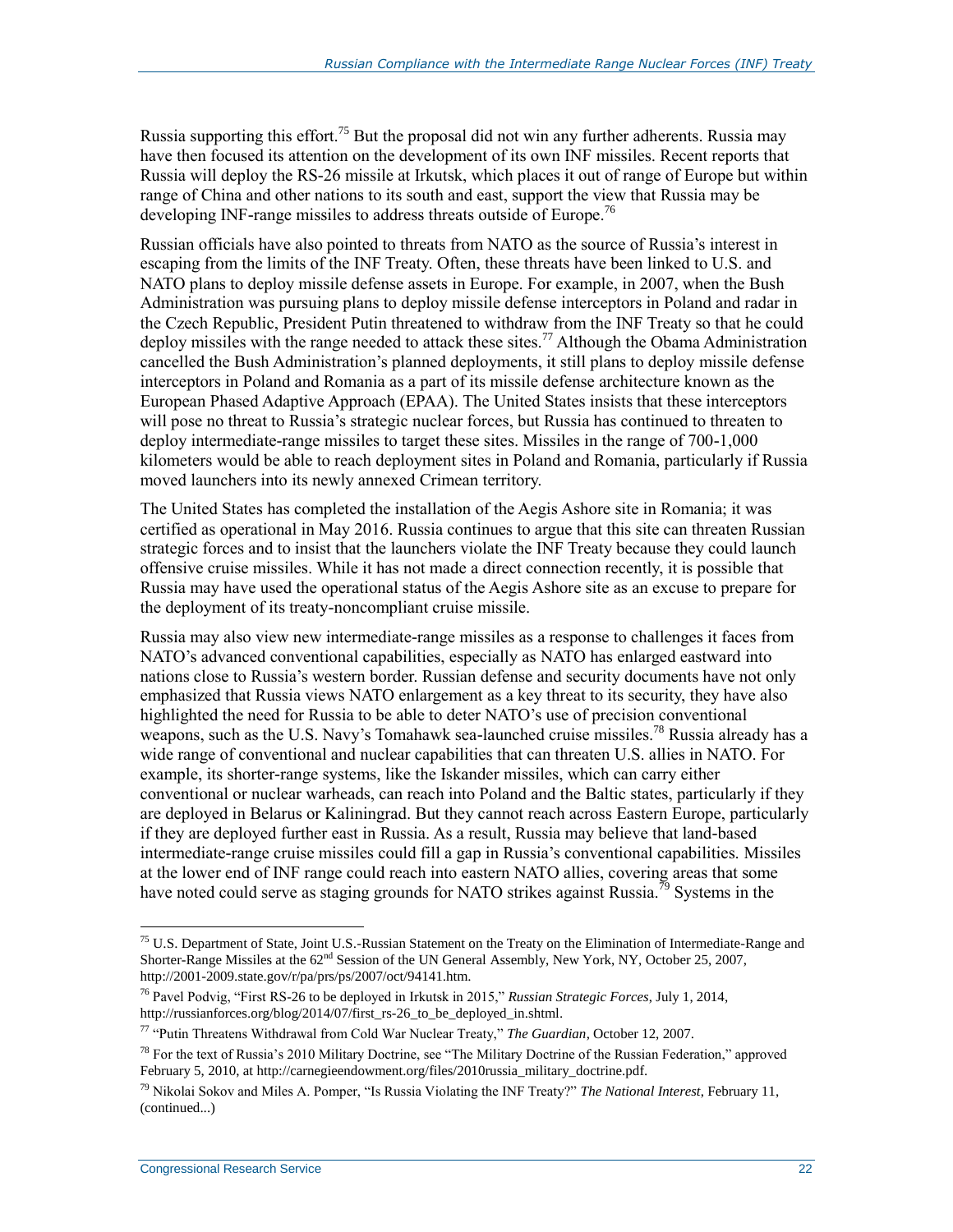Russia supporting this effort.[75] But the proposal did not win any further adherents. Russia may have then focused its attention on the development of its own INF missiles. Recent reports that Russia will deploy the RS-26 missile at Irkutsk, which places it out of range of Europe but within range of China and other nations to its south and east, support the view that Russia may be developing INF-range missiles to address threats outside of Europe.[76]

Russian officials have also pointed to threats from NATO as the source of Russia's interest in escaping from the limits of the INF Treaty. Often, these threats have been linked to U.S. and NATO plans to deploy missile defense assets in Europe. For example, in 2007, when the Bush Administration was pursuing plans to deploy missile defense interceptors in Poland and radar in the Czech Republic, President Putin threatened to withdraw from the INF Treaty so that he could deploy missiles with the range needed to attack these sites.[77] Although the Obama Administration cancelled the Bush Administration's planned deployments, it still plans to deploy missile defense interceptors in Poland and Romania as a part of its missile defense architecture known as the European Phased Adaptive Approach (EPAA). The United States insists that these interceptors will pose no threat to Russia's strategic nuclear forces, but Russia has continued to threaten to deploy intermediate-range missiles to target these sites. Missiles in the range of 700-1,000 kilometers would be able to reach deployment sites in Poland and Romania, particularly if Russia moved launchers into its newly annexed Crimean territory.

The United States has completed the installation of the Aegis Ashore site in Romania; it was certified as operational in May 2016. Russia continues to argue that this site can threaten Russian strategic forces and to insist that the launchers violate the INF Treaty because they could launch offensive cruise missiles. While it has not made a direct connection recently, it is possible that Russia may have used the operational status of the Aegis Ashore site as an excuse to prepare for the deployment of its treaty-noncompliant cruise missile.

Russia may also view new intermediate-range missiles as a response to challenges it faces from NATO's advanced conventional capabilities, especially as NATO has enlarged eastward into nations close to Russia's western border. Russian defense and security documents have not only emphasized that Russia views NATO enlargement as a key threat to its security, they have also highlighted the need for Russia to be able to deter NATO's use of precision conventional weapons, such as the U.S. Navy's Tomahawk sea-launched cruise missiles.[78] Russia already has a wide range of conventional and nuclear capabilities that can threaten U.S. allies in NATO. For example, its shorter-range systems, like the Iskander missiles, which can carry either conventional or nuclear warheads, can reach into Poland and the Baltic states, particularly if they are deployed in Belarus or Kaliningrad. But they cannot reach across Eastern Europe, particularly if they are deployed further east in Russia. As a result, Russia may believe that land-based intermediate-range cruise missiles could fill a gap in Russia's conventional capabilities. Missiles at the lower end of INF range could reach into eastern NATO allies, covering areas that some have noted could serve as staging grounds for NATO strikes against Russia.[79] Systems in the

---

[75] U.S. Department of State, Joint U.S.-Russian Statement on the Treaty on the Elimination of Intermediate-Range and Shorter-Range Missiles at the 62nd Session of the UN General Assembly, New York, NY, October 25, 2007, http://2001-2009.state.gov/r/pa/prs/ps/2007/oct/94141.htm.

[76] Pavel Podvig, "First RS-26 to be deployed in Irkutsk in 2015," *Russian Strategic Forces*, July 1, 2014, http://russianforces.org/blog/2014/07/first_rs-26_to_be_deployed_in.shtml.

[77] "Putin Threatens Withdrawal from Cold War Nuclear Treaty," *The Guardian*, October 12, 2007.

[78] For the text of Russia's 2010 Military Doctrine, see "The Military Doctrine of the Russian Federation," approved February 5, 2010, at http://carnegieendowment.org/files/2010russia_military_doctrine.pdf.

[79] Nikolai Sokov and Miles A. Pomper, "Is Russia Violating the INF Treaty?" *The National Interest*, February 11, (continued...)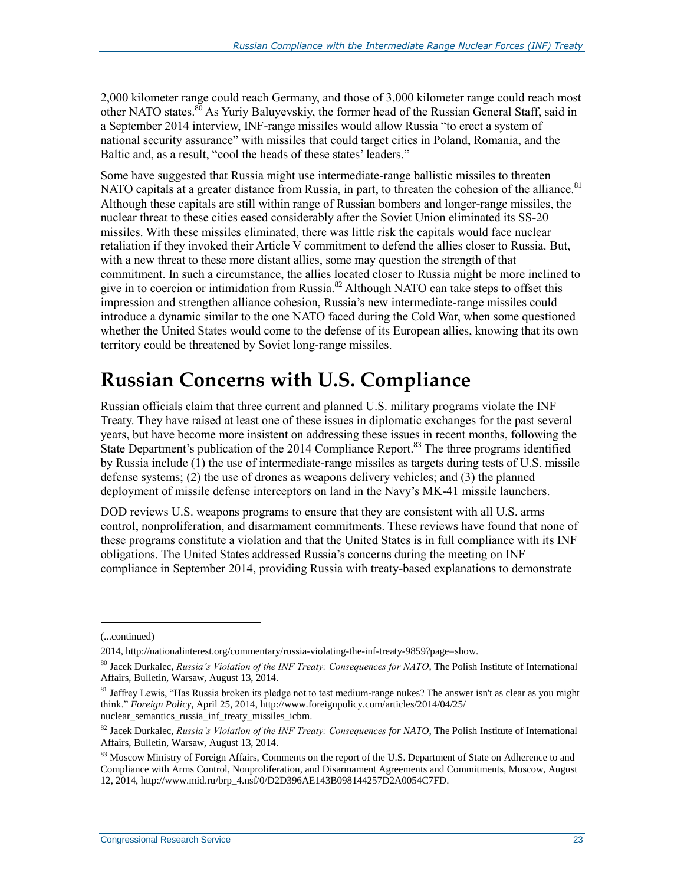2,000 kilometer range could reach Germany, and those of 3,000 kilometer range could reach most other NATO states.[80] As Yuriy Baluyevskiy, the former head of the Russian General Staff, said in a September 2014 interview, INF-range missiles would allow Russia "to erect a system of national security assurance" with missiles that could target cities in Poland, Romania, and the Baltic and, as a result, "cool the heads of these states' leaders."

Some have suggested that Russia might use intermediate-range ballistic missiles to threaten NATO capitals at a greater distance from Russia, in part, to threaten the cohesion of the alliance.[81] Although these capitals are still within range of Russian bombers and longer-range missiles, the nuclear threat to these cities eased considerably after the Soviet Union eliminated its SS-20 missiles. With these missiles eliminated, there was little risk the capitals would face nuclear retaliation if they invoked their Article V commitment to defend the allies closer to Russia. But, with a new threat to these more distant allies, some may question the strength of that commitment. In such a circumstance, the allies located closer to Russia might be more inclined to give in to coercion or intimidation from Russia.[82] Although NATO can take steps to offset this impression and strengthen alliance cohesion, Russia's new intermediate-range missiles could introduce a dynamic similar to the one NATO faced during the Cold War, when some questioned whether the United States would come to the defense of its European allies, knowing that its own territory could be threatened by Soviet long-range missiles.

# Russian Concerns with U.S. Compliance

Russian officials claim that three current and planned U.S. military programs violate the INF Treaty. They have raised at least one of these issues in diplomatic exchanges for the past several years, but have become more insistent on addressing these issues in recent months, following the State Department's publication of the 2014 Compliance Report.[83] The three programs identified by Russia include (1) the use of intermediate-range missiles as targets during tests of U.S. missile defense systems; (2) the use of drones as weapons delivery vehicles; and (3) the planned deployment of missile defense interceptors on land in the Navy's MK-41 missile launchers.

DOD reviews U.S. weapons programs to ensure that they are consistent with all U.S. arms control, nonproliferation, and disarmament commitments. These reviews have found that none of these programs constitute a violation and that the United States is in full compliance with its INF obligations. The United States addressed Russia's concerns during the meeting on INF compliance in September 2014, providing Russia with treaty-based explanations to demonstrate

---

(...continued)

2014, http://nationalinterest.org/commentary/russia-violating-the-inf-treaty-9859?page=show.

[80] Jacek Durkalec, *Russia's Violation of the INF Treaty: Consequences for NATO*, The Polish Institute of International Affairs, Bulletin, Warsaw, August 13, 2014.

[81] Jeffrey Lewis, "Has Russia broken its pledge not to test medium-range nukes? The answer isn't as clear as you might think." *Foreign Policy*, April 25, 2014, http://www.foreignpolicy.com/articles/2014/04/25/nuclear_semantics_russia_inf_treaty_missiles_icbm.

[82] Jacek Durkalec, *Russia's Violation of the INF Treaty: Consequences for NATO*, The Polish Institute of International Affairs, Bulletin, Warsaw, August 13, 2014.

[83] Moscow Ministry of Foreign Affairs, Comments on the report of the U.S. Department of State on Adherence to and Compliance with Arms Control, Nonproliferation, and Disarmament Agreements and Commitments, Moscow, August 12, 2014, http://www.mid.ru/brp_4.nsf/0/D2D396AE143B098144257D2A0054C7FD.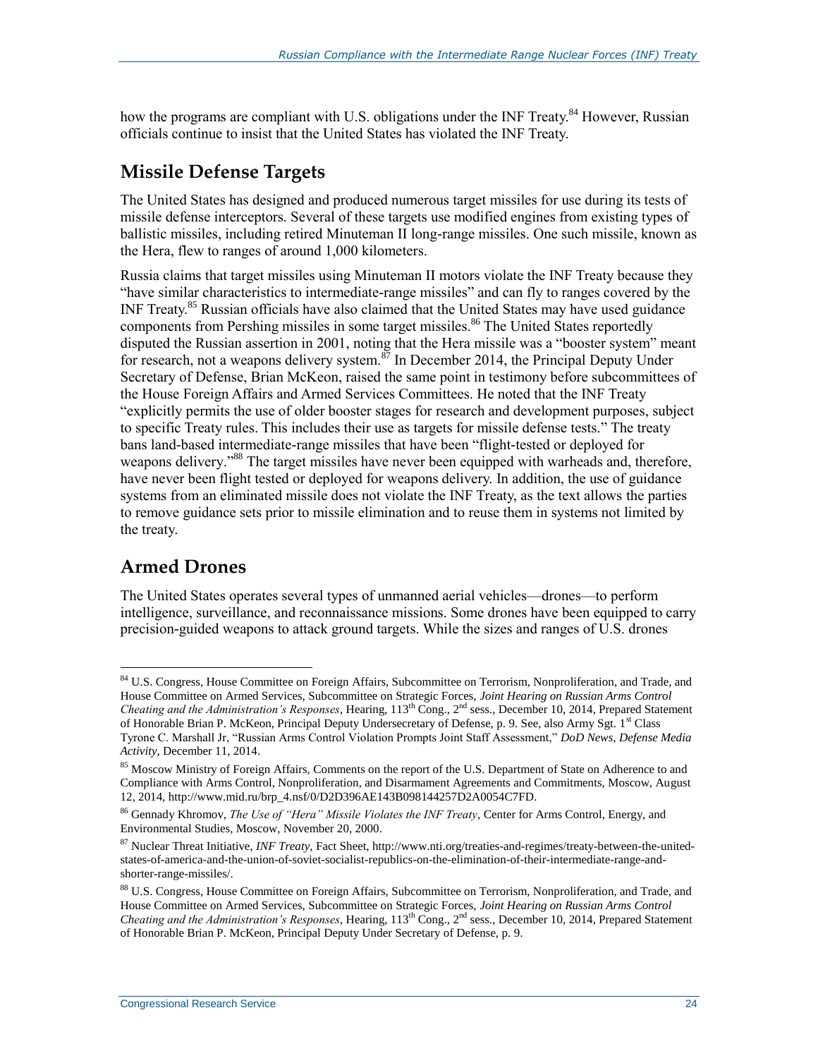how the programs are compliant with U.S. obligations under the INF Treaty.[84] However, Russian officials continue to insist that the United States has violated the INF Treaty.

## Missile Defense Targets

The United States has designed and produced numerous target missiles for use during its tests of missile defense interceptors. Several of these targets use modified engines from existing types of ballistic missiles, including retired Minuteman II long-range missiles. One such missile, known as the Hera, flew to ranges of around 1,000 kilometers.

Russia claims that target missiles using Minuteman II motors violate the INF Treaty because they "have similar characteristics to intermediate-range missiles" and can fly to ranges covered by the INF Treaty.[85] Russian officials have also claimed that the United States may have used guidance components from Pershing missiles in some target missiles.[86] The United States reportedly disputed the Russian assertion in 2001, noting that the Hera missile was a "booster system" meant for research, not a weapons delivery system.[87] In December 2014, the Principal Deputy Under Secretary of Defense, Brian McKeon, raised the same point in testimony before subcommittees of the House Foreign Affairs and Armed Services Committees. He noted that the INF Treaty "explicitly permits the use of older booster stages for research and development purposes, subject to specific Treaty rules. This includes their use as targets for missile defense tests." The treaty bans land-based intermediate-range missiles that have been "flight-tested or deployed for weapons delivery."[88] The target missiles have never been equipped with warheads and, therefore, have never been flight tested or deployed for weapons delivery. In addition, the use of guidance systems from an eliminated missile does not violate the INF Treaty, as the text allows the parties to remove guidance sets prior to missile elimination and to reuse them in systems not limited by the treaty.

## Armed Drones

The United States operates several types of unmanned aerial vehicles—drones—to perform intelligence, surveillance, and reconnaissance missions. Some drones have been equipped to carry precision-guided weapons to attack ground targets. While the sizes and ranges of U.S. drones

---

[84] U.S. Congress, House Committee on Foreign Affairs, Subcommittee on Terrorism, Nonproliferation, and Trade, and House Committee on Armed Services, Subcommittee on Strategic Forces, *Joint Hearing on Russian Arms Control Cheating and the Administration's Responses*, Hearing, 113th Cong., 2nd sess., December 10, 2014, Prepared Statement of Honorable Brian P. McKeon, Principal Deputy Undersecretary of Defense, p. 9. See, also Army Sgt. 1st Class Tyrone C. Marshall Jr, "Russian Arms Control Violation Prompts Joint Staff Assessment," *DoD News, Defense Media Activity*, December 11, 2014.

[85] Moscow Ministry of Foreign Affairs, Comments on the report of the U.S. Department of State on Adherence to and Compliance with Arms Control, Nonproliferation, and Disarmament Agreements and Commitments, Moscow, August 12, 2014, http://www.mid.ru/brp_4.nsf/0/D2D396AE143B098144257D2A0054C7FD.

[86] Gennady Khromov, *The Use of "Hera" Missile Violates the INF Treaty*, Center for Arms Control, Energy, and Environmental Studies, Moscow, November 20, 2000.

[87] Nuclear Threat Initiative, *INF Treaty*, Fact Sheet, http://www.nti.org/treaties-and-regimes/treaty-between-the-united-states-of-america-and-the-union-of-soviet-socialist-republics-on-the-elimination-of-their-intermediate-range-and-shorter-range-missiles/.

[88] U.S. Congress, House Committee on Foreign Affairs, Subcommittee on Terrorism, Nonproliferation, and Trade, and House Committee on Armed Services, Subcommittee on Strategic Forces, *Joint Hearing on Russian Arms Control Cheating and the Administration's Responses*, Hearing, 113th Cong., 2nd sess., December 10, 2014, Prepared Statement of Honorable Brian P. McKeon, Principal Deputy Under Secretary of Defense, p. 9.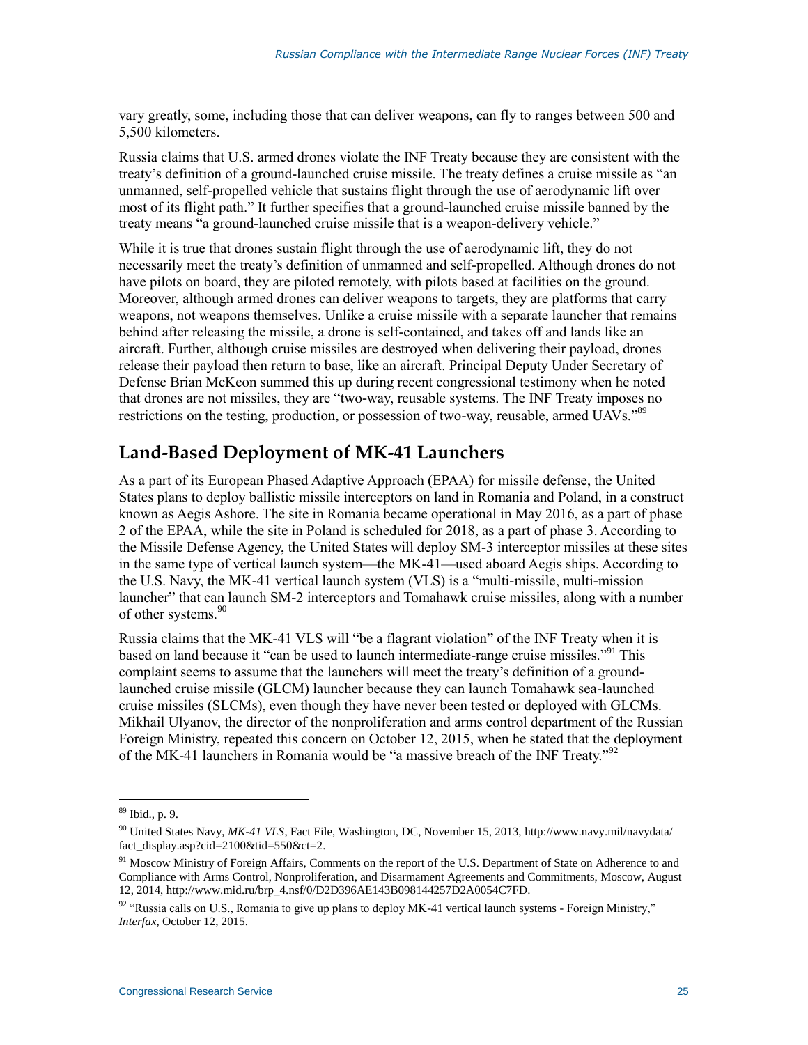vary greatly, some, including those that can deliver weapons, can fly to ranges between 500 and 5,500 kilometers.

Russia claims that U.S. armed drones violate the INF Treaty because they are consistent with the treaty's definition of a ground-launched cruise missile. The treaty defines a cruise missile as "an unmanned, self-propelled vehicle that sustains flight through the use of aerodynamic lift over most of its flight path." It further specifies that a ground-launched cruise missile banned by the treaty means "a ground-launched cruise missile that is a weapon-delivery vehicle."

While it is true that drones sustain flight through the use of aerodynamic lift, they do not necessarily meet the treaty's definition of unmanned and self-propelled. Although drones do not have pilots on board, they are piloted remotely, with pilots based at facilities on the ground. Moreover, although armed drones can deliver weapons to targets, they are platforms that carry weapons, not weapons themselves. Unlike a cruise missile with a separate launcher that remains behind after releasing the missile, a drone is self-contained, and takes off and lands like an aircraft. Further, although cruise missiles are destroyed when delivering their payload, drones release their payload then return to base, like an aircraft. Principal Deputy Under Secretary of Defense Brian McKeon summed this up during recent congressional testimony when he noted that drones are not missiles, they are "two-way, reusable systems. The INF Treaty imposes no restrictions on the testing, production, or possession of two-way, reusable, armed UAVs."[89]

## Land-Based Deployment of MK-41 Launchers

As a part of its European Phased Adaptive Approach (EPAA) for missile defense, the United States plans to deploy ballistic missile interceptors on land in Romania and Poland, in a construct known as Aegis Ashore. The site in Romania became operational in May 2016, as a part of phase 2 of the EPAA, while the site in Poland is scheduled for 2018, as a part of phase 3. According to the Missile Defense Agency, the United States will deploy SM-3 interceptor missiles at these sites in the same type of vertical launch system—the MK-41—used aboard Aegis ships. According to the U.S. Navy, the MK-41 vertical launch system (VLS) is a "multi-missile, multi-mission launcher" that can launch SM-2 interceptors and Tomahawk cruise missiles, along with a number of other systems.[90]

Russia claims that the MK-41 VLS will "be a flagrant violation" of the INF Treaty when it is based on land because it "can be used to launch intermediate-range cruise missiles."[91] This complaint seems to assume that the launchers will meet the treaty's definition of a ground-launched cruise missile (GLCM) launcher because they can launch Tomahawk sea-launched cruise missiles (SLCMs), even though they have never been tested or deployed with GLCMs. Mikhail Ulyanov, the director of the nonproliferation and arms control department of the Russian Foreign Ministry, repeated this concern on October 12, 2015, when he stated that the deployment of the MK-41 launchers in Romania would be "a massive breach of the INF Treaty."[92]

---

[89] Ibid., p. 9.

[90] United States Navy, *MK-41 VLS*, Fact File, Washington, DC, November 15, 2013, http://www.navy.mil/navydata/fact_display.asp?cid=2100&tid=550&ct=2.

[91] Moscow Ministry of Foreign Affairs, Comments on the report of the U.S. Department of State on Adherence to and Compliance with Arms Control, Nonproliferation, and Disarmament Agreements and Commitments, Moscow, August 12, 2014, http://www.mid.ru/brp_4.nsf/0/D2D396AE143B098144257D2A0054C7FD.

[92] "Russia calls on U.S., Romania to give up plans to deploy MK-41 vertical launch systems - Foreign Ministry," *Interfax*, October 12, 2015.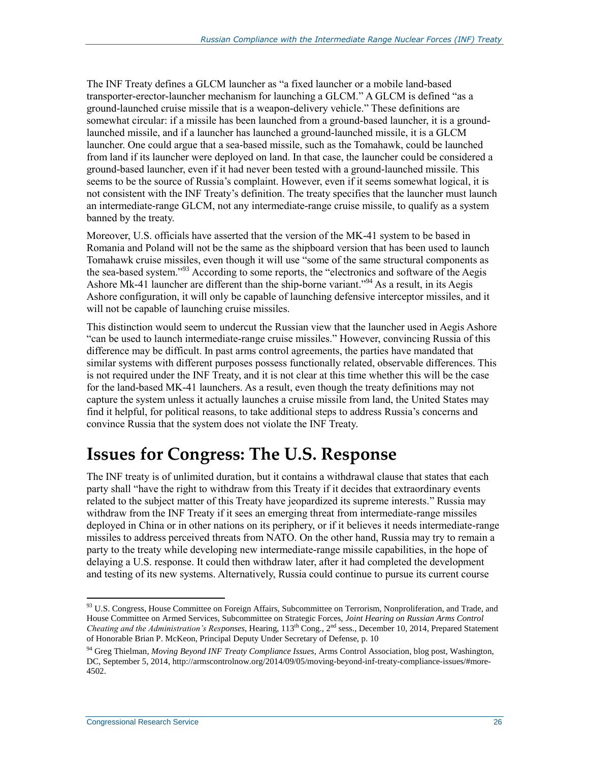The INF Treaty defines a GLCM launcher as "a fixed launcher or a mobile land-based transporter-erector-launcher mechanism for launching a GLCM." A GLCM is defined "as a ground-launched cruise missile that is a weapon-delivery vehicle." These definitions are somewhat circular: if a missile has been launched from a ground-based launcher, it is a ground-launched missile, and if a launcher has launched a ground-launched missile, it is a GLCM launcher. One could argue that a sea-based missile, such as the Tomahawk, could be launched from land if its launcher were deployed on land. In that case, the launcher could be considered a ground-based launcher, even if it had never been tested with a ground-launched missile. This seems to be the source of Russia's complaint. However, even if it seems somewhat logical, it is not consistent with the INF Treaty's definition. The treaty specifies that the launcher must launch an intermediate-range GLCM, not any intermediate-range cruise missile, to qualify as a system banned by the treaty.

Moreover, U.S. officials have asserted that the version of the MK-41 system to be based in Romania and Poland will not be the same as the shipboard version that has been used to launch Tomahawk cruise missiles, even though it will use "some of the same structural components as the sea-based system."[93] According to some reports, the "electronics and software of the Aegis Ashore Mk-41 launcher are different than the ship-borne variant."[94] As a result, in its Aegis Ashore configuration, it will only be capable of launching defensive interceptor missiles, and it will not be capable of launching cruise missiles.

This distinction would seem to undercut the Russian view that the launcher used in Aegis Ashore "can be used to launch intermediate-range cruise missiles." However, convincing Russia of this difference may be difficult. In past arms control agreements, the parties have mandated that similar systems with different purposes possess functionally related, observable differences. This is not required under the INF Treaty, and it is not clear at this time whether this will be the case for the land-based MK-41 launchers. As a result, even though the treaty definitions may not capture the system unless it actually launches a cruise missile from land, the United States may find it helpful, for political reasons, to take additional steps to address Russia's concerns and convince Russia that the system does not violate the INF Treaty.

# Issues for Congress: The U.S. Response

The INF treaty is of unlimited duration, but it contains a withdrawal clause that states that each party shall "have the right to withdraw from this Treaty if it decides that extraordinary events related to the subject matter of this Treaty have jeopardized its supreme interests." Russia may withdraw from the INF Treaty if it sees an emerging threat from intermediate-range missiles deployed in China or in other nations on its periphery, or if it believes it needs intermediate-range missiles to address perceived threats from NATO. On the other hand, Russia may try to remain a party to the treaty while developing new intermediate-range missile capabilities, in the hope of delaying a U.S. response. It could then withdraw later, after it had completed the development and testing of its new systems. Alternatively, Russia could continue to pursue its current course

[93] U.S. Congress, House Committee on Foreign Affairs, Subcommittee on Terrorism, Nonproliferation, and Trade, and House Committee on Armed Services, Subcommittee on Strategic Forces, *Joint Hearing on Russian Arms Control Cheating and the Administration's Responses*, Hearing, 113th Cong., 2nd sess., December 10, 2014, Prepared Statement of Honorable Brian P. McKeon, Principal Deputy Under Secretary of Defense, p. 10

[94] Greg Thielman, *Moving Beyond INF Treaty Compliance Issues*, Arms Control Association, blog post, Washington, DC, September 5, 2014, http://armscontrolnow.org/2014/09/05/moving-beyond-inf-treaty-compliance-issues/#more-4502.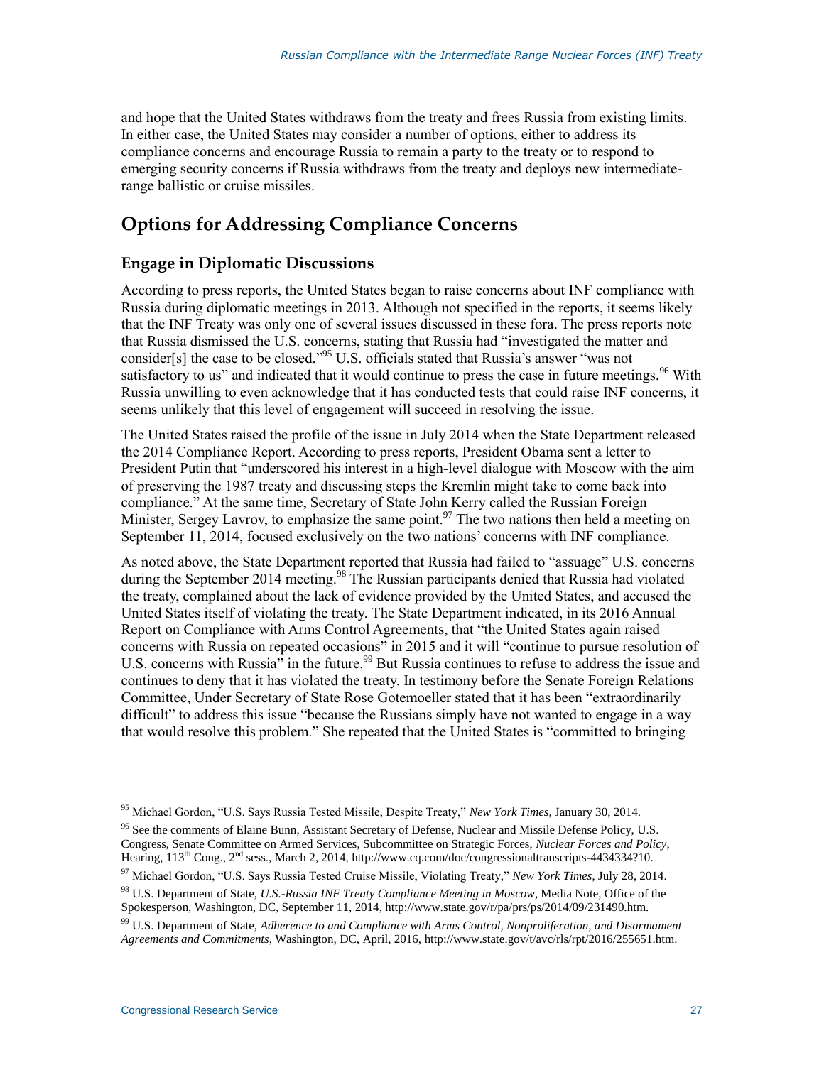and hope that the United States withdraws from the treaty and frees Russia from existing limits. In either case, the United States may consider a number of options, either to address its compliance concerns and encourage Russia to remain a party to the treaty or to respond to emerging security concerns if Russia withdraws from the treaty and deploys new intermediate-range ballistic or cruise missiles.

## Options for Addressing Compliance Concerns

### Engage in Diplomatic Discussions

According to press reports, the United States began to raise concerns about INF compliance with Russia during diplomatic meetings in 2013. Although not specified in the reports, it seems likely that the INF Treaty was only one of several issues discussed in these fora. The press reports note that Russia dismissed the U.S. concerns, stating that Russia had "investigated the matter and consider[s] the case to be closed."[95] U.S. officials stated that Russia's answer "was not satisfactory to us" and indicated that it would continue to press the case in future meetings.[96] With Russia unwilling to even acknowledge that it has conducted tests that could raise INF concerns, it seems unlikely that this level of engagement will succeed in resolving the issue.

The United States raised the profile of the issue in July 2014 when the State Department released the 2014 Compliance Report. According to press reports, President Obama sent a letter to President Putin that "underscored his interest in a high-level dialogue with Moscow with the aim of preserving the 1987 treaty and discussing steps the Kremlin might take to come back into compliance." At the same time, Secretary of State John Kerry called the Russian Foreign Minister, Sergey Lavrov, to emphasize the same point.[97] The two nations then held a meeting on September 11, 2014, focused exclusively on the two nations' concerns with INF compliance.

As noted above, the State Department reported that Russia had failed to "assuage" U.S. concerns during the September 2014 meeting.[98] The Russian participants denied that Russia had violated the treaty, complained about the lack of evidence provided by the United States, and accused the United States itself of violating the treaty. The State Department indicated, in its 2016 Annual Report on Compliance with Arms Control Agreements, that "the United States again raised concerns with Russia on repeated occasions" in 2015 and it will "continue to pursue resolution of U.S. concerns with Russia" in the future.[99] But Russia continues to refuse to address the issue and continues to deny that it has violated the treaty. In testimony before the Senate Foreign Relations Committee, Under Secretary of State Rose Gotemoeller stated that it has been "extraordinarily difficult" to address this issue "because the Russians simply have not wanted to engage in a way that would resolve this problem." She repeated that the United States is "committed to bringing

---

[95] Michael Gordon, "U.S. Says Russia Tested Missile, Despite Treaty," *New York Times*, January 30, 2014.

[96] See the comments of Elaine Bunn, Assistant Secretary of Defense, Nuclear and Missile Defense Policy, U.S. Congress, Senate Committee on Armed Services, Subcommittee on Strategic Forces, *Nuclear Forces and Policy*, Hearing, 113th Cong., 2nd sess., March 2, 2014, http://www.cq.com/doc/congressionaltranscripts-4434334?10.

[97] Michael Gordon, "U.S. Says Russia Tested Cruise Missile, Violating Treaty," *New York Times*, July 28, 2014.

[98] U.S. Department of State, *U.S.-Russia INF Treaty Compliance Meeting in Moscow*, Media Note, Office of the Spokesperson, Washington, DC, September 11, 2014, http://www.state.gov/r/pa/prs/ps/2014/09/231490.htm.

[99] U.S. Department of State, *Adherence to and Compliance with Arms Control, Nonproliferation, and Disarmament Agreements and Commitments*, Washington, DC, April, 2016, http://www.state.gov/t/avc/rls/rpt/2016/255651.htm.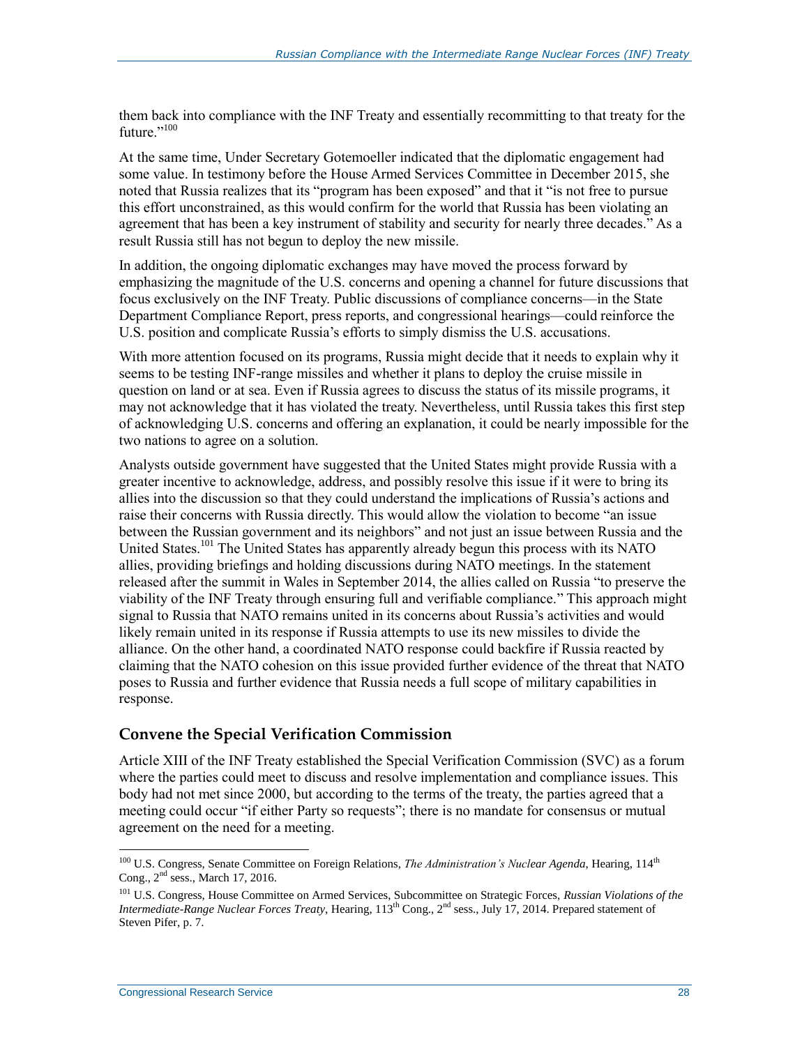them back into compliance with the INF Treaty and essentially recommitting to that treaty for the future."[100]

At the same time, Under Secretary Gotemoeller indicated that the diplomatic engagement had some value. In testimony before the House Armed Services Committee in December 2015, she noted that Russia realizes that its "program has been exposed" and that it "is not free to pursue this effort unconstrained, as this would confirm for the world that Russia has been violating an agreement that has been a key instrument of stability and security for nearly three decades." As a result Russia still has not begun to deploy the new missile.

In addition, the ongoing diplomatic exchanges may have moved the process forward by emphasizing the magnitude of the U.S. concerns and opening a channel for future discussions that focus exclusively on the INF Treaty. Public discussions of compliance concerns—in the State Department Compliance Report, press reports, and congressional hearings—could reinforce the U.S. position and complicate Russia's efforts to simply dismiss the U.S. accusations.

With more attention focused on its programs, Russia might decide that it needs to explain why it seems to be testing INF-range missiles and whether it plans to deploy the cruise missile in question on land or at sea. Even if Russia agrees to discuss the status of its missile programs, it may not acknowledge that it has violated the treaty. Nevertheless, until Russia takes this first step of acknowledging U.S. concerns and offering an explanation, it could be nearly impossible for the two nations to agree on a solution.

Analysts outside government have suggested that the United States might provide Russia with a greater incentive to acknowledge, address, and possibly resolve this issue if it were to bring its allies into the discussion so that they could understand the implications of Russia's actions and raise their concerns with Russia directly. This would allow the violation to become "an issue between the Russian government and its neighbors" and not just an issue between Russia and the United States.[101] The United States has apparently already begun this process with its NATO allies, providing briefings and holding discussions during NATO meetings. In the statement released after the summit in Wales in September 2014, the allies called on Russia "to preserve the viability of the INF Treaty through ensuring full and verifiable compliance." This approach might signal to Russia that NATO remains united in its concerns about Russia's activities and would likely remain united in its response if Russia attempts to use its new missiles to divide the alliance. On the other hand, a coordinated NATO response could backfire if Russia reacted by claiming that the NATO cohesion on this issue provided further evidence of the threat that NATO poses to Russia and further evidence that Russia needs a full scope of military capabilities in response.

## Convene the Special Verification Commission

Article XIII of the INF Treaty established the Special Verification Commission (SVC) as a forum where the parties could meet to discuss and resolve implementation and compliance issues. This body had not met since 2000, but according to the terms of the treaty, the parties agreed that a meeting could occur "if either Party so requests"; there is no mandate for consensus or mutual agreement on the need for a meeting.

---

[100] U.S. Congress, Senate Committee on Foreign Relations, *The Administration's Nuclear Agenda*, Hearing, 114th Cong., 2nd sess., March 17, 2016.

[101] U.S. Congress, House Committee on Armed Services, Subcommittee on Strategic Forces, *Russian Violations of the Intermediate-Range Nuclear Forces Treaty*, Hearing, 113th Cong., 2nd sess., July 17, 2014. Prepared statement of Steven Pifer, p. 7.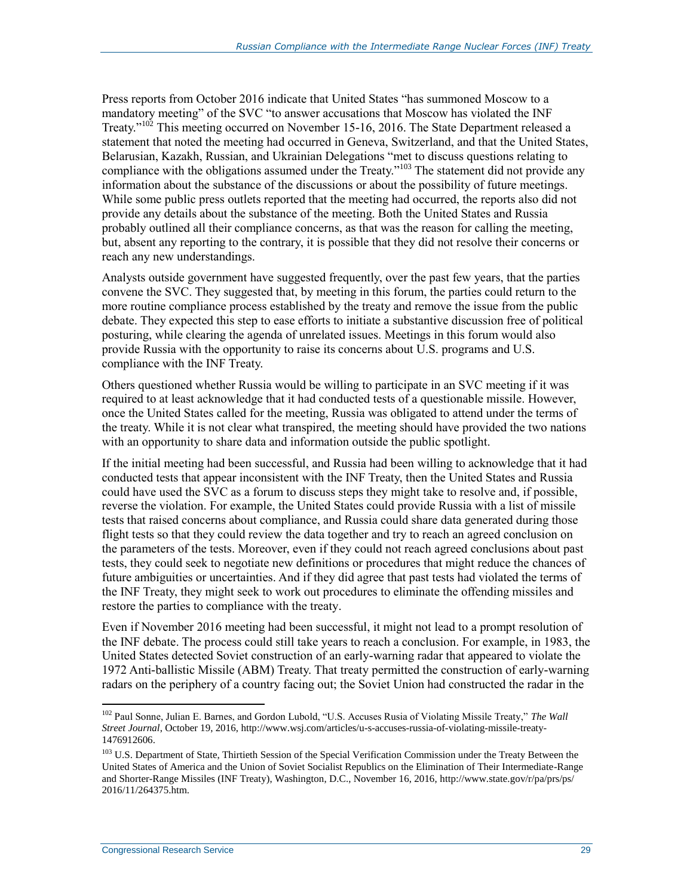Press reports from October 2016 indicate that United States "has summoned Moscow to a mandatory meeting" of the SVC "to answer accusations that Moscow has violated the INF Treaty."[102] This meeting occurred on November 15-16, 2016. The State Department released a statement that noted the meeting had occurred in Geneva, Switzerland, and that the United States, Belarusian, Kazakh, Russian, and Ukrainian Delegations "met to discuss questions relating to compliance with the obligations assumed under the Treaty."[103] The statement did not provide any information about the substance of the discussions or about the possibility of future meetings. While some public press outlets reported that the meeting had occurred, the reports also did not provide any details about the substance of the meeting. Both the United States and Russia probably outlined all their compliance concerns, as that was the reason for calling the meeting, but, absent any reporting to the contrary, it is possible that they did not resolve their concerns or reach any new understandings.

Analysts outside government have suggested frequently, over the past few years, that the parties convene the SVC. They suggested that, by meeting in this forum, the parties could return to the more routine compliance process established by the treaty and remove the issue from the public debate. They expected this step to ease efforts to initiate a substantive discussion free of political posturing, while clearing the agenda of unrelated issues. Meetings in this forum would also provide Russia with the opportunity to raise its concerns about U.S. programs and U.S. compliance with the INF Treaty.

Others questioned whether Russia would be willing to participate in an SVC meeting if it was required to at least acknowledge that it had conducted tests of a questionable missile. However, once the United States called for the meeting, Russia was obligated to attend under the terms of the treaty. While it is not clear what transpired, the meeting should have provided the two nations with an opportunity to share data and information outside the public spotlight.

If the initial meeting had been successful, and Russia had been willing to acknowledge that it had conducted tests that appear inconsistent with the INF Treaty, then the United States and Russia could have used the SVC as a forum to discuss steps they might take to resolve and, if possible, reverse the violation. For example, the United States could provide Russia with a list of missile tests that raised concerns about compliance, and Russia could share data generated during those flight tests so that they could review the data together and try to reach an agreed conclusion on the parameters of the tests. Moreover, even if they could not reach agreed conclusions about past tests, they could seek to negotiate new definitions or procedures that might reduce the chances of future ambiguities or uncertainties. And if they did agree that past tests had violated the terms of the INF Treaty, they might seek to work out procedures to eliminate the offending missiles and restore the parties to compliance with the treaty.

Even if November 2016 meeting had been successful, it might not lead to a prompt resolution of the INF debate. The process could still take years to reach a conclusion. For example, in 1983, the United States detected Soviet construction of an early-warning radar that appeared to violate the 1972 Anti-ballistic Missile (ABM) Treaty. That treaty permitted the construction of early-warning radars on the periphery of a country facing out; the Soviet Union had constructed the radar in the

---

[102] Paul Sonne, Julian E. Barnes, and Gordon Lubold, "U.S. Accuses Rusia of Violating Missile Treaty," *The Wall Street Journal*, October 19, 2016, http://www.wsj.com/articles/u-s-accuses-russia-of-violating-missile-treaty-1476912606.

[103] U.S. Department of State, Thirtieth Session of the Special Verification Commission under the Treaty Between the United States of America and the Union of Soviet Socialist Republics on the Elimination of Their Intermediate-Range and Shorter-Range Missiles (INF Treaty), Washington, D.C., November 16, 2016, http://www.state.gov/r/pa/prs/ps/2016/11/264375.htm.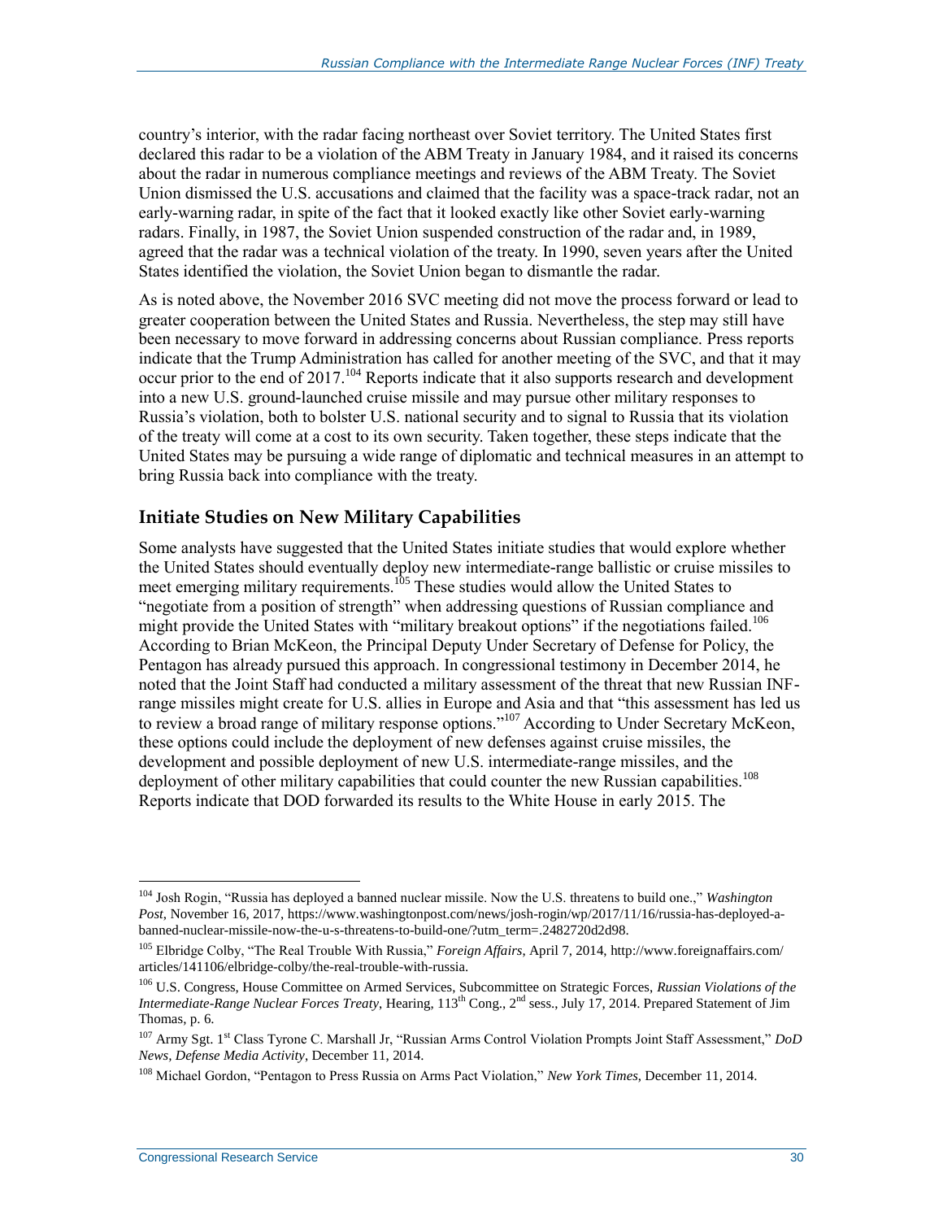country's interior, with the radar facing northeast over Soviet territory. The United States first declared this radar to be a violation of the ABM Treaty in January 1984, and it raised its concerns about the radar in numerous compliance meetings and reviews of the ABM Treaty. The Soviet Union dismissed the U.S. accusations and claimed that the facility was a space-track radar, not an early-warning radar, in spite of the fact that it looked exactly like other Soviet early-warning radars. Finally, in 1987, the Soviet Union suspended construction of the radar and, in 1989, agreed that the radar was a technical violation of the treaty. In 1990, seven years after the United States identified the violation, the Soviet Union began to dismantle the radar.

As is noted above, the November 2016 SVC meeting did not move the process forward or lead to greater cooperation between the United States and Russia. Nevertheless, the step may still have been necessary to move forward in addressing concerns about Russian compliance. Press reports indicate that the Trump Administration has called for another meeting of the SVC, and that it may occur prior to the end of 2017.[104] Reports indicate that it also supports research and development into a new U.S. ground-launched cruise missile and may pursue other military responses to Russia's violation, both to bolster U.S. national security and to signal to Russia that its violation of the treaty will come at a cost to its own security. Taken together, these steps indicate that the United States may be pursuing a wide range of diplomatic and technical measures in an attempt to bring Russia back into compliance with the treaty.

### Initiate Studies on New Military Capabilities

Some analysts have suggested that the United States initiate studies that would explore whether the United States should eventually deploy new intermediate-range ballistic or cruise missiles to meet emerging military requirements.[105] These studies would allow the United States to "negotiate from a position of strength" when addressing questions of Russian compliance and might provide the United States with "military breakout options" if the negotiations failed.[106] According to Brian McKeon, the Principal Deputy Under Secretary of Defense for Policy, the Pentagon has already pursued this approach. In congressional testimony in December 2014, he noted that the Joint Staff had conducted a military assessment of the threat that new Russian INF-range missiles might create for U.S. allies in Europe and Asia and that "this assessment has led us to review a broad range of military response options."[107] According to Under Secretary McKeon, these options could include the deployment of new defenses against cruise missiles, the development and possible deployment of new U.S. intermediate-range missiles, and the deployment of other military capabilities that could counter the new Russian capabilities.[108] Reports indicate that DOD forwarded its results to the White House in early 2015. The

---

[104] Josh Rogin, "Russia has deployed a banned nuclear missile. Now the U.S. threatens to build one.," *Washington Post*, November 16, 2017, https://www.washingtonpost.com/news/josh-rogin/wp/2017/11/16/russia-has-deployed-a-banned-nuclear-missile-now-the-u-s-threatens-to-build-one/?utm_term=.2482720d2d98.

[105] Elbridge Colby, "The Real Trouble With Russia," *Foreign Affairs*, April 7, 2014, http://www.foreignaffairs.com/articles/141106/elbridge-colby/the-real-trouble-with-russia.

[106] U.S. Congress, House Committee on Armed Services, Subcommittee on Strategic Forces, *Russian Violations of the Intermediate-Range Nuclear Forces Treaty*, Hearing, 113th Cong., 2nd sess., July 17, 2014. Prepared Statement of Jim Thomas, p. 6.

[107] Army Sgt. 1st Class Tyrone C. Marshall Jr, "Russian Arms Control Violation Prompts Joint Staff Assessment," *DoD News, Defense Media Activity*, December 11, 2014.

[108] Michael Gordon, "Pentagon to Press Russia on Arms Pact Violation," *New York Times*, December 11, 2014.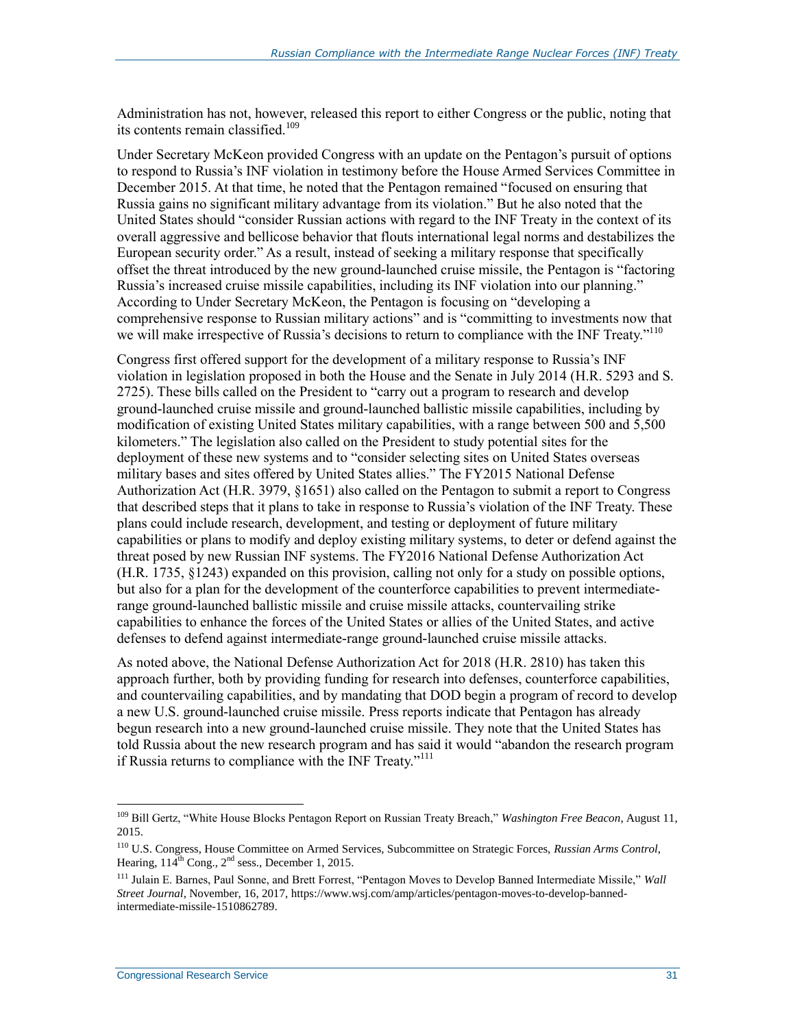Administration has not, however, released this report to either Congress or the public, noting that its contents remain classified.[109]

Under Secretary McKeon provided Congress with an update on the Pentagon's pursuit of options to respond to Russia's INF violation in testimony before the House Armed Services Committee in December 2015. At that time, he noted that the Pentagon remained "focused on ensuring that Russia gains no significant military advantage from its violation." But he also noted that the United States should "consider Russian actions with regard to the INF Treaty in the context of its overall aggressive and bellicose behavior that flouts international legal norms and destabilizes the European security order." As a result, instead of seeking a military response that specifically offset the threat introduced by the new ground-launched cruise missile, the Pentagon is "factoring Russia's increased cruise missile capabilities, including its INF violation into our planning." According to Under Secretary McKeon, the Pentagon is focusing on "developing a comprehensive response to Russian military actions" and is "committing to investments now that we will make irrespective of Russia's decisions to return to compliance with the INF Treaty."[110]

Congress first offered support for the development of a military response to Russia's INF violation in legislation proposed in both the House and the Senate in July 2014 (H.R. 5293 and S. 2725). These bills called on the President to "carry out a program to research and develop ground-launched cruise missile and ground-launched ballistic missile capabilities, including by modification of existing United States military capabilities, with a range between 500 and 5,500 kilometers." The legislation also called on the President to study potential sites for the deployment of these new systems and to "consider selecting sites on United States overseas military bases and sites offered by United States allies." The FY2015 National Defense Authorization Act (H.R. 3979, §1651) also called on the Pentagon to submit a report to Congress that described steps that it plans to take in response to Russia's violation of the INF Treaty. These plans could include research, development, and testing or deployment of future military capabilities or plans to modify and deploy existing military systems, to deter or defend against the threat posed by new Russian INF systems. The FY2016 National Defense Authorization Act (H.R. 1735, §1243) expanded on this provision, calling not only for a study on possible options, but also for a plan for the development of the counterforce capabilities to prevent intermediate-range ground-launched ballistic missile and cruise missile attacks, countervailing strike capabilities to enhance the forces of the United States or allies of the United States, and active defenses to defend against intermediate-range ground-launched cruise missile attacks.

As noted above, the National Defense Authorization Act for 2018 (H.R. 2810) has taken this approach further, both by providing funding for research into defenses, counterforce capabilities, and countervailing capabilities, and by mandating that DOD begin a program of record to develop a new U.S. ground-launched cruise missile. Press reports indicate that Pentagon has already begun research into a new ground-launched cruise missile. They note that the United States has told Russia about the new research program and has said it would "abandon the research program if Russia returns to compliance with the INF Treaty."[111]

---

[109] Bill Gertz, "White House Blocks Pentagon Report on Russian Treaty Breach," *Washington Free Beacon*, August 11, 2015.

[110] U.S. Congress, House Committee on Armed Services, Subcommittee on Strategic Forces, *Russian Arms Control*, Hearing, 114th Cong., 2nd sess., December 1, 2015.

[111] Julain E. Barnes, Paul Sonne, and Brett Forrest, "Pentagon Moves to Develop Banned Intermediate Missile," *Wall Street Journal*, November, 16, 2017, https://www.wsj.com/amp/articles/pentagon-moves-to-develop-banned-intermediate-missile-1510862789.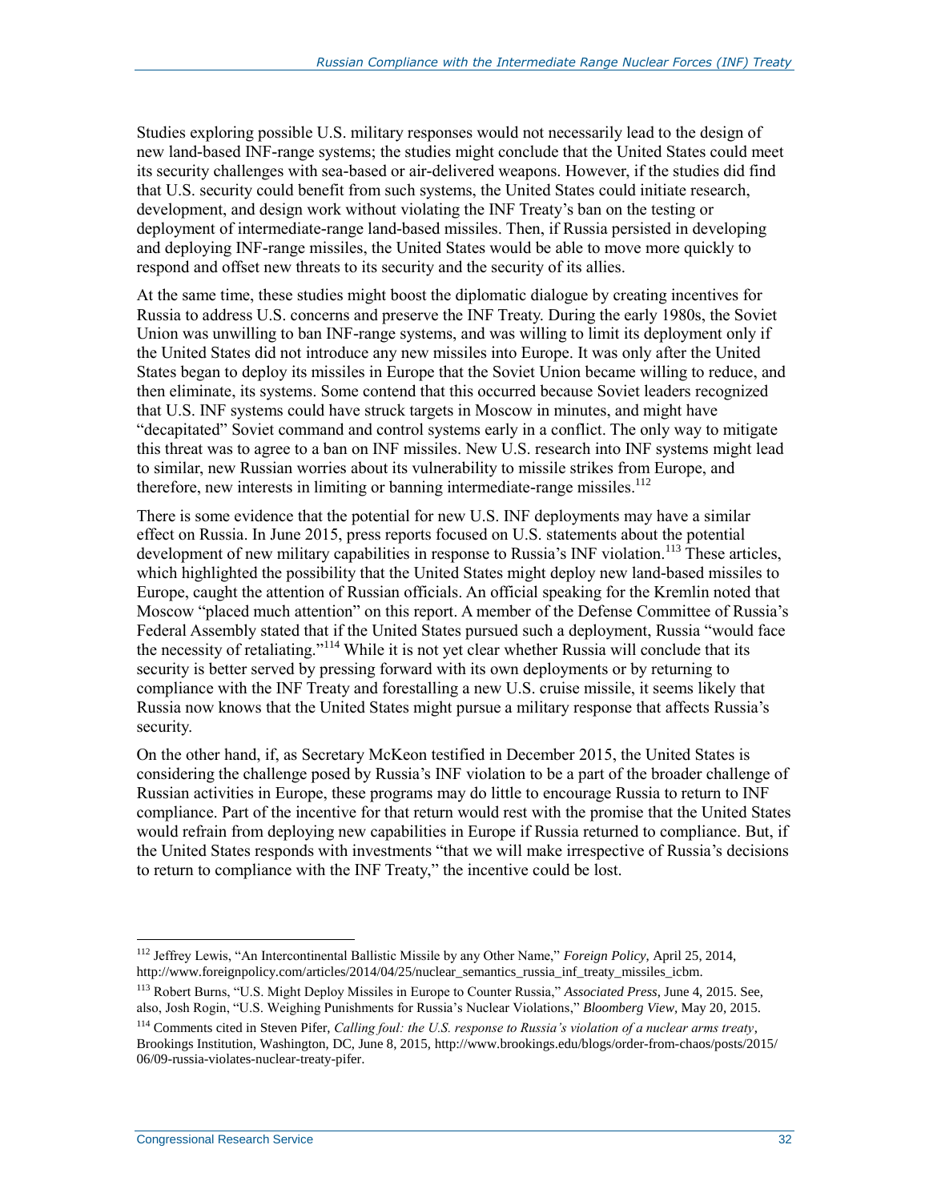Studies exploring possible U.S. military responses would not necessarily lead to the design of new land-based INF-range systems; the studies might conclude that the United States could meet its security challenges with sea-based or air-delivered weapons. However, if the studies did find that U.S. security could benefit from such systems, the United States could initiate research, development, and design work without violating the INF Treaty's ban on the testing or deployment of intermediate-range land-based missiles. Then, if Russia persisted in developing and deploying INF-range missiles, the United States would be able to move more quickly to respond and offset new threats to its security and the security of its allies.

At the same time, these studies might boost the diplomatic dialogue by creating incentives for Russia to address U.S. concerns and preserve the INF Treaty. During the early 1980s, the Soviet Union was unwilling to ban INF-range systems, and was willing to limit its deployment only if the United States did not introduce any new missiles into Europe. It was only after the United States began to deploy its missiles in Europe that the Soviet Union became willing to reduce, and then eliminate, its systems. Some contend that this occurred because Soviet leaders recognized that U.S. INF systems could have struck targets in Moscow in minutes, and might have "decapitated" Soviet command and control systems early in a conflict. The only way to mitigate this threat was to agree to a ban on INF missiles. New U.S. research into INF systems might lead to similar, new Russian worries about its vulnerability to missile strikes from Europe, and therefore, new interests in limiting or banning intermediate-range missiles.[112]

There is some evidence that the potential for new U.S. INF deployments may have a similar effect on Russia. In June 2015, press reports focused on U.S. statements about the potential development of new military capabilities in response to Russia's INF violation.[113] These articles, which highlighted the possibility that the United States might deploy new land-based missiles to Europe, caught the attention of Russian officials. An official speaking for the Kremlin noted that Moscow "placed much attention" on this report. A member of the Defense Committee of Russia's Federal Assembly stated that if the United States pursued such a deployment, Russia "would face the necessity of retaliating."[114] While it is not yet clear whether Russia will conclude that its security is better served by pressing forward with its own deployments or by returning to compliance with the INF Treaty and forestalling a new U.S. cruise missile, it seems likely that Russia now knows that the United States might pursue a military response that affects Russia's security.

On the other hand, if, as Secretary McKeon testified in December 2015, the United States is considering the challenge posed by Russia's INF violation to be a part of the broader challenge of Russian activities in Europe, these programs may do little to encourage Russia to return to INF compliance. Part of the incentive for that return would rest with the promise that the United States would refrain from deploying new capabilities in Europe if Russia returned to compliance. But, if the United States responds with investments "that we will make irrespective of Russia's decisions to return to compliance with the INF Treaty," the incentive could be lost.

---

[112] Jeffrey Lewis, "An Intercontinental Ballistic Missile by any Other Name," *Foreign Policy*, April 25, 2014, http://www.foreignpolicy.com/articles/2014/04/25/nuclear_semantics_russia_inf_treaty_missiles_icbm.

[113] Robert Burns, "U.S. Might Deploy Missiles in Europe to Counter Russia," *Associated Press*, June 4, 2015. See, also, Josh Rogin, "U.S. Weighing Punishments for Russia's Nuclear Violations," *Bloomberg View*, May 20, 2015.

[114] Comments cited in Steven Pifer, *Calling foul: the U.S. response to Russia's violation of a nuclear arms treaty*, Brookings Institution, Washington, DC, June 8, 2015, http://www.brookings.edu/blogs/order-from-chaos/posts/2015/06/09-russia-violates-nuclear-treaty-pifer.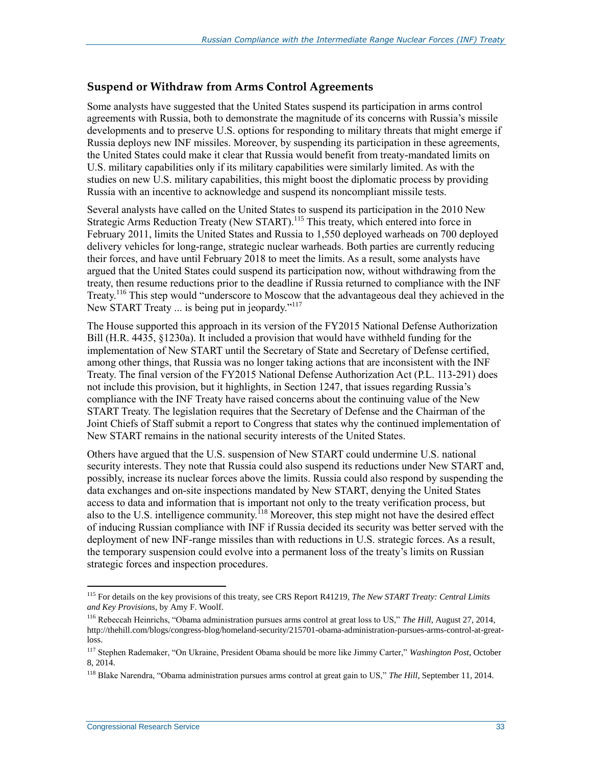### Suspend or Withdraw from Arms Control Agreements

Some analysts have suggested that the United States suspend its participation in arms control agreements with Russia, both to demonstrate the magnitude of its concerns with Russia's missile developments and to preserve U.S. options for responding to military threats that might emerge if Russia deploys new INF missiles. Moreover, by suspending its participation in these agreements, the United States could make it clear that Russia would benefit from treaty-mandated limits on U.S. military capabilities only if its military capabilities were similarly limited. As with the studies on new U.S. military capabilities, this might boost the diplomatic process by providing Russia with an incentive to acknowledge and suspend its noncompliant missile tests.

Several analysts have called on the United States to suspend its participation in the 2010 New Strategic Arms Reduction Treaty (New START).[115] This treaty, which entered into force in February 2011, limits the United States and Russia to 1,550 deployed warheads on 700 deployed delivery vehicles for long-range, strategic nuclear warheads. Both parties are currently reducing their forces, and have until February 2018 to meet the limits. As a result, some analysts have argued that the United States could suspend its participation now, without withdrawing from the treaty, then resume reductions prior to the deadline if Russia returned to compliance with the INF Treaty.[116] This step would "underscore to Moscow that the advantageous deal they achieved in the New START Treaty ... is being put in jeopardy."[117]

The House supported this approach in its version of the FY2015 National Defense Authorization Bill (H.R. 4435, §1230a). It included a provision that would have withheld funding for the implementation of New START until the Secretary of State and Secretary of Defense certified, among other things, that Russia was no longer taking actions that are inconsistent with the INF Treaty. The final version of the FY2015 National Defense Authorization Act (P.L. 113-291) does not include this provision, but it highlights, in Section 1247, that issues regarding Russia's compliance with the INF Treaty have raised concerns about the continuing value of the New START Treaty. The legislation requires that the Secretary of Defense and the Chairman of the Joint Chiefs of Staff submit a report to Congress that states why the continued implementation of New START remains in the national security interests of the United States.

Others have argued that the U.S. suspension of New START could undermine U.S. national security interests. They note that Russia could also suspend its reductions under New START and, possibly, increase its nuclear forces above the limits. Russia could also respond by suspending the data exchanges and on-site inspections mandated by New START, denying the United States access to data and information that is important not only to the treaty verification process, but also to the U.S. intelligence community.[118] Moreover, this step might not have the desired effect of inducing Russian compliance with INF if Russia decided its security was better served with the deployment of new INF-range missiles than with reductions in U.S. strategic forces. As a result, the temporary suspension could evolve into a permanent loss of the treaty's limits on Russian strategic forces and inspection procedures.

---

[115] For details on the key provisions of this treaty, see CRS Report R41219, *The New START Treaty: Central Limits and Key Provisions*, by Amy F. Woolf.

[116] Rebeccah Heinrichs, "Obama administration pursues arms control at great loss to US," *The Hill*, August 27, 2014, http://thehill.com/blogs/congress-blog/homeland-security/215701-obama-administration-pursues-arms-control-at-great-loss.

[117] Stephen Rademaker, "On Ukraine, President Obama should be more like Jimmy Carter," *Washington Post*, October 8, 2014.

[118] Blake Narendra, "Obama administration pursues arms control at great gain to US," *The Hill*, September 11, 2014.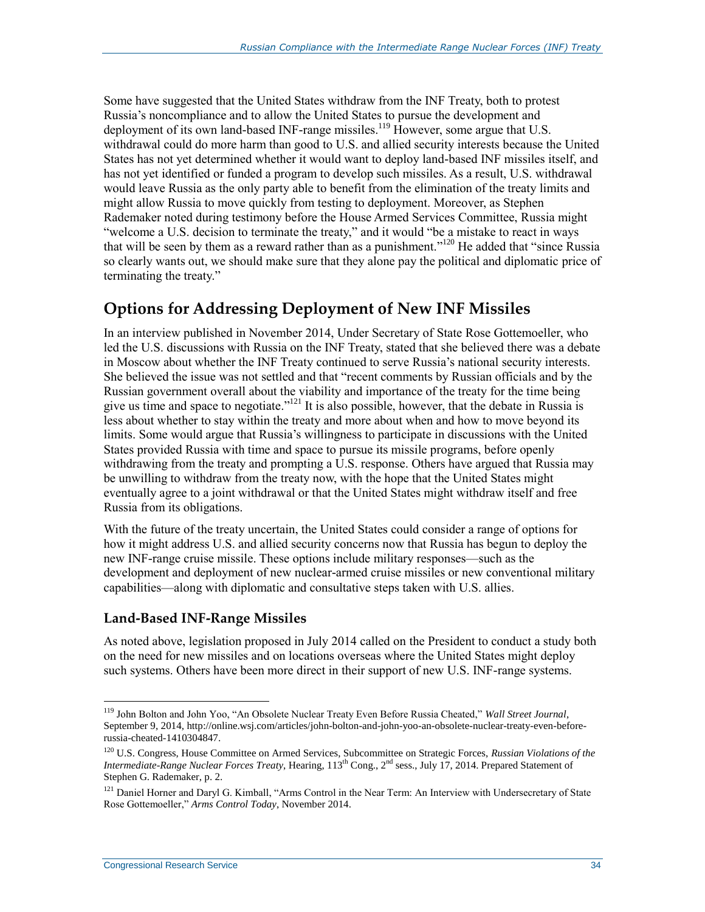Some have suggested that the United States withdraw from the INF Treaty, both to protest Russia's noncompliance and to allow the United States to pursue the development and deployment of its own land-based INF-range missiles.[119] However, some argue that U.S. withdrawal could do more harm than good to U.S. and allied security interests because the United States has not yet determined whether it would want to deploy land-based INF missiles itself, and has not yet identified or funded a program to develop such missiles. As a result, U.S. withdrawal would leave Russia as the only party able to benefit from the elimination of the treaty limits and might allow Russia to move quickly from testing to deployment. Moreover, as Stephen Rademaker noted during testimony before the House Armed Services Committee, Russia might "welcome a U.S. decision to terminate the treaty," and it would "be a mistake to react in ways that will be seen by them as a reward rather than as a punishment."[120] He added that "since Russia so clearly wants out, we should make sure that they alone pay the political and diplomatic price of terminating the treaty."

## Options for Addressing Deployment of New INF Missiles

In an interview published in November 2014, Under Secretary of State Rose Gottemoeller, who led the U.S. discussions with Russia on the INF Treaty, stated that she believed there was a debate in Moscow about whether the INF Treaty continued to serve Russia's national security interests. She believed the issue was not settled and that "recent comments by Russian officials and by the Russian government overall about the viability and importance of the treaty for the time being give us time and space to negotiate."[121] It is also possible, however, that the debate in Russia is less about whether to stay within the treaty and more about when and how to move beyond its limits. Some would argue that Russia's willingness to participate in discussions with the United States provided Russia with time and space to pursue its missile programs, before openly withdrawing from the treaty and prompting a U.S. response. Others have argued that Russia may be unwilling to withdraw from the treaty now, with the hope that the United States might eventually agree to a joint withdrawal or that the United States might withdraw itself and free Russia from its obligations.

With the future of the treaty uncertain, the United States could consider a range of options for how it might address U.S. and allied security concerns now that Russia has begun to deploy the new INF-range cruise missile. These options include military responses—such as the development and deployment of new nuclear-armed cruise missiles or new conventional military capabilities—along with diplomatic and consultative steps taken with U.S. allies.

### Land-Based INF-Range Missiles

As noted above, legislation proposed in July 2014 called on the President to conduct a study both on the need for new missiles and on locations overseas where the United States might deploy such systems. Others have been more direct in their support of new U.S. INF-range systems.

---

[119] John Bolton and John Yoo, "An Obsolete Nuclear Treaty Even Before Russia Cheated," *Wall Street Journal*, September 9, 2014, http://online.wsj.com/articles/john-bolton-and-john-yoo-an-obsolete-nuclear-treaty-even-before-russia-cheated-1410304847.

[120] U.S. Congress, House Committee on Armed Services, Subcommittee on Strategic Forces, *Russian Violations of the Intermediate-Range Nuclear Forces Treaty*, Hearing, 113th Cong., 2nd sess., July 17, 2014. Prepared Statement of Stephen G. Rademaker, p. 2.

[121] Daniel Horner and Daryl G. Kimball, "Arms Control in the Near Term: An Interview with Undersecretary of State Rose Gottemoeller," *Arms Control Today*, November 2014.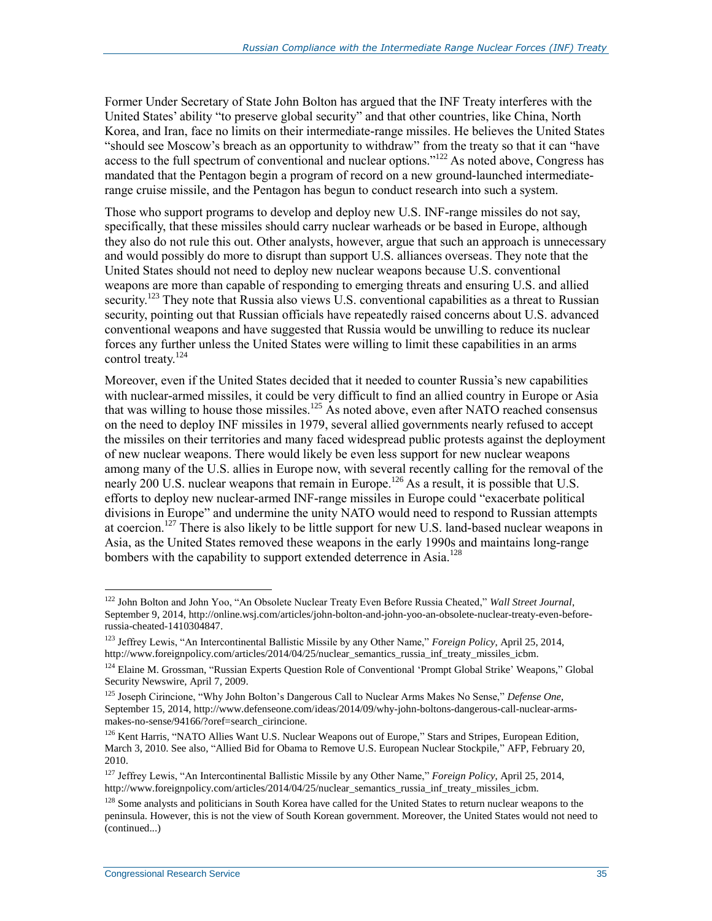Former Under Secretary of State John Bolton has argued that the INF Treaty interferes with the United States' ability "to preserve global security" and that other countries, like China, North Korea, and Iran, face no limits on their intermediate-range missiles. He believes the United States "should see Moscow's breach as an opportunity to withdraw" from the treaty so that it can "have access to the full spectrum of conventional and nuclear options."[122] As noted above, Congress has mandated that the Pentagon begin a program of record on a new ground-launched intermediate-range cruise missile, and the Pentagon has begun to conduct research into such a system.

Those who support programs to develop and deploy new U.S. INF-range missiles do not say, specifically, that these missiles should carry nuclear warheads or be based in Europe, although they also do not rule this out. Other analysts, however, argue that such an approach is unnecessary and would possibly do more to disrupt than support U.S. alliances overseas. They note that the United States should not need to deploy new nuclear weapons because U.S. conventional weapons are more than capable of responding to emerging threats and ensuring U.S. and allied security.[123] They note that Russia also views U.S. conventional capabilities as a threat to Russian security, pointing out that Russian officials have repeatedly raised concerns about U.S. advanced conventional weapons and have suggested that Russia would be unwilling to reduce its nuclear forces any further unless the United States were willing to limit these capabilities in an arms control treaty.[124]

Moreover, even if the United States decided that it needed to counter Russia's new capabilities with nuclear-armed missiles, it could be very difficult to find an allied country in Europe or Asia that was willing to house those missiles.[125] As noted above, even after NATO reached consensus on the need to deploy INF missiles in 1979, several allied governments nearly refused to accept the missiles on their territories and many faced widespread public protests against the deployment of new nuclear weapons. There would likely be even less support for new nuclear weapons among many of the U.S. allies in Europe now, with several recently calling for the removal of the nearly 200 U.S. nuclear weapons that remain in Europe.[126] As a result, it is possible that U.S. efforts to deploy new nuclear-armed INF-range missiles in Europe could "exacerbate political divisions in Europe" and undermine the unity NATO would need to respond to Russian attempts at coercion.[127] There is also likely to be little support for new U.S. land-based nuclear weapons in Asia, as the United States removed these weapons in the early 1990s and maintains long-range bombers with the capability to support extended deterrence in Asia.[128]

---

[122] John Bolton and John Yoo, "An Obsolete Nuclear Treaty Even Before Russia Cheated," *Wall Street Journal*, September 9, 2014, http://online.wsj.com/articles/john-bolton-and-john-yoo-an-obsolete-nuclear-treaty-even-before-russia-cheated-1410304847.

[123] Jeffrey Lewis, "An Intercontinental Ballistic Missile by any Other Name," *Foreign Policy*, April 25, 2014, http://www.foreignpolicy.com/articles/2014/04/25/nuclear_semantics_russia_inf_treaty_missiles_icbm.

[124] Elaine M. Grossman, "Russian Experts Question Role of Conventional 'Prompt Global Strike' Weapons," Global Security Newswire, April 7, 2009.

[125] Joseph Cirincione, "Why John Bolton's Dangerous Call to Nuclear Arms Makes No Sense," *Defense One*, September 15, 2014, http://www.defenseone.com/ideas/2014/09/why-john-boltons-dangerous-call-nuclear-arms-makes-no-sense/94166/?oref=search_cirincione.

[126] Kent Harris, "NATO Allies Want U.S. Nuclear Weapons out of Europe," Stars and Stripes, European Edition, March 3, 2010. See also, "Allied Bid for Obama to Remove U.S. European Nuclear Stockpile," AFP, February 20, 2010.

[127] Jeffrey Lewis, "An Intercontinental Ballistic Missile by any Other Name," *Foreign Policy*, April 25, 2014, http://www.foreignpolicy.com/articles/2014/04/25/nuclear_semantics_russia_inf_treaty_missiles_icbm.

[128] Some analysts and politicians in South Korea have called for the United States to return nuclear weapons to the peninsula. However, this is not the view of South Korean government. Moreover, the United States would not need to (continued...)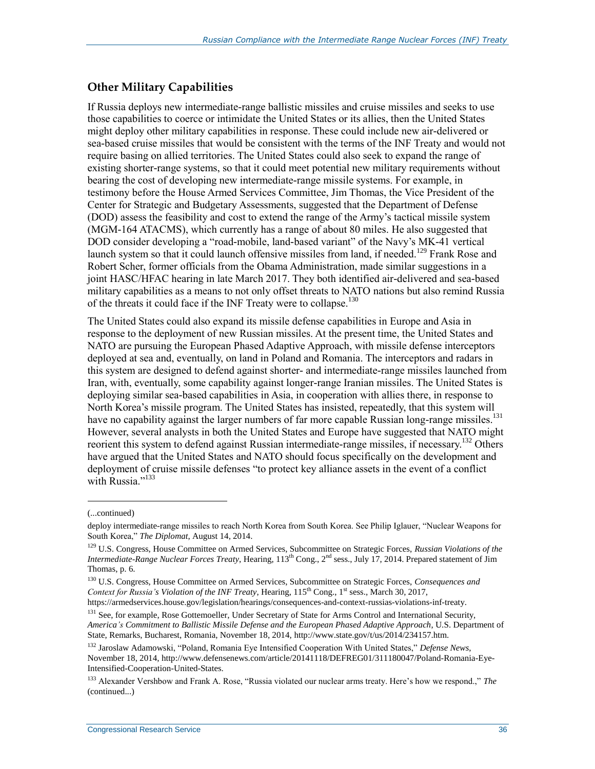## Other Military Capabilities

If Russia deploys new intermediate-range ballistic missiles and cruise missiles and seeks to use those capabilities to coerce or intimidate the United States or its allies, then the United States might deploy other military capabilities in response. These could include new air-delivered or sea-based cruise missiles that would be consistent with the terms of the INF Treaty and would not require basing on allied territories. The United States could also seek to expand the range of existing shorter-range systems, so that it could meet potential new military requirements without bearing the cost of developing new intermediate-range missile systems. For example, in testimony before the House Armed Services Committee, Jim Thomas, the Vice President of the Center for Strategic and Budgetary Assessments, suggested that the Department of Defense (DOD) assess the feasibility and cost to extend the range of the Army's tactical missile system (MGM-164 ATACMS), which currently has a range of about 80 miles. He also suggested that DOD consider developing a "road-mobile, land-based variant" of the Navy's MK-41 vertical launch system so that it could launch offensive missiles from land, if needed.[129] Frank Rose and Robert Scher, former officials from the Obama Administration, made similar suggestions in a joint HASC/HFAC hearing in late March 2017. They both identified air-delivered and sea-based military capabilities as a means to not only offset threats to NATO nations but also remind Russia of the threats it could face if the INF Treaty were to collapse.[130]

The United States could also expand its missile defense capabilities in Europe and Asia in response to the deployment of new Russian missiles. At the present time, the United States and NATO are pursuing the European Phased Adaptive Approach, with missile defense interceptors deployed at sea and, eventually, on land in Poland and Romania. The interceptors and radars in this system are designed to defend against shorter- and intermediate-range missiles launched from Iran, with, eventually, some capability against longer-range Iranian missiles. The United States is deploying similar sea-based capabilities in Asia, in cooperation with allies there, in response to North Korea's missile program. The United States has insisted, repeatedly, that this system will have no capability against the larger numbers of far more capable Russian long-range missiles.[131] However, several analysts in both the United States and Europe have suggested that NATO might reorient this system to defend against Russian intermediate-range missiles, if necessary.[132] Others have argued that the United States and NATO should focus specifically on the development and deployment of cruise missile defenses "to protect key alliance assets in the event of a conflict with Russia."[133]

---

(...continued)

deploy intermediate-range missiles to reach North Korea from South Korea. See Philip Iglauer, "Nuclear Weapons for South Korea," *The Diplomat*, August 14, 2014.

[129] U.S. Congress, House Committee on Armed Services, Subcommittee on Strategic Forces, *Russian Violations of the Intermediate-Range Nuclear Forces Treaty*, Hearing, 113th Cong., 2nd sess., July 17, 2014. Prepared statement of Jim Thomas, p. 6.

[130] U.S. Congress, House Committee on Armed Services, Subcommittee on Strategic Forces, *Consequences and Context for Russia's Violation of the INF Treaty*, Hearing, 115th Cong., 1st sess., March 30, 2017, https://armedservices.house.gov/legislation/hearings/consequences-and-context-russias-violations-inf-treaty.

[131] See, for example, Rose Gottemoeller, Under Secretary of State for Arms Control and International Security, *America's Commitment to Ballistic Missile Defense and the European Phased Adaptive Approach*, U.S. Department of State, Remarks, Bucharest, Romania, November 18, 2014, http://www.state.gov/t/us/2014/234157.htm.

[132] Jaroslaw Adamowski, "Poland, Romania Eye Intensified Cooperation With United States," *Defense News*, November 18, 2014, http://www.defensenews.com/article/20141118/DEFREG01/311180047/Poland-Romania-Eye-Intensified-Cooperation-United-States.

[133] Alexander Vershbow and Frank A. Rose, "Russia violated our nuclear arms treaty. Here's how we respond.," *The* (continued...)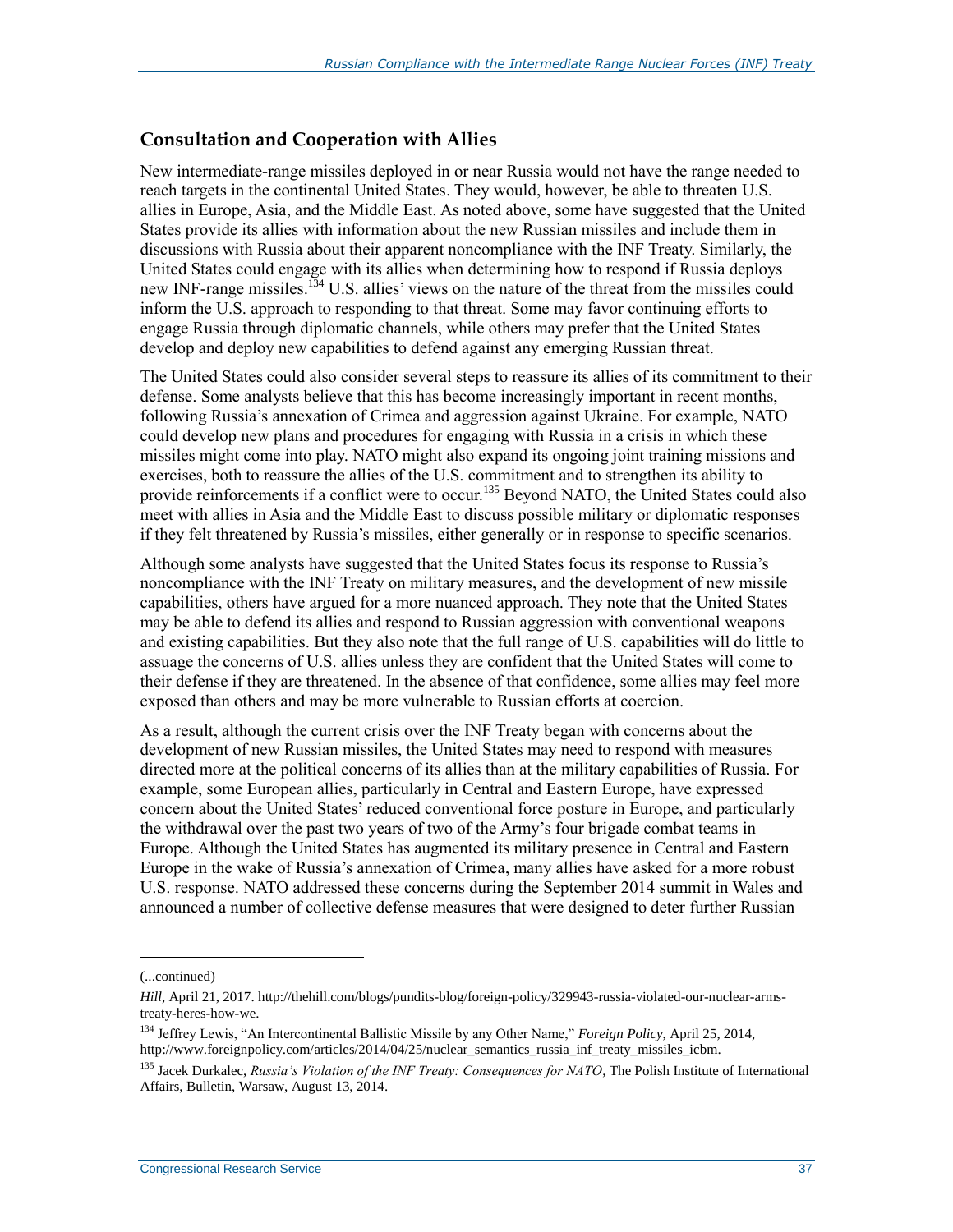## Consultation and Cooperation with Allies

New intermediate-range missiles deployed in or near Russia would not have the range needed to reach targets in the continental United States. They would, however, be able to threaten U.S. allies in Europe, Asia, and the Middle East. As noted above, some have suggested that the United States provide its allies with information about the new Russian missiles and include them in discussions with Russia about their apparent noncompliance with the INF Treaty. Similarly, the United States could engage with its allies when determining how to respond if Russia deploys new INF-range missiles.[134] U.S. allies' views on the nature of the threat from the missiles could inform the U.S. approach to responding to that threat. Some may favor continuing efforts to engage Russia through diplomatic channels, while others may prefer that the United States develop and deploy new capabilities to defend against any emerging Russian threat.

The United States could also consider several steps to reassure its allies of its commitment to their defense. Some analysts believe that this has become increasingly important in recent months, following Russia's annexation of Crimea and aggression against Ukraine. For example, NATO could develop new plans and procedures for engaging with Russia in a crisis in which these missiles might come into play. NATO might also expand its ongoing joint training missions and exercises, both to reassure the allies of the U.S. commitment and to strengthen its ability to provide reinforcements if a conflict were to occur.[135] Beyond NATO, the United States could also meet with allies in Asia and the Middle East to discuss possible military or diplomatic responses if they felt threatened by Russia's missiles, either generally or in response to specific scenarios.

Although some analysts have suggested that the United States focus its response to Russia's noncompliance with the INF Treaty on military measures, and the development of new missile capabilities, others have argued for a more nuanced approach. They note that the United States may be able to defend its allies and respond to Russian aggression with conventional weapons and existing capabilities. But they also note that the full range of U.S. capabilities will do little to assuage the concerns of U.S. allies unless they are confident that the United States will come to their defense if they are threatened. In the absence of that confidence, some allies may feel more exposed than others and may be more vulnerable to Russian efforts at coercion.

As a result, although the current crisis over the INF Treaty began with concerns about the development of new Russian missiles, the United States may need to respond with measures directed more at the political concerns of its allies than at the military capabilities of Russia. For example, some European allies, particularly in Central and Eastern Europe, have expressed concern about the United States' reduced conventional force posture in Europe, and particularly the withdrawal over the past two years of two of the Army's four brigade combat teams in Europe. Although the United States has augmented its military presence in Central and Eastern Europe in the wake of Russia's annexation of Crimea, many allies have asked for a more robust U.S. response. NATO addressed these concerns during the September 2014 summit in Wales and announced a number of collective defense measures that were designed to deter further Russian

---

(...continued)

*Hill*, April 21, 2017. http://thehill.com/blogs/pundits-blog/foreign-policy/329943-russia-violated-our-nuclear-arms-treaty-heres-how-we.

[134] Jeffrey Lewis, "An Intercontinental Ballistic Missile by any Other Name," *Foreign Policy*, April 25, 2014, http://www.foreignpolicy.com/articles/2014/04/25/nuclear_semantics_russia_inf_treaty_missiles_icbm.

[135] Jacek Durkalec, *Russia's Violation of the INF Treaty: Consequences for NATO*, The Polish Institute of International Affairs, Bulletin, Warsaw, August 13, 2014.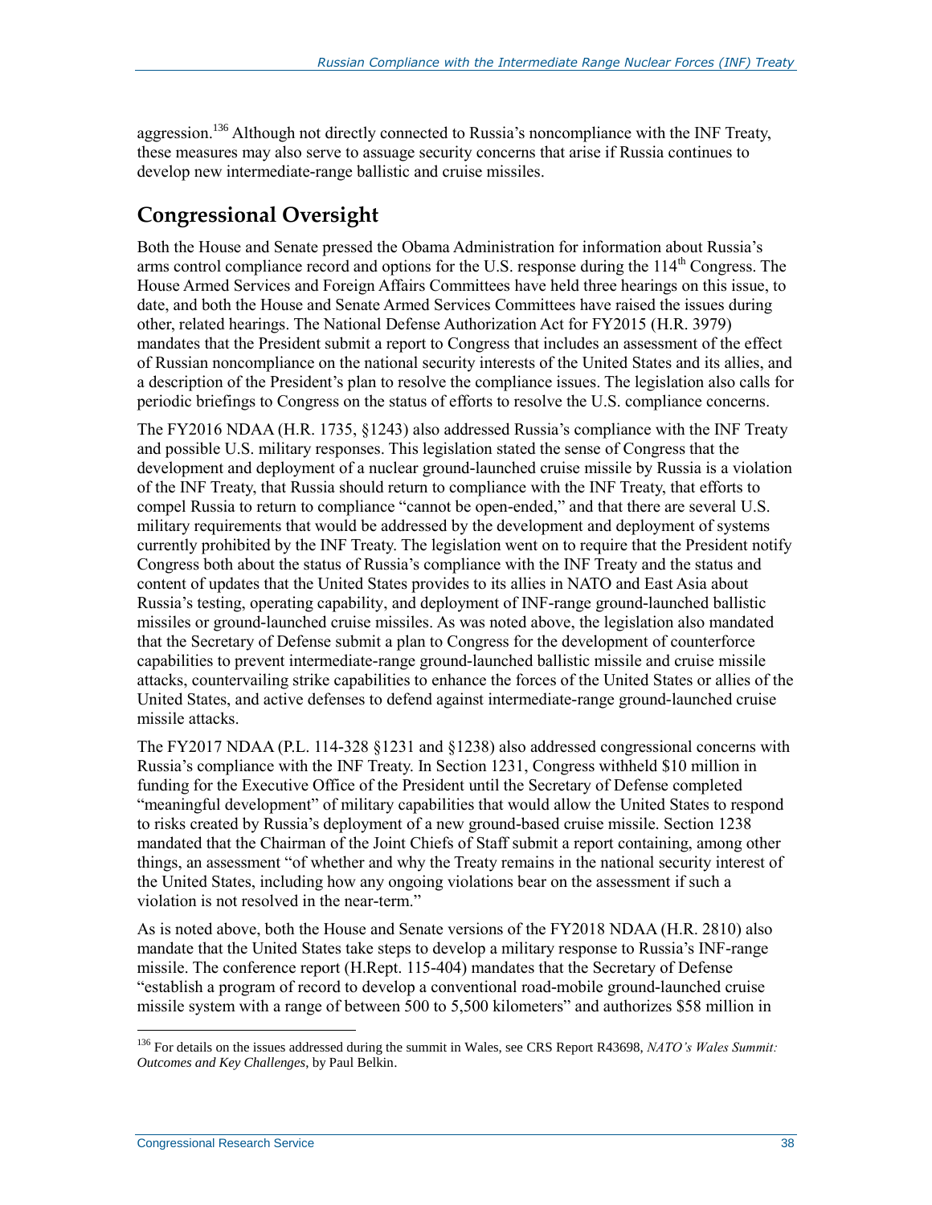aggression.[136] Although not directly connected to Russia's noncompliance with the INF Treaty, these measures may also serve to assuage security concerns that arise if Russia continues to develop new intermediate-range ballistic and cruise missiles.

## Congressional Oversight

Both the House and Senate pressed the Obama Administration for information about Russia's arms control compliance record and options for the U.S. response during the 114th Congress. The House Armed Services and Foreign Affairs Committees have held three hearings on this issue, to date, and both the House and Senate Armed Services Committees have raised the issues during other, related hearings. The National Defense Authorization Act for FY2015 (H.R. 3979) mandates that the President submit a report to Congress that includes an assessment of the effect of Russian noncompliance on the national security interests of the United States and its allies, and a description of the President's plan to resolve the compliance issues. The legislation also calls for periodic briefings to Congress on the status of efforts to resolve the U.S. compliance concerns.

The FY2016 NDAA (H.R. 1735, §1243) also addressed Russia's compliance with the INF Treaty and possible U.S. military responses. This legislation stated the sense of Congress that the development and deployment of a nuclear ground-launched cruise missile by Russia is a violation of the INF Treaty, that Russia should return to compliance with the INF Treaty, that efforts to compel Russia to return to compliance "cannot be open-ended," and that there are several U.S. military requirements that would be addressed by the development and deployment of systems currently prohibited by the INF Treaty. The legislation went on to require that the President notify Congress both about the status of Russia's compliance with the INF Treaty and the status and content of updates that the United States provides to its allies in NATO and East Asia about Russia's testing, operating capability, and deployment of INF-range ground-launched ballistic missiles or ground-launched cruise missiles. As was noted above, the legislation also mandated that the Secretary of Defense submit a plan to Congress for the development of counterforce capabilities to prevent intermediate-range ground-launched ballistic missile and cruise missile attacks, countervailing strike capabilities to enhance the forces of the United States or allies of the United States, and active defenses to defend against intermediate-range ground-launched cruise missile attacks.

The FY2017 NDAA (P.L. 114-328 §1231 and §1238) also addressed congressional concerns with Russia's compliance with the INF Treaty. In Section 1231, Congress withheld $10 million in funding for the Executive Office of the President until the Secretary of Defense completed "meaningful development" of military capabilities that would allow the United States to respond to risks created by Russia's deployment of a new ground-based cruise missile. Section 1238 mandated that the Chairman of the Joint Chiefs of Staff submit a report containing, among other things, an assessment "of whether and why the Treaty remains in the national security interest of the United States, including how any ongoing violations bear on the assessment if such a violation is not resolved in the near-term."

As is noted above, both the House and Senate versions of the FY2018 NDAA (H.R. 2810) also mandate that the United States take steps to develop a military response to Russia's INF-range missile. The conference report (H.Rept. 115-404) mandates that the Secretary of Defense "establish a program of record to develop a conventional road-mobile ground-launched cruise missile system with a range of between 500 to 5,500 kilometers" and authorizes $58 million in

[136] For details on the issues addressed during the summit in Wales, see CRS Report R43698, *NATO's Wales Summit: Outcomes and Key Challenges*, by Paul Belkin.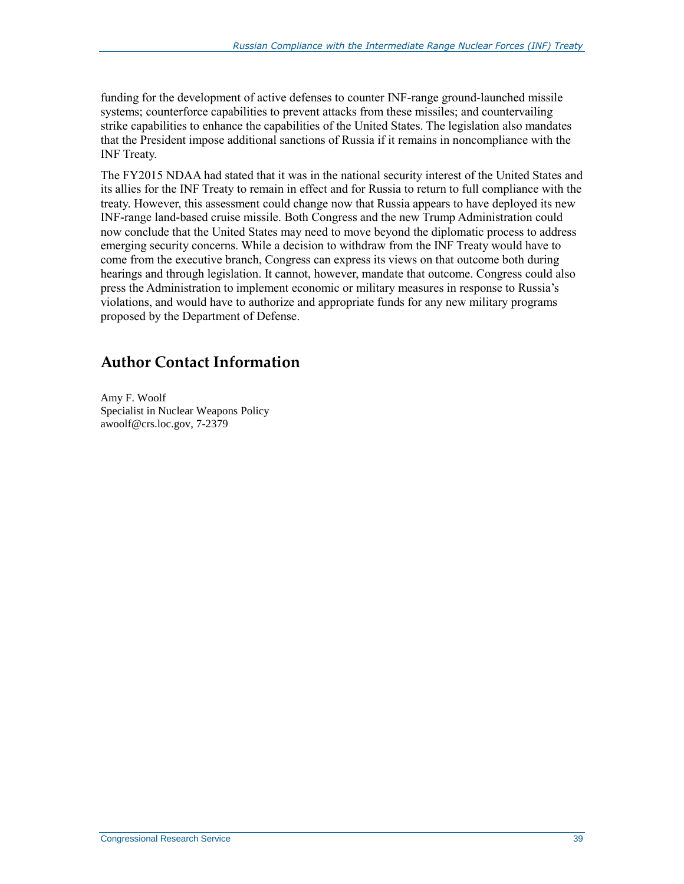funding for the development of active defenses to counter INF-range ground-launched missile systems; counterforce capabilities to prevent attacks from these missiles; and countervailing strike capabilities to enhance the capabilities of the United States. The legislation also mandates that the President impose additional sanctions of Russia if it remains in noncompliance with the INF Treaty.

The FY2015 NDAA had stated that it was in the national security interest of the United States and its allies for the INF Treaty to remain in effect and for Russia to return to full compliance with the treaty. However, this assessment could change now that Russia appears to have deployed its new INF-range land-based cruise missile. Both Congress and the new Trump Administration could now conclude that the United States may need to move beyond the diplomatic process to address emerging security concerns. While a decision to withdraw from the INF Treaty would have to come from the executive branch, Congress can express its views on that outcome both during hearings and through legislation. It cannot, however, mandate that outcome. Congress could also press the Administration to implement economic or military measures in response to Russia's violations, and would have to authorize and appropriate funds for any new military programs proposed by the Department of Defense.

## Author Contact Information

Amy F. Woolf
Specialist in Nuclear Weapons Policy
awoolf@crs.loc.gov, 7-2379